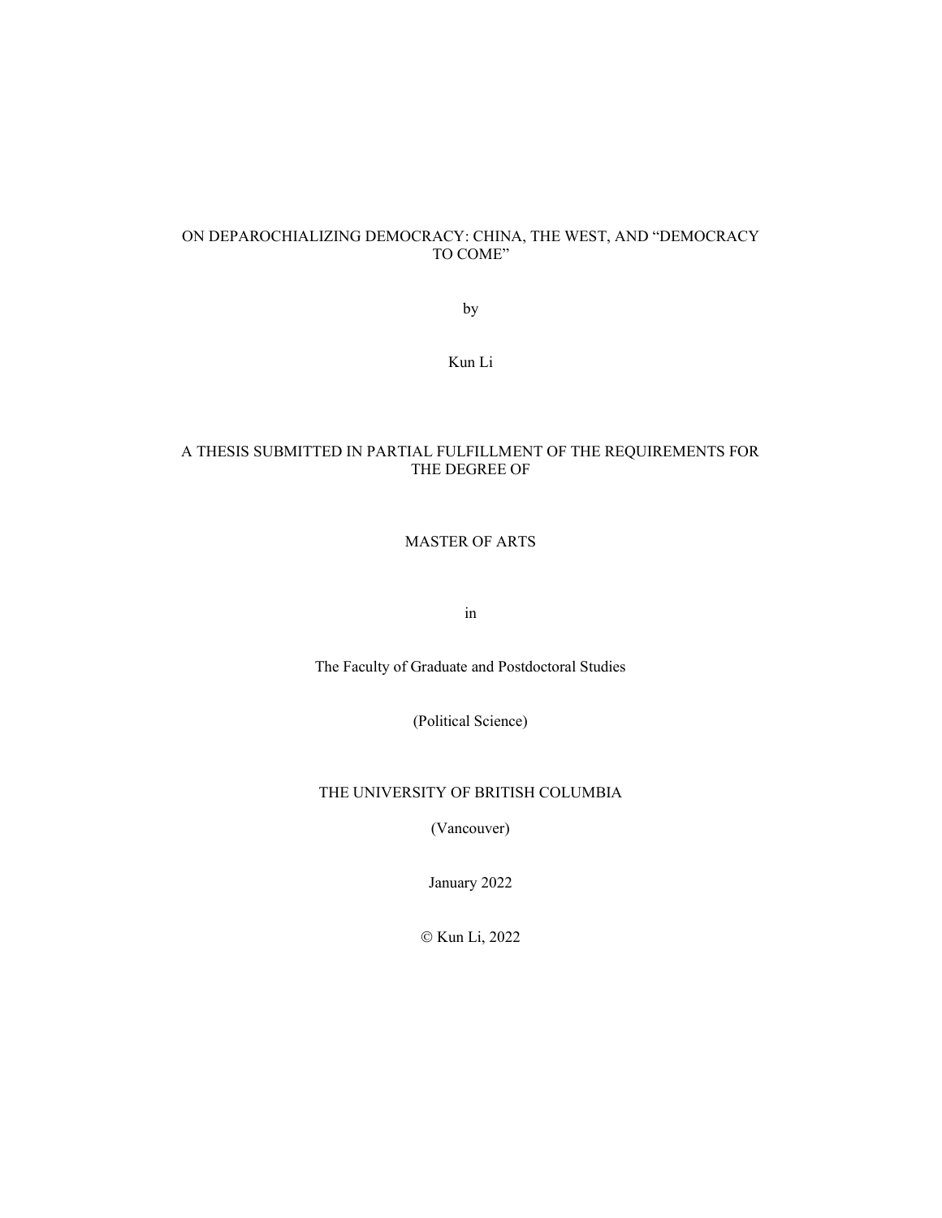# ON DEPAROCHIALIZING DEMOCRACY: CHINA, THE WEST, AND "DEMOCRACY TO COME"

by

Kun Li

A THESIS SUBMITTED IN PARTIAL FULFILLMENT OF THE REQUIREMENTS FOR THE DEGREE OF

MASTER OF ARTS

in

The Faculty of Graduate and Postdoctoral Studies

(Political Science)

THE UNIVERSITY OF BRITISH COLUMBIA

(Vancouver)

January 2022

© Kun Li, 2022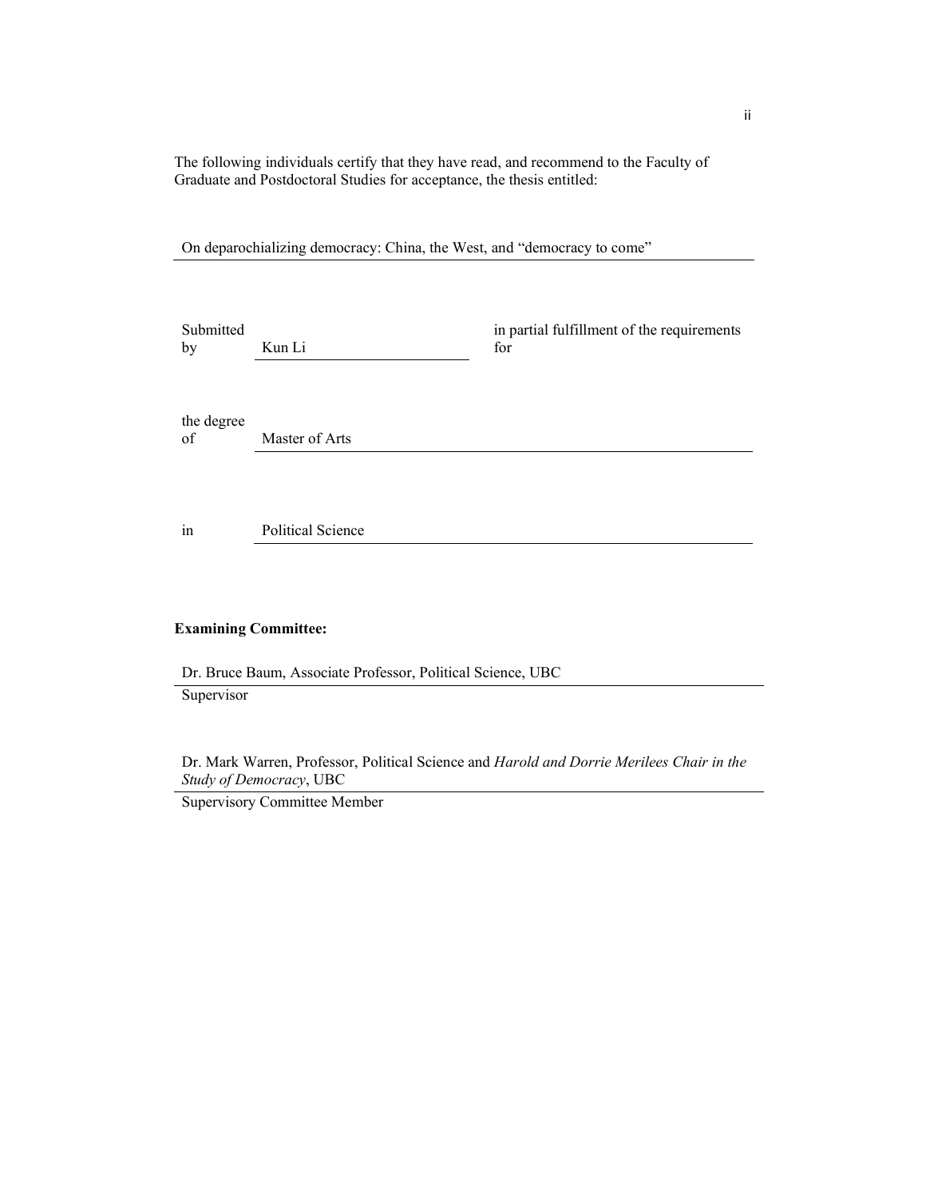The following individuals certify that they have read, and recommend to the Faculty of Graduate and Postdoctoral Studies for acceptance, the thesis entitled:

On deparochializing democracy: China, the West, and "democracy to come"

Submitted by Kun Li in partial fulfillment of the requirements for

the degree of Master of Arts

in Political Science

**Examining Committee:**

Dr. Bruce Baum, Associate Professor, Political Science, UBC
Supervisor

Dr. Mark Warren, Professor, Political Science and *Harold and Dorrie Merilees Chair in the Study of Democracy*, UBC
Supervisory Committee Member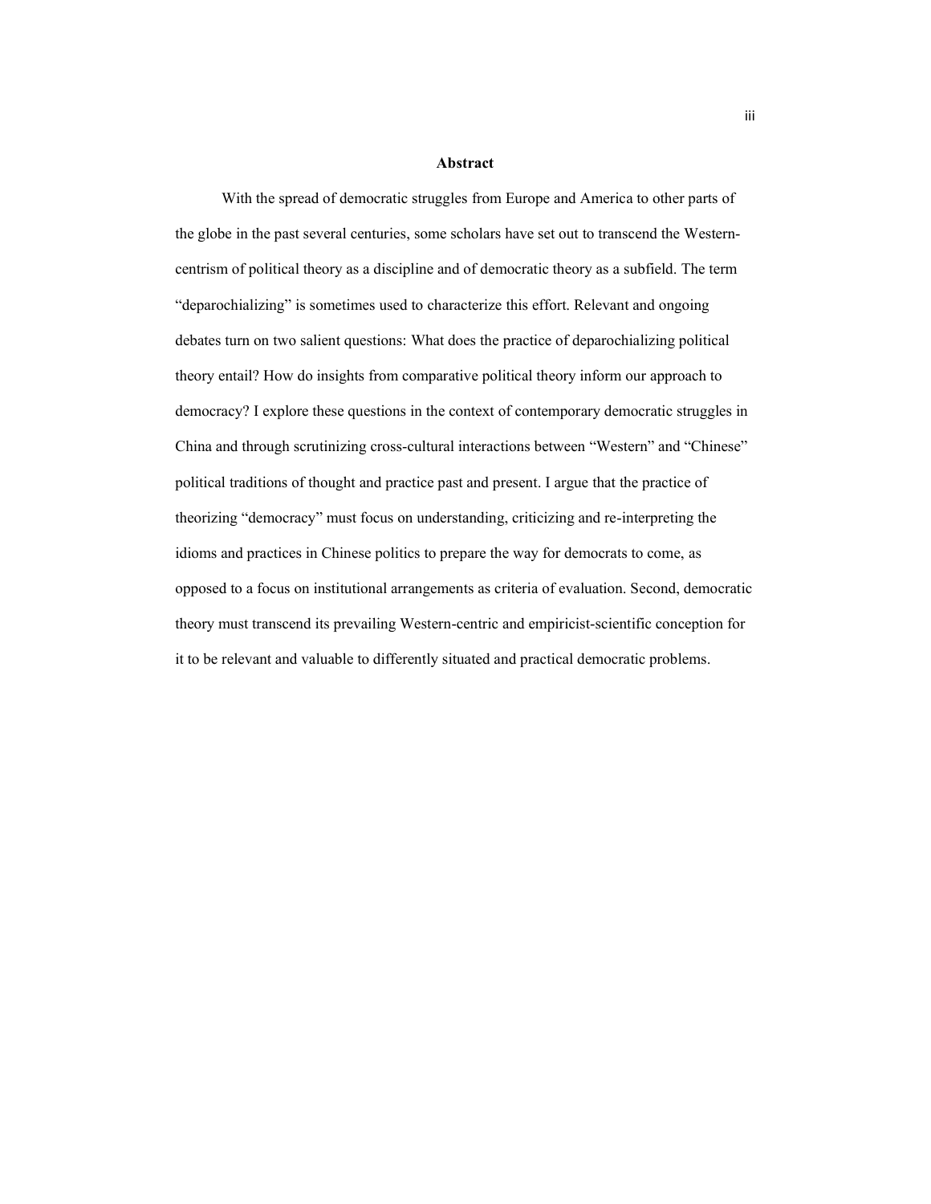# Abstract

With the spread of democratic struggles from Europe and America to other parts of the globe in the past several centuries, some scholars have set out to transcend the Western-centrism of political theory as a discipline and of democratic theory as a subfield. The term "deparochializing" is sometimes used to characterize this effort. Relevant and ongoing debates turn on two salient questions: What does the practice of deparochializing political theory entail? How do insights from comparative political theory inform our approach to democracy? I explore these questions in the context of contemporary democratic struggles in China and through scrutinizing cross-cultural interactions between "Western" and "Chinese" political traditions of thought and practice past and present. I argue that the practice of theorizing "democracy" must focus on understanding, criticizing and re-interpreting the idioms and practices in Chinese politics to prepare the way for democrats to come, as opposed to a focus on institutional arrangements as criteria of evaluation. Second, democratic theory must transcend its prevailing Western-centric and empiricist-scientific conception for it to be relevant and valuable to differently situated and practical democratic problems.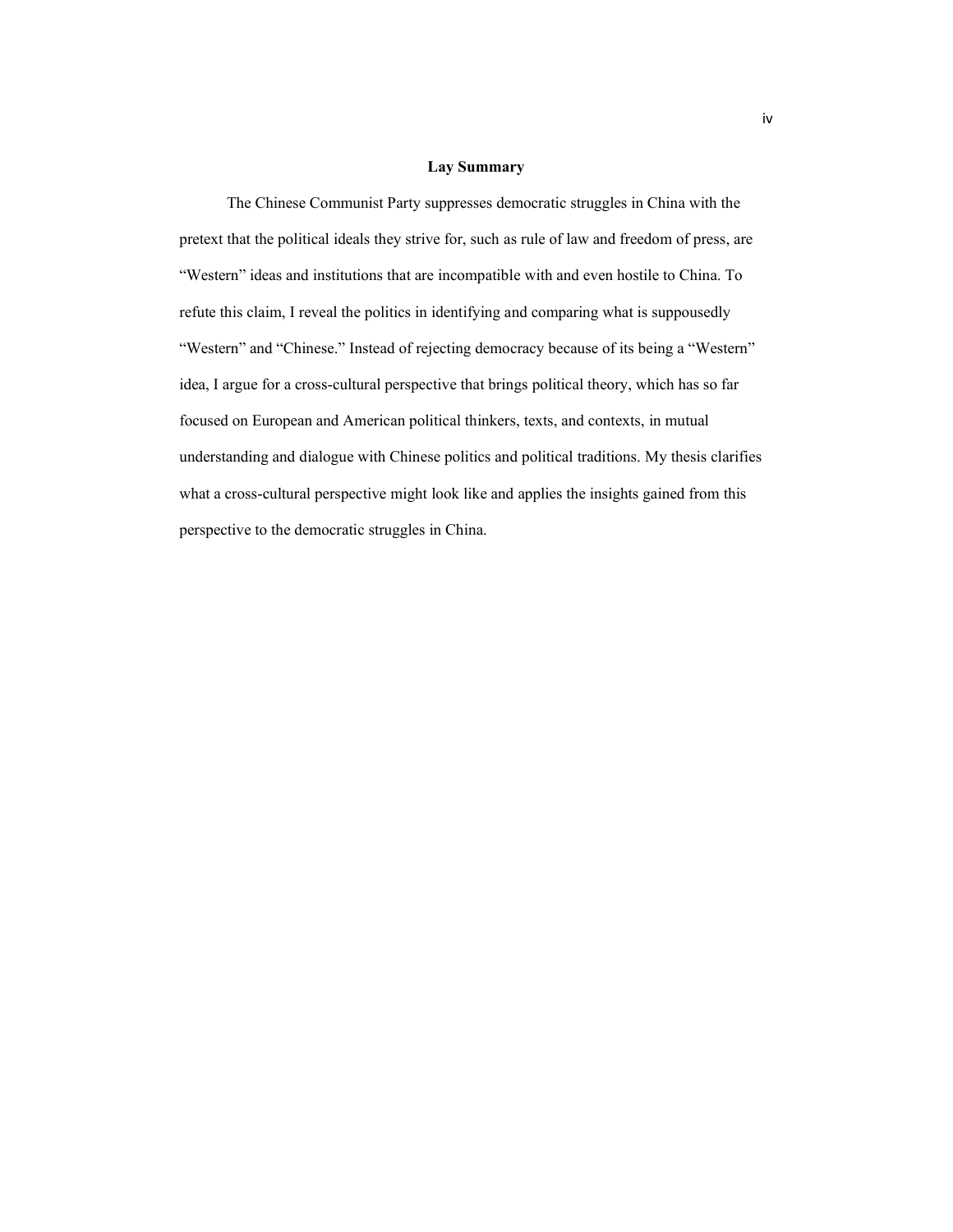## Lay Summary

The Chinese Communist Party suppresses democratic struggles in China with the pretext that the political ideals they strive for, such as rule of law and freedom of press, are "Western" ideas and institutions that are incompatible with and even hostile to China. To refute this claim, I reveal the politics in identifying and comparing what is suppousedly "Western" and "Chinese." Instead of rejecting democracy because of its being a "Western" idea, I argue for a cross-cultural perspective that brings political theory, which has so far focused on European and American political thinkers, texts, and contexts, in mutual understanding and dialogue with Chinese politics and political traditions. My thesis clarifies what a cross-cultural perspective might look like and applies the insights gained from this perspective to the democratic struggles in China.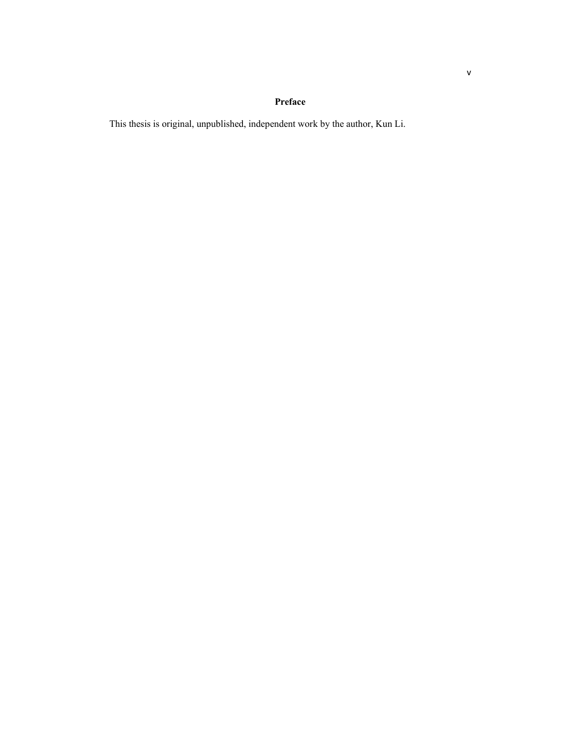# Preface

This thesis is original, unpublished, independent work by the author, Kun Li.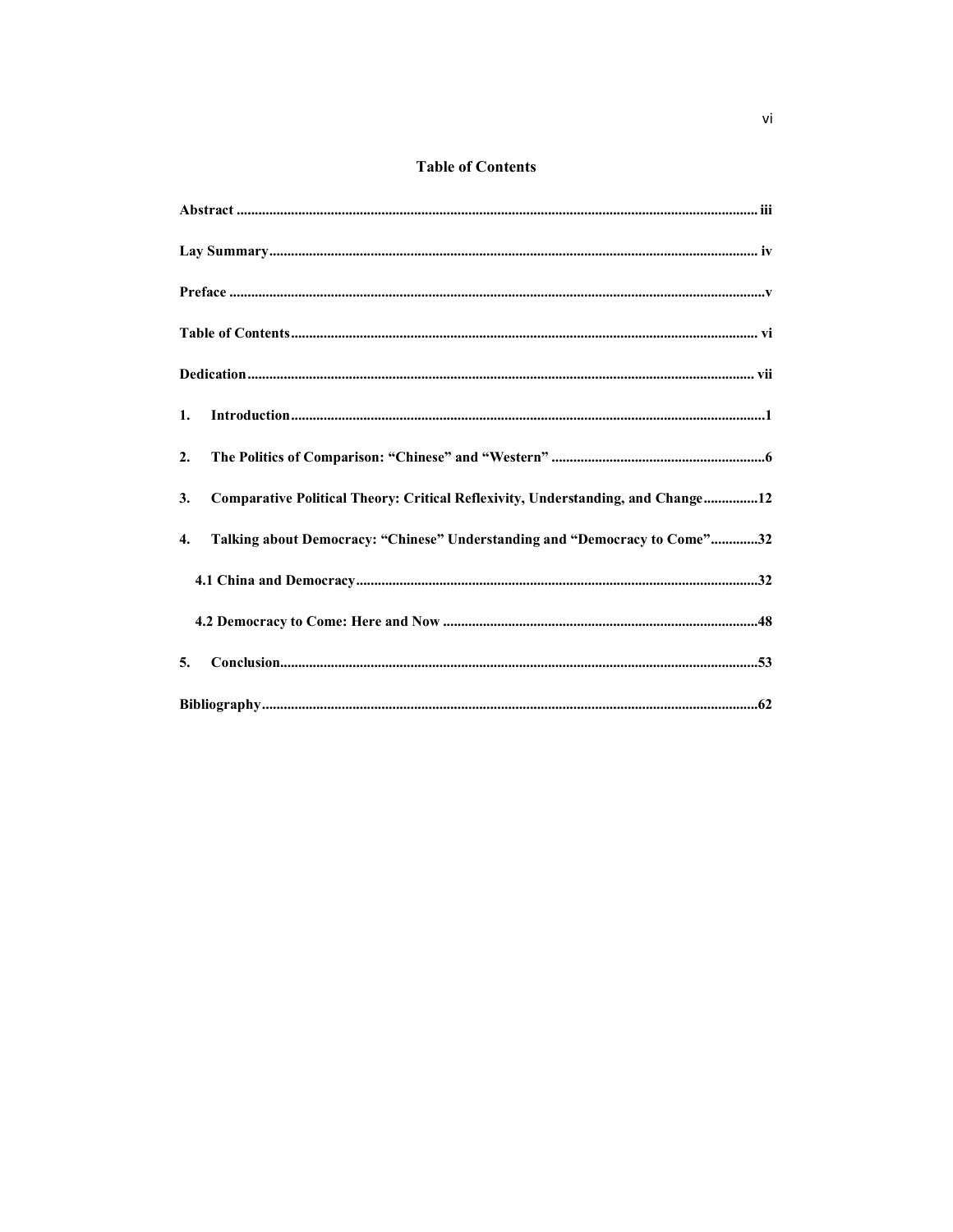# Table of Contents

**Abstract** .......... iii

**Lay Summary** .......... iv

**Preface** .......... v

**Table of Contents** .......... vi

**Dedication** .......... vii

**1. Introduction** .......... 1

**2. The Politics of Comparison: "Chinese" and "Western"** .......... 6

**3. Comparative Political Theory: Critical Reflexivity, Understanding, and Change** .......... 12

**4. Talking about Democracy: "Chinese" Understanding and "Democracy to Come"** .......... 32

**4.1 China and Democracy** .......... 32

**4.2 Democracy to Come: Here and Now** .......... 48

**5. Conclusion** .......... 53

**Bibliography** .......... 62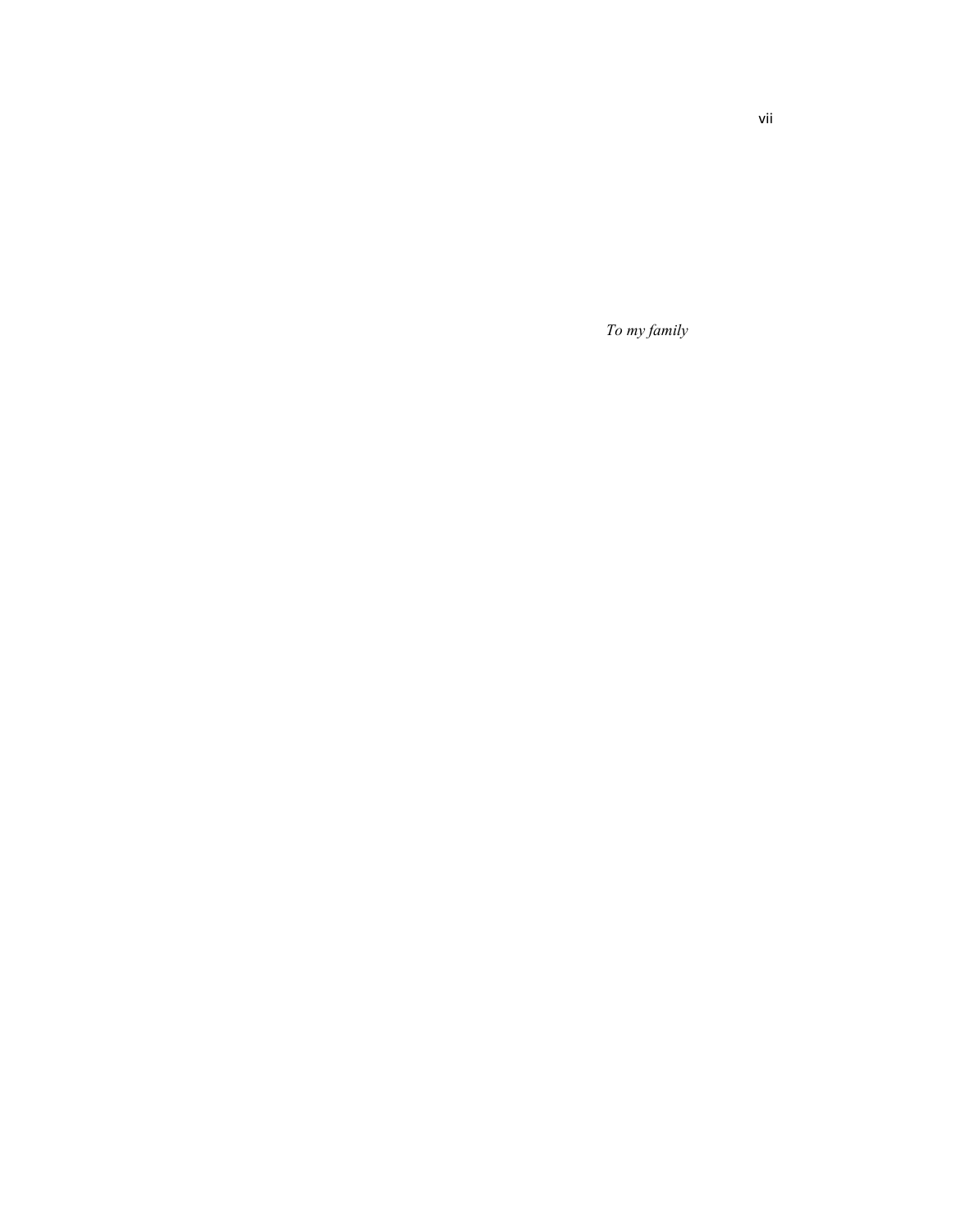*To my family*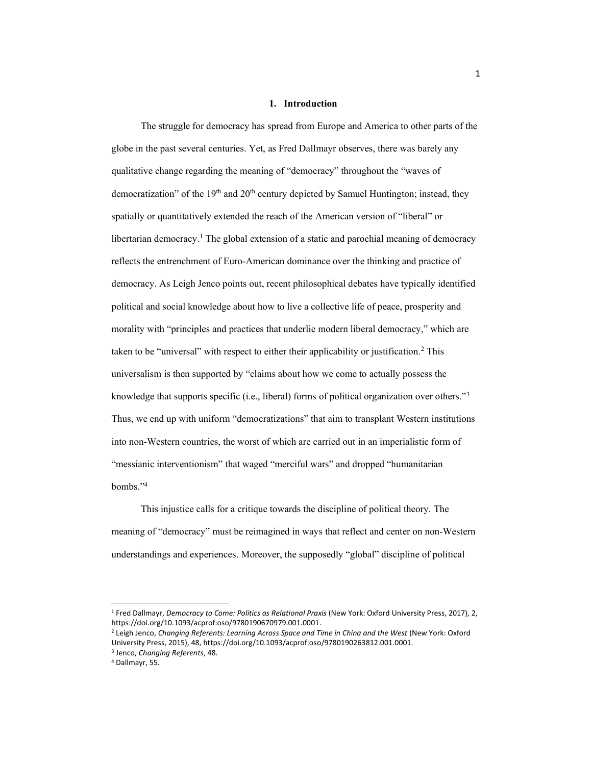## 1. Introduction

The struggle for democracy has spread from Europe and America to other parts of the globe in the past several centuries. Yet, as Fred Dallmayr observes, there was barely any qualitative change regarding the meaning of "democracy" throughout the "waves of democratization" of the 19th and 20th century depicted by Samuel Huntington; instead, they spatially or quantitatively extended the reach of the American version of "liberal" or libertarian democracy.[1] The global extension of a static and parochial meaning of democracy reflects the entrenchment of Euro-American dominance over the thinking and practice of democracy. As Leigh Jenco points out, recent philosophical debates have typically identified political and social knowledge about how to live a collective life of peace, prosperity and morality with "principles and practices that underlie modern liberal democracy," which are taken to be "universal" with respect to either their applicability or justification.[2] This universalism is then supported by "claims about how we come to actually possess the knowledge that supports specific (i.e., liberal) forms of political organization over others."[3] Thus, we end up with uniform "democratizations" that aim to transplant Western institutions into non-Western countries, the worst of which are carried out in an imperialistic form of "messianic interventionism" that waged "merciful wars" and dropped "humanitarian bombs."[4]

This injustice calls for a critique towards the discipline of political theory. The meaning of "democracy" must be reimagined in ways that reflect and center on non-Western understandings and experiences. Moreover, the supposedly "global" discipline of political

---

[1] Fred Dallmayr, *Democracy to Come: Politics as Relational Praxis* (New York: Oxford University Press, 2017), 2, https://doi.org/10.1093/acprof:oso/9780190670979.001.0001.

[2] Leigh Jenco, *Changing Referents: Learning Across Space and Time in China and the West* (New York: Oxford University Press, 2015), 48, https://doi.org/10.1093/acprof:oso/9780190263812.001.0001.

[3] Jenco, *Changing Referents*, 48.

[4] Dallmayr, 55.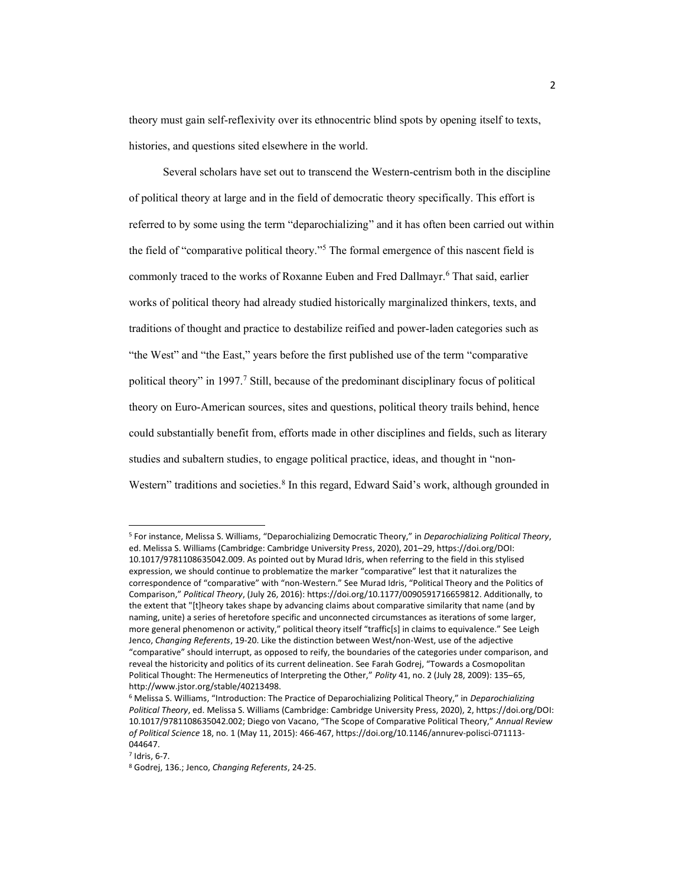theory must gain self-reflexivity over its ethnocentric blind spots by opening itself to texts, histories, and questions sited elsewhere in the world.

Several scholars have set out to transcend the Western-centrism both in the discipline of political theory at large and in the field of democratic theory specifically. This effort is referred to by some using the term "deparochializing" and it has often been carried out within the field of "comparative political theory."[5] The formal emergence of this nascent field is commonly traced to the works of Roxanne Euben and Fred Dallmayr.[6] That said, earlier works of political theory had already studied historically marginalized thinkers, texts, and traditions of thought and practice to destabilize reified and power-laden categories such as "the West" and "the East," years before the first published use of the term "comparative political theory" in 1997.[7] Still, because of the predominant disciplinary focus of political theory on Euro-American sources, sites and questions, political theory trails behind, hence could substantially benefit from, efforts made in other disciplines and fields, such as literary studies and subaltern studies, to engage political practice, ideas, and thought in "non-Western" traditions and societies.[8] In this regard, Edward Said's work, although grounded in

---

[5] For instance, Melissa S. Williams, "Deparochializing Democratic Theory," in *Deparochializing Political Theory*, ed. Melissa S. Williams (Cambridge: Cambridge University Press, 2020), 201–29, https://doi.org/DOI: 10.1017/9781108635042.009. As pointed out by Murad Idris, when referring to the field in this stylised expression, we should continue to problematize the marker "comparative" lest that it naturalizes the correspondence of "comparative" with "non-Western." See Murad Idris, "Political Theory and the Politics of Comparison," *Political Theory*, (July 26, 2016): https://doi.org/10.1177/0090591716659812. Additionally, to the extent that "[t]heory takes shape by advancing claims about comparative similarity that name (and by naming, unite) a series of heretofore specific and unconnected circumstances as iterations of some larger, more general phenomenon or activity," political theory itself "traffic[s] in claims to equivalence." See Leigh Jenco, *Changing Referents*, 19-20. Like the distinction between West/non-West, use of the adjective "comparative" should interrupt, as opposed to reify, the boundaries of the categories under comparison, and reveal the historicity and politics of its current delineation. See Farah Godrej, "Towards a Cosmopolitan Political Thought: The Hermeneutics of Interpreting the Other," *Polity* 41, no. 2 (July 28, 2009): 135–65, http://www.jstor.org/stable/40213498.

[6] Melissa S. Williams, "Introduction: The Practice of Deparochializing Political Theory," in *Deparochializing Political Theory*, ed. Melissa S. Williams (Cambridge: Cambridge University Press, 2020), 2, https://doi.org/DOI: 10.1017/9781108635042.002; Diego von Vacano, "The Scope of Comparative Political Theory," *Annual Review of Political Science* 18, no. 1 (May 11, 2015): 466-467, https://doi.org/10.1146/annurev-polisci-071113-044647.

[7] Idris, 6-7.

[8] Godrej, 136.; Jenco, *Changing Referents*, 24-25.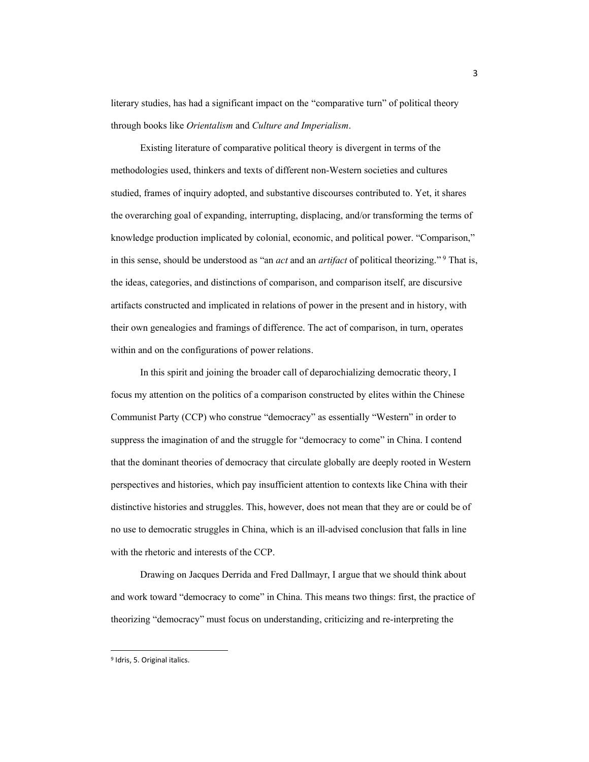literary studies, has had a significant impact on the "comparative turn" of political theory through books like *Orientalism* and *Culture and Imperialism*.

Existing literature of comparative political theory is divergent in terms of the methodologies used, thinkers and texts of different non-Western societies and cultures studied, frames of inquiry adopted, and substantive discourses contributed to. Yet, it shares the overarching goal of expanding, interrupting, displacing, and/or transforming the terms of knowledge production implicated by colonial, economic, and political power. "Comparison," in this sense, should be understood as "an *act* and an *artifact* of political theorizing."[9] That is, the ideas, categories, and distinctions of comparison, and comparison itself, are discursive artifacts constructed and implicated in relations of power in the present and in history, with their own genealogies and framings of difference. The act of comparison, in turn, operates within and on the configurations of power relations.

In this spirit and joining the broader call of deparochializing democratic theory, I focus my attention on the politics of a comparison constructed by elites within the Chinese Communist Party (CCP) who construe "democracy" as essentially "Western" in order to suppress the imagination of and the struggle for "democracy to come" in China. I contend that the dominant theories of democracy that circulate globally are deeply rooted in Western perspectives and histories, which pay insufficient attention to contexts like China with their distinctive histories and struggles. This, however, does not mean that they are or could be of no use to democratic struggles in China, which is an ill-advised conclusion that falls in line with the rhetoric and interests of the CCP.

Drawing on Jacques Derrida and Fred Dallmayr, I argue that we should think about and work toward "democracy to come" in China. This means two things: first, the practice of theorizing "democracy" must focus on understanding, criticizing and re-interpreting the

[9] Idris, 5. Original italics.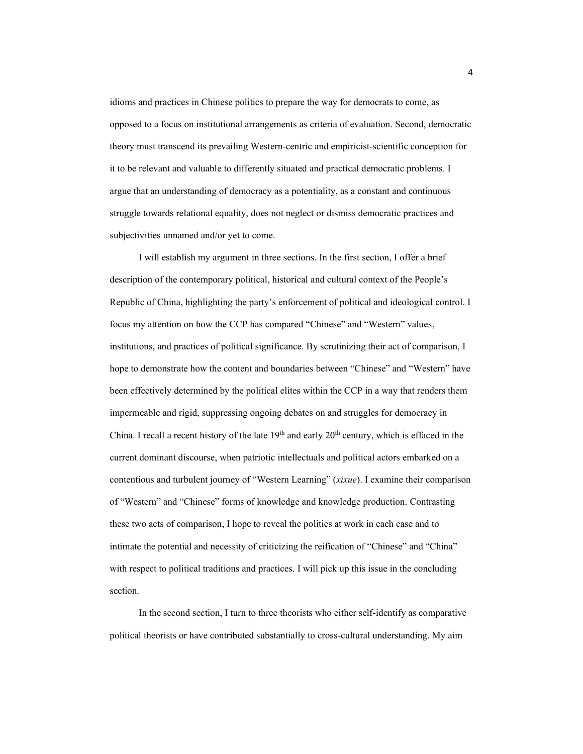idioms and practices in Chinese politics to prepare the way for democrats to come, as opposed to a focus on institutional arrangements as criteria of evaluation. Second, democratic theory must transcend its prevailing Western-centric and empiricist-scientific conception for it to be relevant and valuable to differently situated and practical democratic problems. I argue that an understanding of democracy as a potentiality, as a constant and continuous struggle towards relational equality, does not neglect or dismiss democratic practices and subjectivities unnamed and/or yet to come.

I will establish my argument in three sections. In the first section, I offer a brief description of the contemporary political, historical and cultural context of the People's Republic of China, highlighting the party's enforcement of political and ideological control. I focus my attention on how the CCP has compared "Chinese" and "Western" values, institutions, and practices of political significance. By scrutinizing their act of comparison, I hope to demonstrate how the content and boundaries between "Chinese" and "Western" have been effectively determined by the political elites within the CCP in a way that renders them impermeable and rigid, suppressing ongoing debates on and struggles for democracy in China. I recall a recent history of the late 19th and early 20th century, which is effaced in the current dominant discourse, when patriotic intellectuals and political actors embarked on a contentious and turbulent journey of "Western Learning" (*xixue*). I examine their comparison of "Western" and "Chinese" forms of knowledge and knowledge production. Contrasting these two acts of comparison, I hope to reveal the politics at work in each case and to intimate the potential and necessity of criticizing the reification of "Chinese" and "China" with respect to political traditions and practices. I will pick up this issue in the concluding section.

In the second section, I turn to three theorists who either self-identify as comparative political theorists or have contributed substantially to cross-cultural understanding. My aim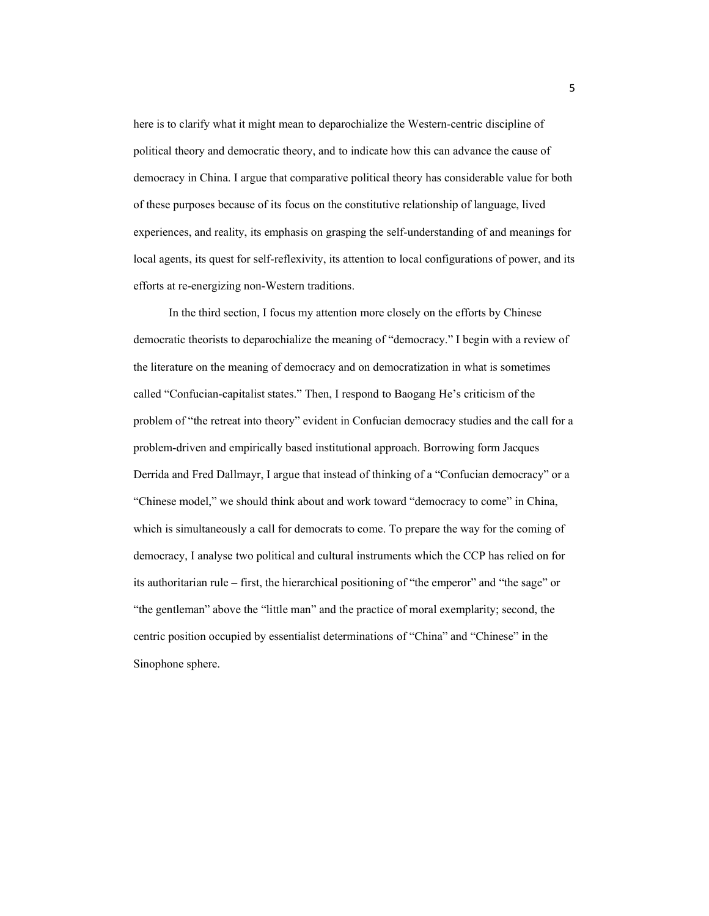here is to clarify what it might mean to deparochialize the Western-centric discipline of political theory and democratic theory, and to indicate how this can advance the cause of democracy in China. I argue that comparative political theory has considerable value for both of these purposes because of its focus on the constitutive relationship of language, lived experiences, and reality, its emphasis on grasping the self-understanding of and meanings for local agents, its quest for self-reflexivity, its attention to local configurations of power, and its efforts at re-energizing non-Western traditions.

In the third section, I focus my attention more closely on the efforts by Chinese democratic theorists to deparochialize the meaning of "democracy." I begin with a review of the literature on the meaning of democracy and on democratization in what is sometimes called "Confucian-capitalist states." Then, I respond to Baogang He's criticism of the problem of "the retreat into theory" evident in Confucian democracy studies and the call for a problem-driven and empirically based institutional approach. Borrowing form Jacques Derrida and Fred Dallmayr, I argue that instead of thinking of a "Confucian democracy" or a "Chinese model," we should think about and work toward "democracy to come" in China, which is simultaneously a call for democrats to come. To prepare the way for the coming of democracy, I analyse two political and cultural instruments which the CCP has relied on for its authoritarian rule – first, the hierarchical positioning of "the emperor" and "the sage" or "the gentleman" above the "little man" and the practice of moral exemplarity; second, the centric position occupied by essentialist determinations of "China" and "Chinese" in the Sinophone sphere.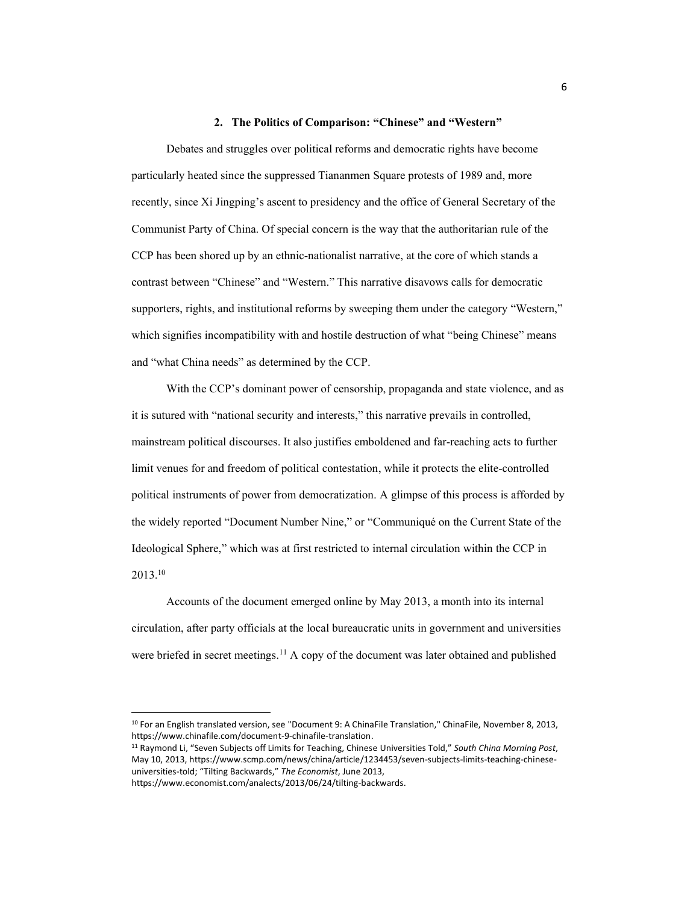## 2. The Politics of Comparison: "Chinese" and "Western"

Debates and struggles over political reforms and democratic rights have become particularly heated since the suppressed Tiananmen Square protests of 1989 and, more recently, since Xi Jingping's ascent to presidency and the office of General Secretary of the Communist Party of China. Of special concern is the way that the authoritarian rule of the CCP has been shored up by an ethnic-nationalist narrative, at the core of which stands a contrast between "Chinese" and "Western." This narrative disavows calls for democratic supporters, rights, and institutional reforms by sweeping them under the category "Western," which signifies incompatibility with and hostile destruction of what "being Chinese" means and "what China needs" as determined by the CCP.

With the CCP's dominant power of censorship, propaganda and state violence, and as it is sutured with "national security and interests," this narrative prevails in controlled, mainstream political discourses. It also justifies emboldened and far-reaching acts to further limit venues for and freedom of political contestation, while it protects the elite-controlled political instruments of power from democratization. A glimpse of this process is afforded by the widely reported "Document Number Nine," or "Communiqué on the Current State of the Ideological Sphere," which was at first restricted to internal circulation within the CCP in 2013.[10]

Accounts of the document emerged online by May 2013, a month into its internal circulation, after party officials at the local bureaucratic units in government and universities were briefed in secret meetings.[11] A copy of the document was later obtained and published

---

[10] For an English translated version, see "Document 9: A ChinaFile Translation," ChinaFile, November 8, 2013, https://www.chinafile.com/document-9-chinafile-translation.

[11] Raymond Li, "Seven Subjects off Limits for Teaching, Chinese Universities Told," *South China Morning Post*, May 10, 2013, https://www.scmp.com/news/china/article/1234453/seven-subjects-limits-teaching-chinese-universities-told; "Tilting Backwards," *The Economist*, June 2013, https://www.economist.com/analects/2013/06/24/tilting-backwards.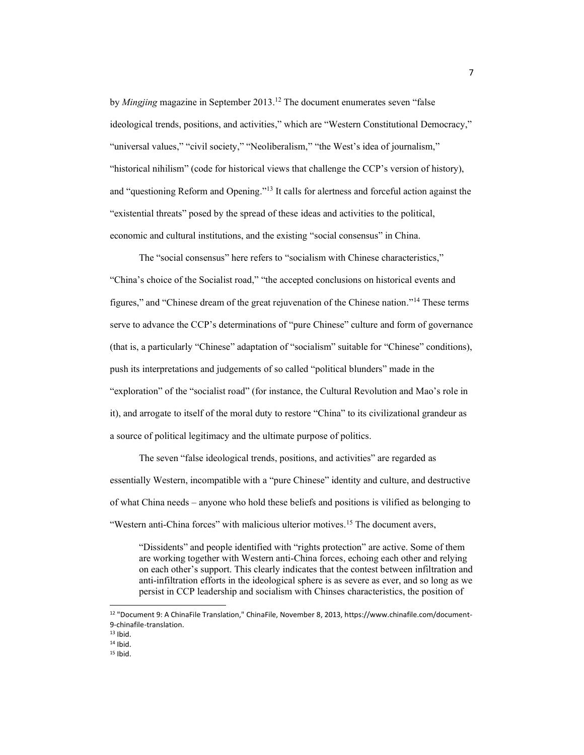by *Mingjing* magazine in September 2013.[12] The document enumerates seven "false ideological trends, positions, and activities," which are "Western Constitutional Democracy," "universal values," "civil society," "Neoliberalism," "the West's idea of journalism," "historical nihilism" (code for historical views that challenge the CCP's version of history), and "questioning Reform and Opening."[13] It calls for alertness and forceful action against the "existential threats" posed by the spread of these ideas and activities to the political, economic and cultural institutions, and the existing "social consensus" in China.

The "social consensus" here refers to "socialism with Chinese characteristics," "China's choice of the Socialist road," "the accepted conclusions on historical events and figures," and "Chinese dream of the great rejuvenation of the Chinese nation."[14] These terms serve to advance the CCP's determinations of "pure Chinese" culture and form of governance (that is, a particularly "Chinese" adaptation of "socialism" suitable for "Chinese" conditions), push its interpretations and judgements of so called "political blunders" made in the "exploration" of the "socialist road" (for instance, the Cultural Revolution and Mao's role in it), and arrogate to itself of the moral duty to restore "China" to its civilizational grandeur as a source of political legitimacy and the ultimate purpose of politics.

The seven "false ideological trends, positions, and activities" are regarded as essentially Western, incompatible with a "pure Chinese" identity and culture, and destructive of what China needs – anyone who hold these beliefs and positions is vilified as belonging to "Western anti-China forces" with malicious ulterior motives.[15] The document avers,

> "Dissidents" and people identified with "rights protection" are active. Some of them are working together with Western anti-China forces, echoing each other and relying on each other's support. This clearly indicates that the contest between infiltration and anti-infiltration efforts in the ideological sphere is as severe as ever, and so long as we persist in CCP leadership and socialism with Chinses characteristics, the position of

---

[12] "Document 9: A ChinaFile Translation," ChinaFile, November 8, 2013, https://www.chinafile.com/document-9-chinafile-translation.

[13] Ibid.

[14] Ibid.

[15] Ibid.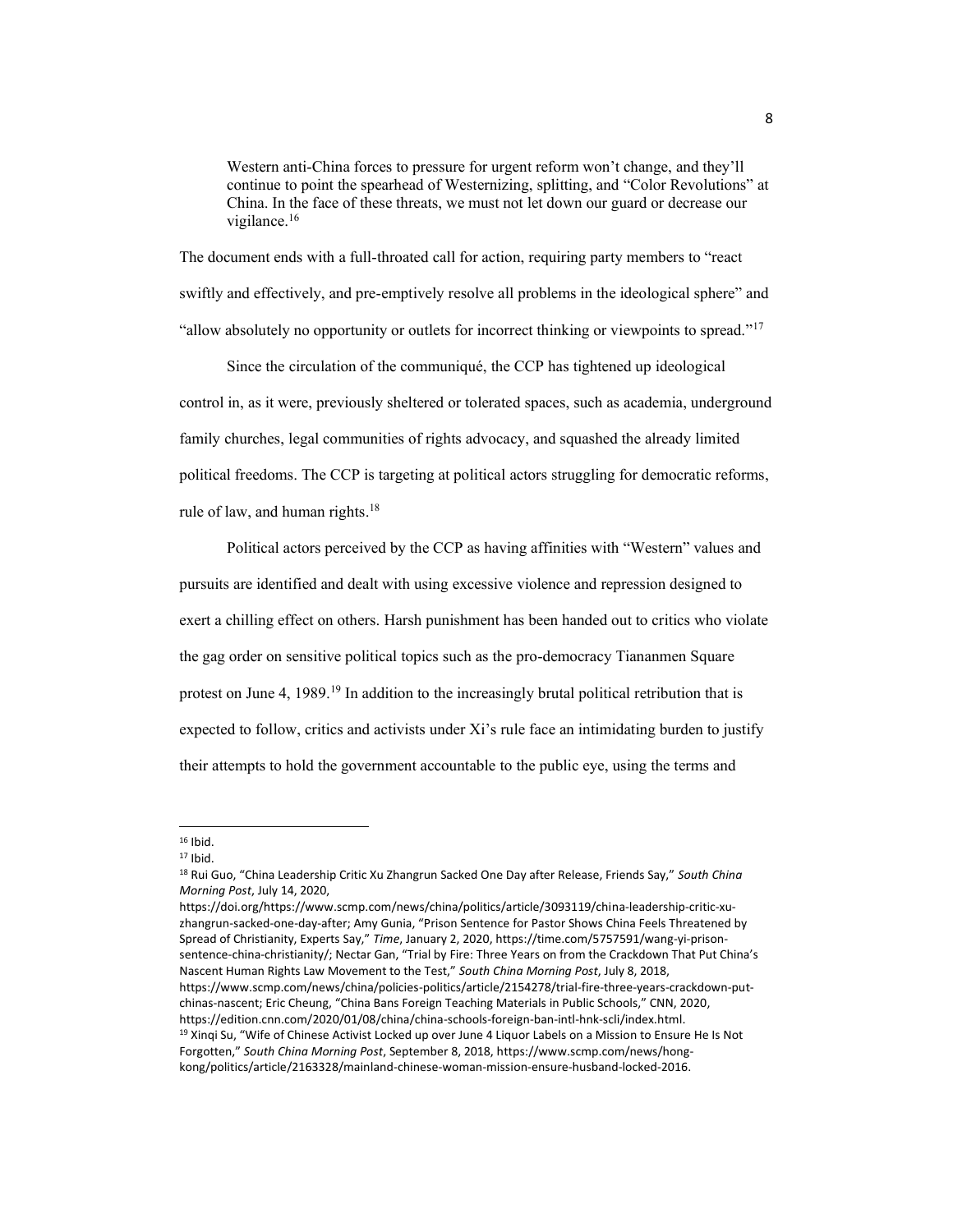> Western anti-China forces to pressure for urgent reform won't change, and they'll continue to point the spearhead of Westernizing, splitting, and "Color Revolutions" at China. In the face of these threats, we must not let down our guard or decrease our vigilance.[16]

The document ends with a full-throated call for action, requiring party members to "react swiftly and effectively, and pre-emptively resolve all problems in the ideological sphere" and "allow absolutely no opportunity or outlets for incorrect thinking or viewpoints to spread."[17]

Since the circulation of the communiqué, the CCP has tightened up ideological control in, as it were, previously sheltered or tolerated spaces, such as academia, underground family churches, legal communities of rights advocacy, and squashed the already limited political freedoms. The CCP is targeting at political actors struggling for democratic reforms, rule of law, and human rights.[18]

Political actors perceived by the CCP as having affinities with "Western" values and pursuits are identified and dealt with using excessive violence and repression designed to exert a chilling effect on others. Harsh punishment has been handed out to critics who violate the gag order on sensitive political topics such as the pro-democracy Tiananmen Square protest on June 4, 1989.[19] In addition to the increasingly brutal political retribution that is expected to follow, critics and activists under Xi's rule face an intimidating burden to justify their attempts to hold the government accountable to the public eye, using the terms and

---

[16] Ibid.

[17] Ibid.

[18] Rui Guo, "China Leadership Critic Xu Zhangrun Sacked One Day after Release, Friends Say," *South China Morning Post*, July 14, 2020, https://doi.org/https://www.scmp.com/news/china/politics/article/3093119/china-leadership-critic-xu-zhangrun-sacked-one-day-after; Amy Gunia, "Prison Sentence for Pastor Shows China Feels Threatened by Spread of Christianity, Experts Say," *Time*, January 2, 2020, https://time.com/5757591/wang-yi-prison-sentence-china-christianity/; Nectar Gan, "Trial by Fire: Three Years on from the Crackdown That Put China's Nascent Human Rights Law Movement to the Test," *South China Morning Post*, July 8, 2018, https://www.scmp.com/news/china/policies-politics/article/2154278/trial-fire-three-years-crackdown-put-chinas-nascent; Eric Cheung, "China Bans Foreign Teaching Materials in Public Schools," CNN, 2020, https://edition.cnn.com/2020/01/08/china/china-schools-foreign-ban-intl-hnk-scli/index.html.

[19] Xinqi Su, "Wife of Chinese Activist Locked up over June 4 Liquor Labels on a Mission to Ensure He Is Not Forgotten," *South China Morning Post*, September 8, 2018, https://www.scmp.com/news/hong-kong/politics/article/2163328/mainland-chinese-woman-mission-ensure-husband-locked-2016.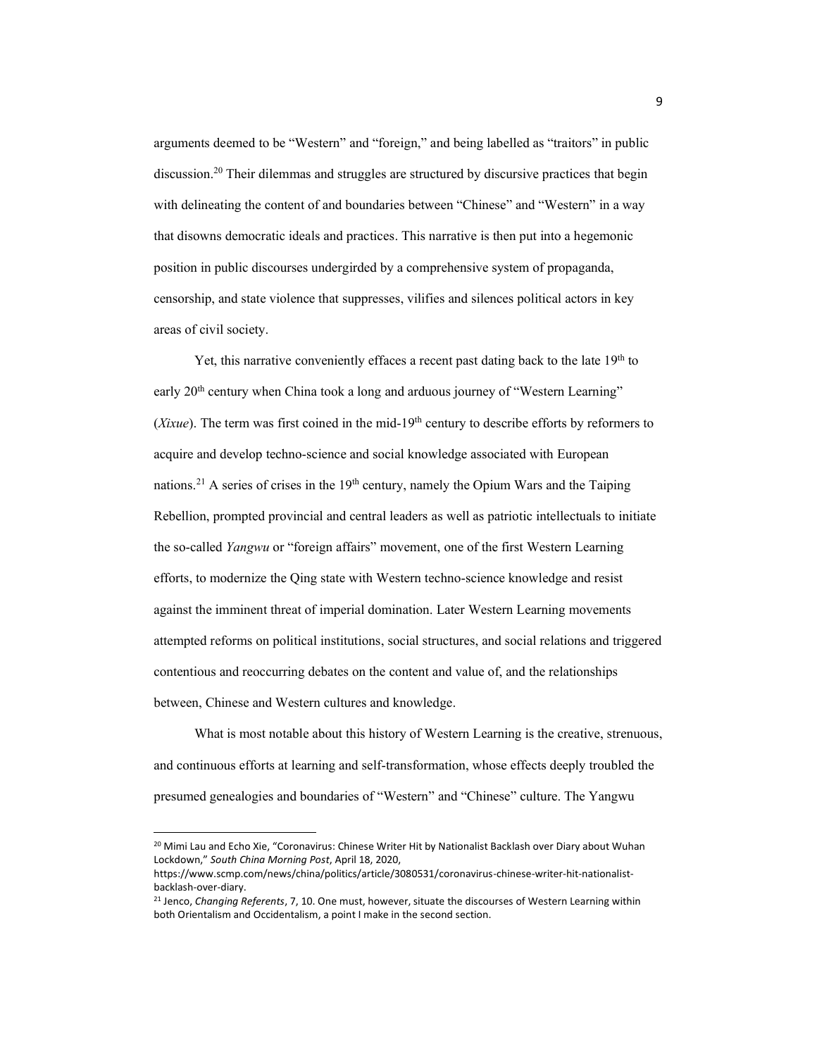arguments deemed to be "Western" and "foreign," and being labelled as "traitors" in public discussion.[20] Their dilemmas and struggles are structured by discursive practices that begin with delineating the content of and boundaries between "Chinese" and "Western" in a way that disowns democratic ideals and practices. This narrative is then put into a hegemonic position in public discourses undergirded by a comprehensive system of propaganda, censorship, and state violence that suppresses, vilifies and silences political actors in key areas of civil society.

Yet, this narrative conveniently effaces a recent past dating back to the late 19th to early 20th century when China took a long and arduous journey of "Western Learning" (*Xixue*). The term was first coined in the mid-19th century to describe efforts by reformers to acquire and develop techno-science and social knowledge associated with European nations.[21] A series of crises in the 19th century, namely the Opium Wars and the Taiping Rebellion, prompted provincial and central leaders as well as patriotic intellectuals to initiate the so-called *Yangwu* or "foreign affairs" movement, one of the first Western Learning efforts, to modernize the Qing state with Western techno-science knowledge and resist against the imminent threat of imperial domination. Later Western Learning movements attempted reforms on political institutions, social structures, and social relations and triggered contentious and reoccurring debates on the content and value of, and the relationships between, Chinese and Western cultures and knowledge.

What is most notable about this history of Western Learning is the creative, strenuous, and continuous efforts at learning and self-transformation, whose effects deeply troubled the presumed genealogies and boundaries of "Western" and "Chinese" culture. The Yangwu

---

[20] Mimi Lau and Echo Xie, "Coronavirus: Chinese Writer Hit by Nationalist Backlash over Diary about Wuhan Lockdown," *South China Morning Post*, April 18, 2020, https://www.scmp.com/news/china/politics/article/3080531/coronavirus-chinese-writer-hit-nationalist-backlash-over-diary.

[21] Jenco, *Changing Referents*, 7, 10. One must, however, situate the discourses of Western Learning within both Orientalism and Occidentalism, a point I make in the second section.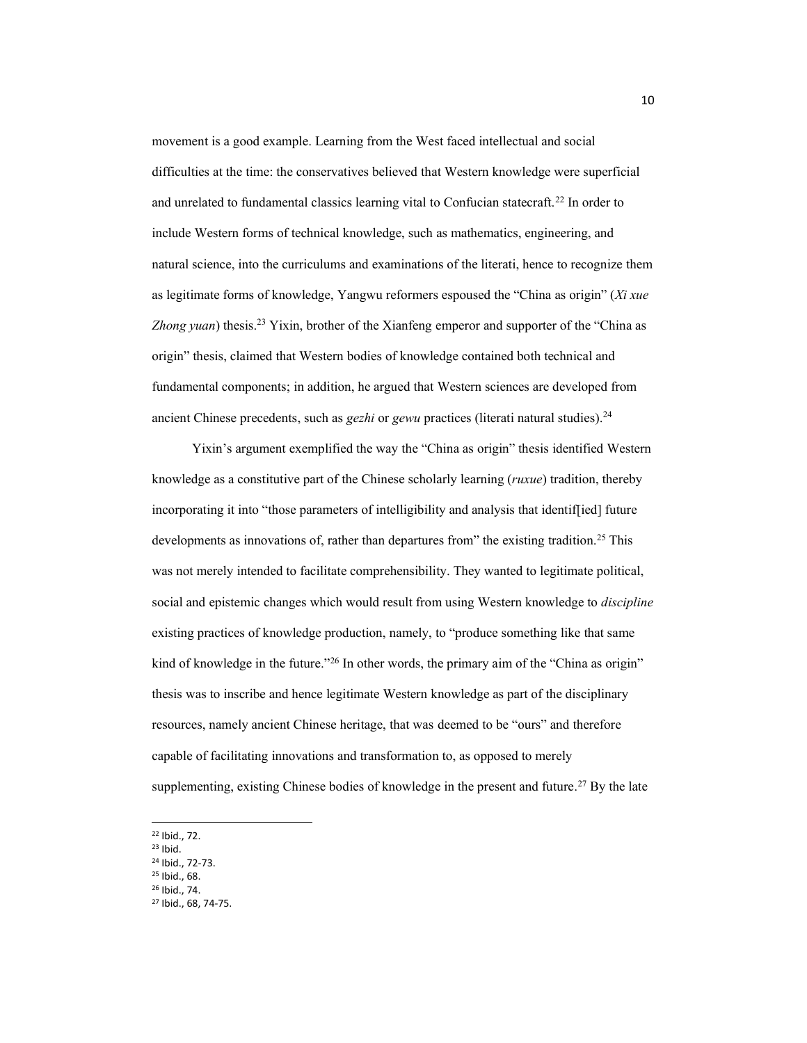movement is a good example. Learning from the West faced intellectual and social difficulties at the time: the conservatives believed that Western knowledge were superficial and unrelated to fundamental classics learning vital to Confucian statecraft.[22] In order to include Western forms of technical knowledge, such as mathematics, engineering, and natural science, into the curriculums and examinations of the literati, hence to recognize them as legitimate forms of knowledge, Yangwu reformers espoused the "China as origin" (*Xi xue Zhong yuan*) thesis.[23] Yixin, brother of the Xianfeng emperor and supporter of the "China as origin" thesis, claimed that Western bodies of knowledge contained both technical and fundamental components; in addition, he argued that Western sciences are developed from ancient Chinese precedents, such as *gezhi* or *gewu* practices (literati natural studies).[24]

Yixin's argument exemplified the way the "China as origin" thesis identified Western knowledge as a constitutive part of the Chinese scholarly learning (*ruxue*) tradition, thereby incorporating it into "those parameters of intelligibility and analysis that identif[ied] future developments as innovations of, rather than departures from" the existing tradition.[25] This was not merely intended to facilitate comprehensibility. They wanted to legitimate political, social and epistemic changes which would result from using Western knowledge to *discipline* existing practices of knowledge production, namely, to "produce something like that same kind of knowledge in the future."[26] In other words, the primary aim of the "China as origin" thesis was to inscribe and hence legitimate Western knowledge as part of the disciplinary resources, namely ancient Chinese heritage, that was deemed to be "ours" and therefore capable of facilitating innovations and transformation to, as opposed to merely supplementing, existing Chinese bodies of knowledge in the present and future.[27] By the late

[22] Ibid., 72.
[23] Ibid.
[24] Ibid., 72-73.
[25] Ibid., 68.
[26] Ibid., 74.
[27] Ibid., 68, 74-75.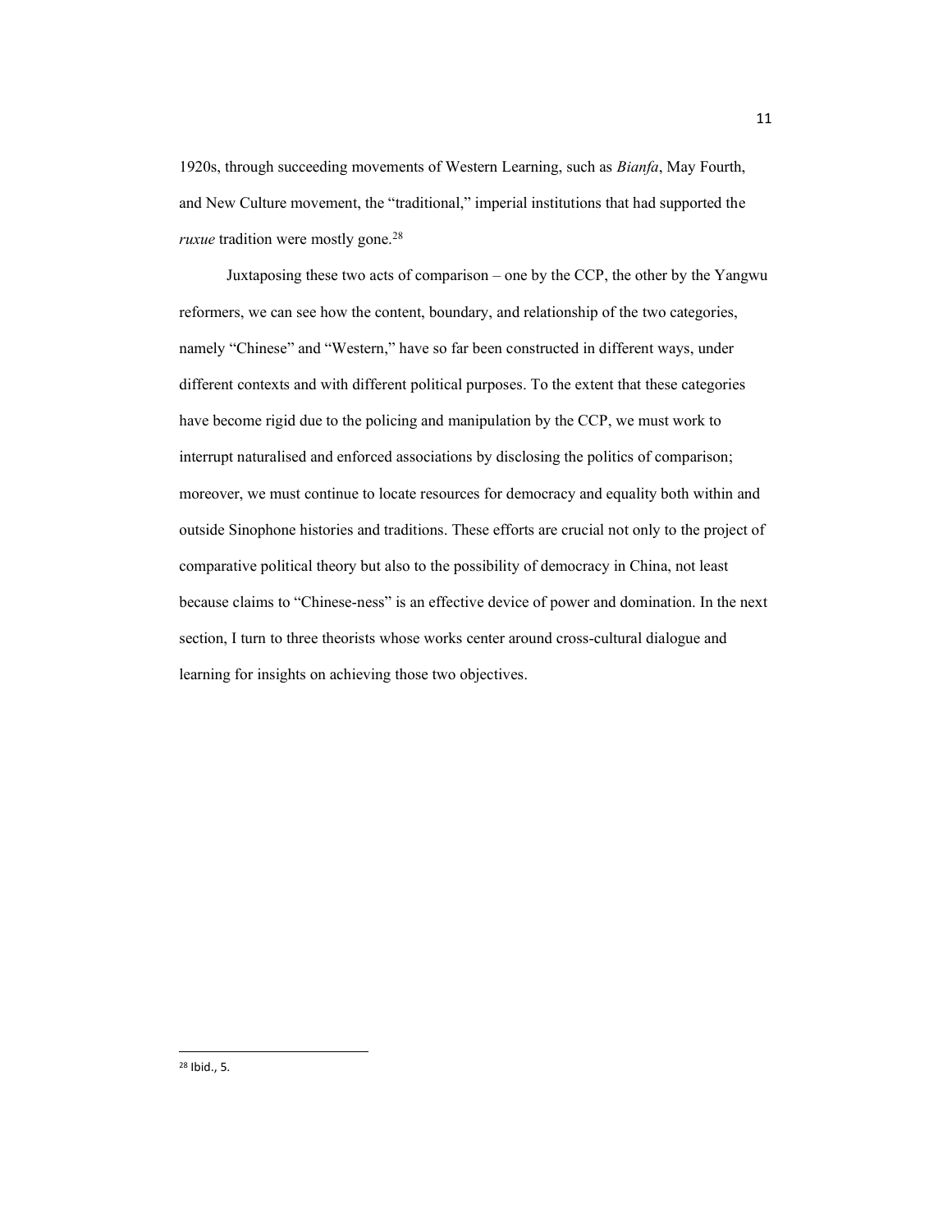1920s, through succeeding movements of Western Learning, such as *Bianfa*, May Fourth, and New Culture movement, the "traditional," imperial institutions that had supported the *ruxue* tradition were mostly gone.[28]

Juxtaposing these two acts of comparison – one by the CCP, the other by the Yangwu reformers, we can see how the content, boundary, and relationship of the two categories, namely "Chinese" and "Western," have so far been constructed in different ways, under different contexts and with different political purposes. To the extent that these categories have become rigid due to the policing and manipulation by the CCP, we must work to interrupt naturalised and enforced associations by disclosing the politics of comparison; moreover, we must continue to locate resources for democracy and equality both within and outside Sinophone histories and traditions. These efforts are crucial not only to the project of comparative political theory but also to the possibility of democracy in China, not least because claims to "Chinese-ness" is an effective device of power and domination. In the next section, I turn to three theorists whose works center around cross-cultural dialogue and learning for insights on achieving those two objectives.

[28] Ibid., 5.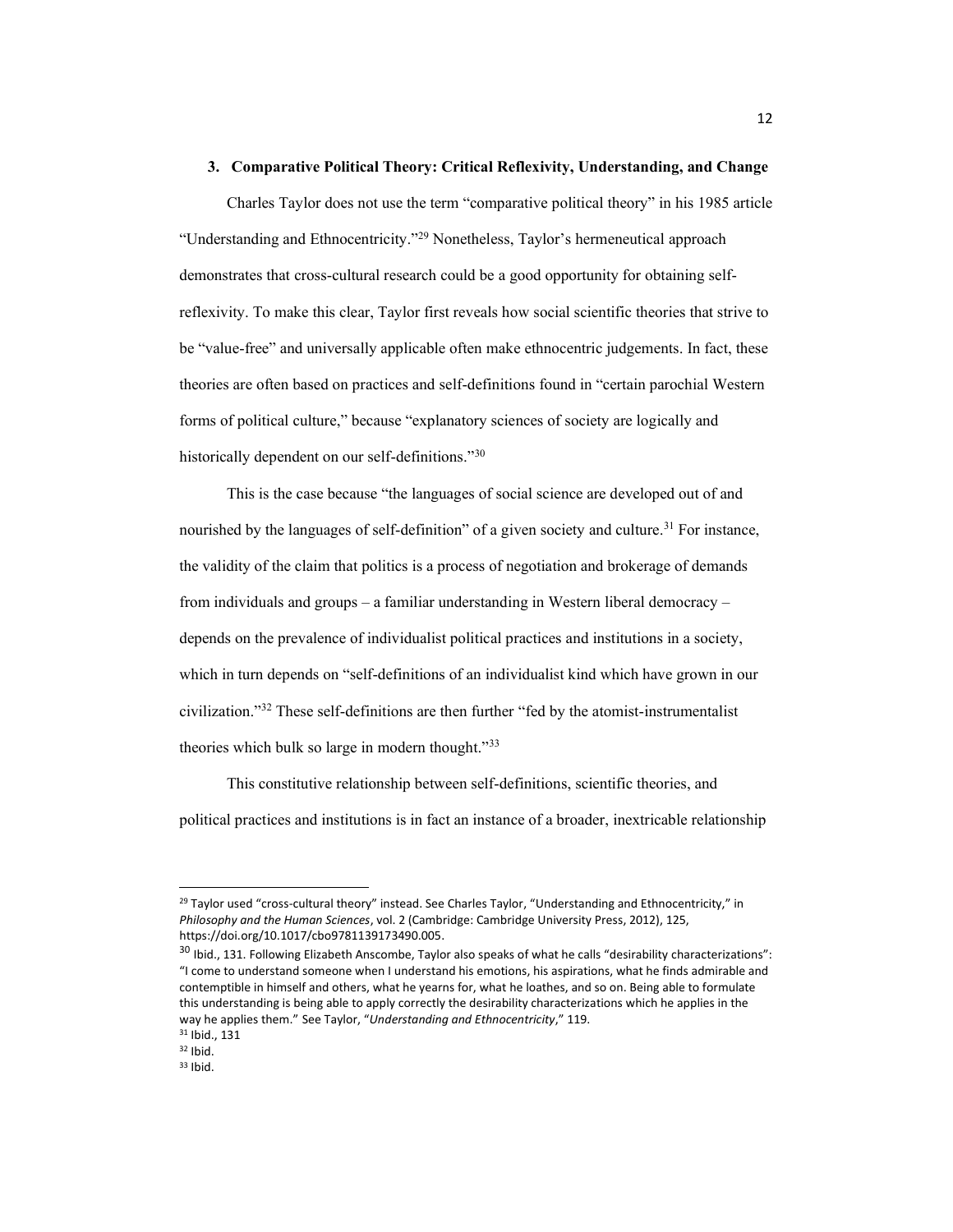## 3. Comparative Political Theory: Critical Reflexivity, Understanding, and Change

Charles Taylor does not use the term "comparative political theory" in his 1985 article "Understanding and Ethnocentricity."[29] Nonetheless, Taylor's hermeneutical approach demonstrates that cross-cultural research could be a good opportunity for obtaining self-reflexivity. To make this clear, Taylor first reveals how social scientific theories that strive to be "value-free" and universally applicable often make ethnocentric judgements. In fact, these theories are often based on practices and self-definitions found in "certain parochial Western forms of political culture," because "explanatory sciences of society are logically and historically dependent on our self-definitions."[30]

This is the case because "the languages of social science are developed out of and nourished by the languages of self-definition" of a given society and culture.[31] For instance, the validity of the claim that politics is a process of negotiation and brokerage of demands from individuals and groups – a familiar understanding in Western liberal democracy – depends on the prevalence of individualist political practices and institutions in a society, which in turn depends on "self-definitions of an individualist kind which have grown in our civilization."[32] These self-definitions are then further "fed by the atomist-instrumentalist theories which bulk so large in modern thought."[33]

This constitutive relationship between self-definitions, scientific theories, and political practices and institutions is in fact an instance of a broader, inextricable relationship

---

[29] Taylor used "cross-cultural theory" instead. See Charles Taylor, "Understanding and Ethnocentricity," in *Philosophy and the Human Sciences*, vol. 2 (Cambridge: Cambridge University Press, 2012), 125, https://doi.org/10.1017/cbo9781139173490.005.

[30] Ibid., 131. Following Elizabeth Anscombe, Taylor also speaks of what he calls "desirability characterizations": "I come to understand someone when I understand his emotions, his aspirations, what he finds admirable and contemptible in himself and others, what he yearns for, what he loathes, and so on. Being able to formulate this understanding is being able to apply correctly the desirability characterizations which he applies in the way he applies them." See Taylor, "*Understanding and Ethnocentricity*," 119.

[31] Ibid., 131

[32] Ibid.

[33] Ibid.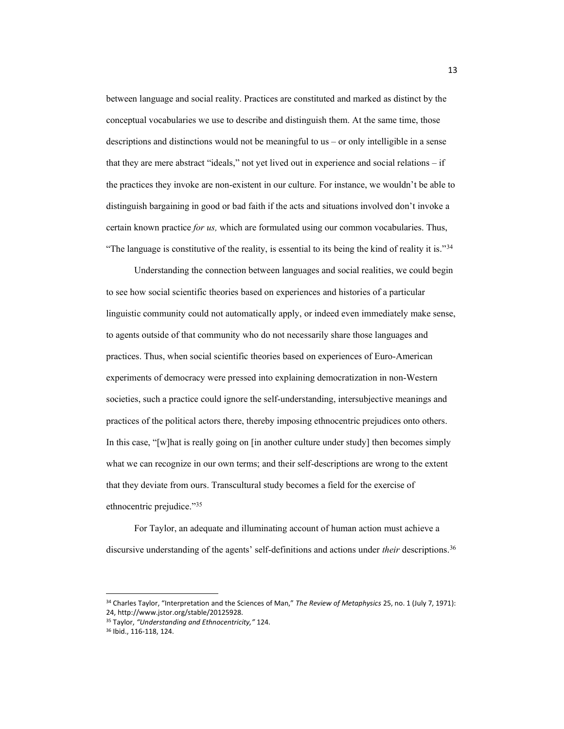between language and social reality. Practices are constituted and marked as distinct by the conceptual vocabularies we use to describe and distinguish them. At the same time, those descriptions and distinctions would not be meaningful to us – or only intelligible in a sense that they are mere abstract "ideals," not yet lived out in experience and social relations – if the practices they invoke are non-existent in our culture. For instance, we wouldn't be able to distinguish bargaining in good or bad faith if the acts and situations involved don't invoke a certain known practice *for us,* which are formulated using our common vocabularies. Thus, "The language is constitutive of the reality, is essential to its being the kind of reality it is."[34]

Understanding the connection between languages and social realities, we could begin to see how social scientific theories based on experiences and histories of a particular linguistic community could not automatically apply, or indeed even immediately make sense, to agents outside of that community who do not necessarily share those languages and practices. Thus, when social scientific theories based on experiences of Euro-American experiments of democracy were pressed into explaining democratization in non-Western societies, such a practice could ignore the self-understanding, intersubjective meanings and practices of the political actors there, thereby imposing ethnocentric prejudices onto others. In this case, "[w]hat is really going on [in another culture under study] then becomes simply what we can recognize in our own terms; and their self-descriptions are wrong to the extent that they deviate from ours. Transcultural study becomes a field for the exercise of ethnocentric prejudice."[35]

For Taylor, an adequate and illuminating account of human action must achieve a discursive understanding of the agents' self-definitions and actions under *their* descriptions.[36]

---

[34] Charles Taylor, "Interpretation and the Sciences of Man," *The Review of Metaphysics* 25, no. 1 (July 7, 1971): 24, http://www.jstor.org/stable/20125928.

[35] Taylor, *"Understanding and Ethnocentricity,"* 124.

[36] Ibid., 116-118, 124.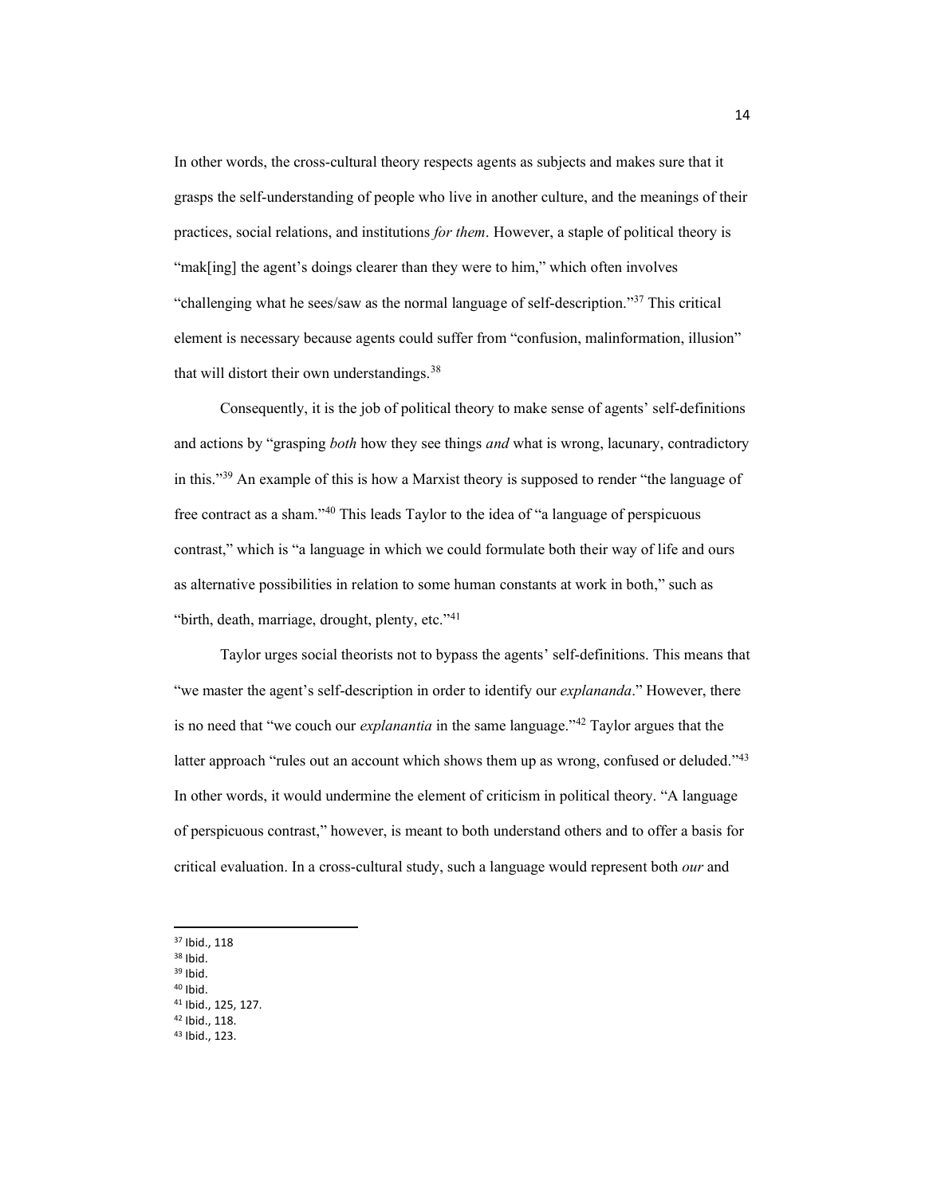In other words, the cross-cultural theory respects agents as subjects and makes sure that it grasps the self-understanding of people who live in another culture, and the meanings of their practices, social relations, and institutions *for them*. However, a staple of political theory is "mak[ing] the agent's doings clearer than they were to him," which often involves "challenging what he sees/saw as the normal language of self-description."[37] This critical element is necessary because agents could suffer from "confusion, malinformation, illusion" that will distort their own understandings.[38]

Consequently, it is the job of political theory to make sense of agents' self-definitions and actions by "grasping *both* how they see things *and* what is wrong, lacunary, contradictory in this."[39] An example of this is how a Marxist theory is supposed to render "the language of free contract as a sham."[40] This leads Taylor to the idea of "a language of perspicuous contrast," which is "a language in which we could formulate both their way of life and ours as alternative possibilities in relation to some human constants at work in both," such as "birth, death, marriage, drought, plenty, etc."[41]

Taylor urges social theorists not to bypass the agents' self-definitions. This means that "we master the agent's self-description in order to identify our *explananda*." However, there is no need that "we couch our *explanantia* in the same language."[42] Taylor argues that the latter approach "rules out an account which shows them up as wrong, confused or deluded."[43] In other words, it would undermine the element of criticism in political theory. "A language of perspicuous contrast," however, is meant to both understand others and to offer a basis for critical evaluation. In a cross-cultural study, such a language would represent both *our* and

---

[37] Ibid., 118
[38] Ibid.
[39] Ibid.
[40] Ibid.
[41] Ibid., 125, 127.
[42] Ibid., 118.
[43] Ibid., 123.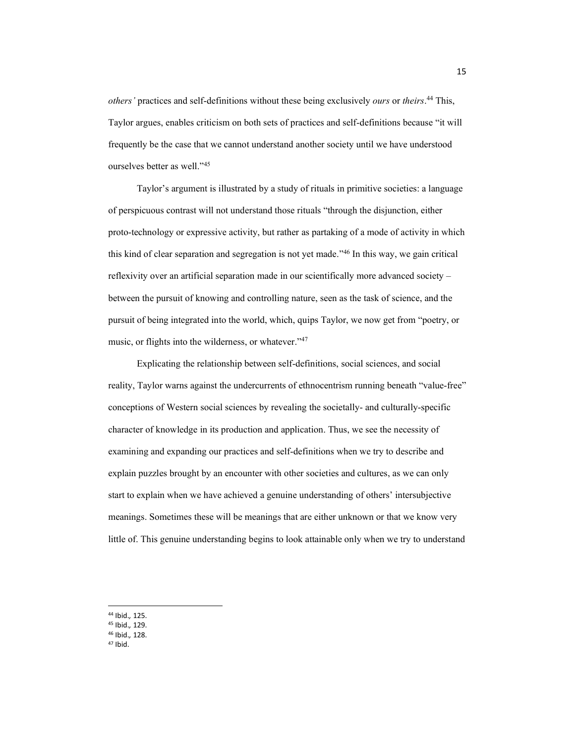*others'* practices and self-definitions without these being exclusively *ours* or *theirs*.[44] This, Taylor argues, enables criticism on both sets of practices and self-definitions because "it will frequently be the case that we cannot understand another society until we have understood ourselves better as well."[45]

Taylor's argument is illustrated by a study of rituals in primitive societies: a language of perspicuous contrast will not understand those rituals "through the disjunction, either proto-technology or expressive activity, but rather as partaking of a mode of activity in which this kind of clear separation and segregation is not yet made."[46] In this way, we gain critical reflexivity over an artificial separation made in our scientifically more advanced society – between the pursuit of knowing and controlling nature, seen as the task of science, and the pursuit of being integrated into the world, which, quips Taylor, we now get from "poetry, or music, or flights into the wilderness, or whatever."[47]

Explicating the relationship between self-definitions, social sciences, and social reality, Taylor warns against the undercurrents of ethnocentrism running beneath "value-free" conceptions of Western social sciences by revealing the societally- and culturally-specific character of knowledge in its production and application. Thus, we see the necessity of examining and expanding our practices and self-definitions when we try to describe and explain puzzles brought by an encounter with other societies and cultures, as we can only start to explain when we have achieved a genuine understanding of others' intersubjective meanings. Sometimes these will be meanings that are either unknown or that we know very little of. This genuine understanding begins to look attainable only when we try to understand

---

[44] Ibid., 125.
[45] Ibid., 129.
[46] Ibid., 128.
[47] Ibid.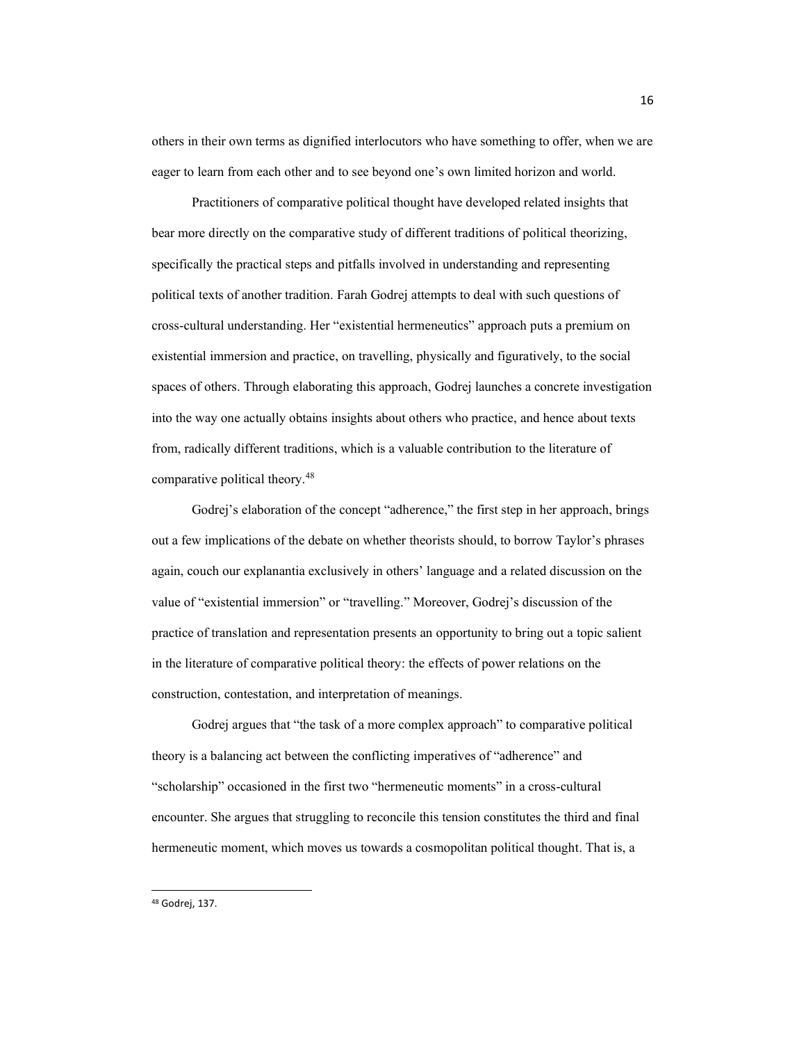others in their own terms as dignified interlocutors who have something to offer, when we are eager to learn from each other and to see beyond one's own limited horizon and world.

Practitioners of comparative political thought have developed related insights that bear more directly on the comparative study of different traditions of political theorizing, specifically the practical steps and pitfalls involved in understanding and representing political texts of another tradition. Farah Godrej attempts to deal with such questions of cross-cultural understanding. Her "existential hermeneutics" approach puts a premium on existential immersion and practice, on travelling, physically and figuratively, to the social spaces of others. Through elaborating this approach, Godrej launches a concrete investigation into the way one actually obtains insights about others who practice, and hence about texts from, radically different traditions, which is a valuable contribution to the literature of comparative political theory.[48]

Godrej's elaboration of the concept "adherence," the first step in her approach, brings out a few implications of the debate on whether theorists should, to borrow Taylor's phrases again, couch our explanantia exclusively in others' language and a related discussion on the value of "existential immersion" or "travelling." Moreover, Godrej's discussion of the practice of translation and representation presents an opportunity to bring out a topic salient in the literature of comparative political theory: the effects of power relations on the construction, contestation, and interpretation of meanings.

Godrej argues that "the task of a more complex approach" to comparative political theory is a balancing act between the conflicting imperatives of "adherence" and "scholarship" occasioned in the first two "hermeneutic moments" in a cross-cultural encounter. She argues that struggling to reconcile this tension constitutes the third and final hermeneutic moment, which moves us towards a cosmopolitan political thought. That is, a

[48] Godrej, 137.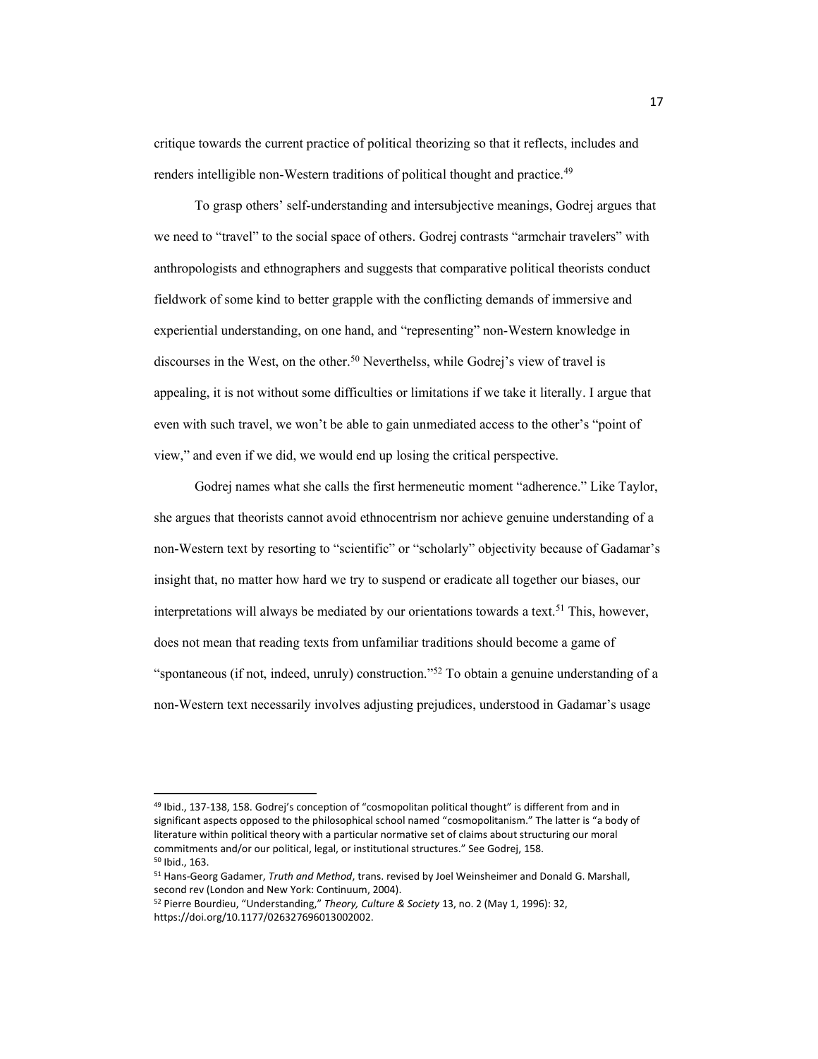critique towards the current practice of political theorizing so that it reflects, includes and renders intelligible non-Western traditions of political thought and practice.[49]

To grasp others' self-understanding and intersubjective meanings, Godrej argues that we need to "travel" to the social space of others. Godrej contrasts "armchair travelers" with anthropologists and ethnographers and suggests that comparative political theorists conduct fieldwork of some kind to better grapple with the conflicting demands of immersive and experiential understanding, on one hand, and "representing" non-Western knowledge in discourses in the West, on the other.[50] Neverthelss, while Godrej's view of travel is appealing, it is not without some difficulties or limitations if we take it literally. I argue that even with such travel, we won't be able to gain unmediated access to the other's "point of view," and even if we did, we would end up losing the critical perspective.

Godrej names what she calls the first hermeneutic moment "adherence." Like Taylor, she argues that theorists cannot avoid ethnocentrism nor achieve genuine understanding of a non-Western text by resorting to "scientific" or "scholarly" objectivity because of Gadamar's insight that, no matter how hard we try to suspend or eradicate all together our biases, our interpretations will always be mediated by our orientations towards a text.[51] This, however, does not mean that reading texts from unfamiliar traditions should become a game of "spontaneous (if not, indeed, unruly) construction."[52] To obtain a genuine understanding of a non-Western text necessarily involves adjusting prejudices, understood in Gadamar's usage

---

[49] Ibid., 137-138, 158. Godrej's conception of "cosmopolitan political thought" is different from and in significant aspects opposed to the philosophical school named "cosmopolitanism." The latter is "a body of literature within political theory with a particular normative set of claims about structuring our moral commitments and/or our political, legal, or institutional structures." See Godrej, 158.

[50] Ibid., 163.

[51] Hans-Georg Gadamer, *Truth and Method*, trans. revised by Joel Weinsheimer and Donald G. Marshall, second rev (London and New York: Continuum, 2004).

[52] Pierre Bourdieu, "Understanding," *Theory, Culture & Society* 13, no. 2 (May 1, 1996): 32, https://doi.org/10.1177/026327696013002002.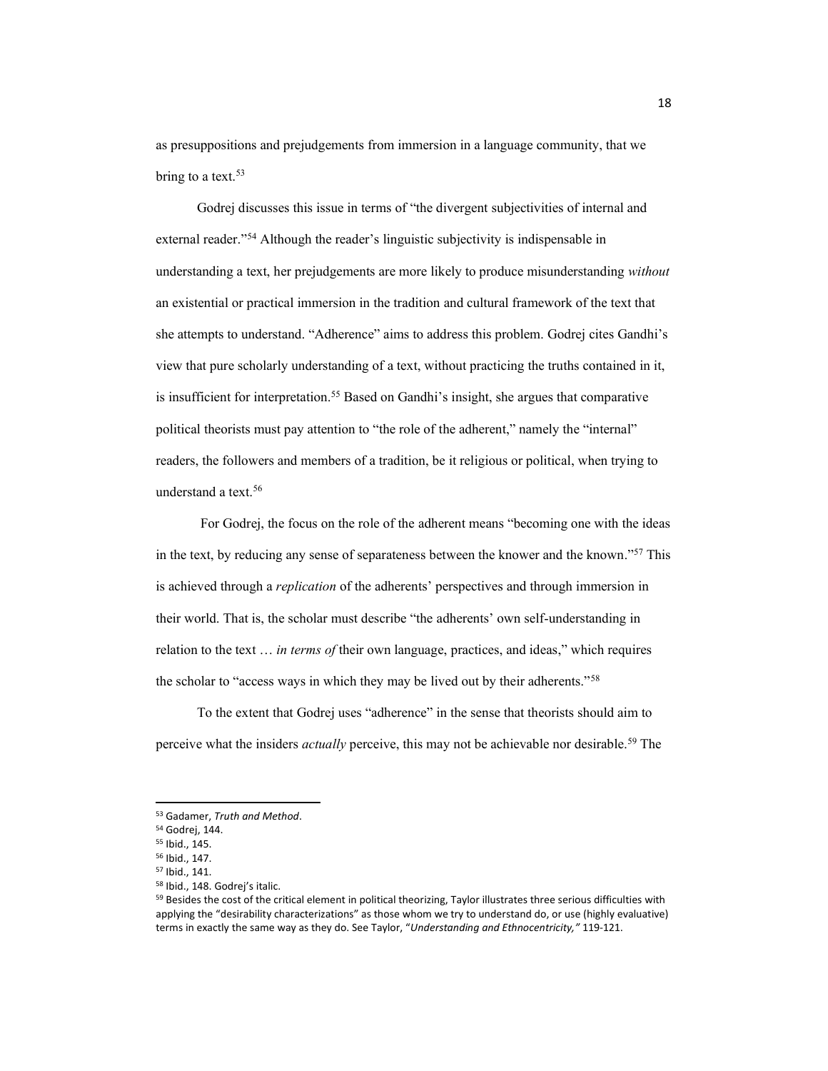as presuppositions and prejudgements from immersion in a language community, that we bring to a text.[53]

Godrej discusses this issue in terms of "the divergent subjectivities of internal and external reader."[54] Although the reader's linguistic subjectivity is indispensable in understanding a text, her prejudgements are more likely to produce misunderstanding *without* an existential or practical immersion in the tradition and cultural framework of the text that she attempts to understand. "Adherence" aims to address this problem. Godrej cites Gandhi's view that pure scholarly understanding of a text, without practicing the truths contained in it, is insufficient for interpretation.[55] Based on Gandhi's insight, she argues that comparative political theorists must pay attention to "the role of the adherent," namely the "internal" readers, the followers and members of a tradition, be it religious or political, when trying to understand a text.[56]

For Godrej, the focus on the role of the adherent means "becoming one with the ideas in the text, by reducing any sense of separateness between the knower and the known."[57] This is achieved through a *replication* of the adherents' perspectives and through immersion in their world. That is, the scholar must describe "the adherents' own self-understanding in relation to the text … *in terms of* their own language, practices, and ideas," which requires the scholar to "access ways in which they may be lived out by their adherents."[58]

To the extent that Godrej uses "adherence" in the sense that theorists should aim to perceive what the insiders *actually* perceive, this may not be achievable nor desirable.[59] The

---

[53] Gadamer, *Truth and Method*.

[54] Godrej, 144.

[55] Ibid., 145.

[56] Ibid., 147.

[57] Ibid., 141.

[58] Ibid., 148. Godrej's italic.

[59] Besides the cost of the critical element in political theorizing, Taylor illustrates three serious difficulties with applying the "desirability characterizations" as those whom we try to understand do, or use (highly evaluative) terms in exactly the same way as they do. See Taylor, "*Understanding and Ethnocentricity,"* 119-121.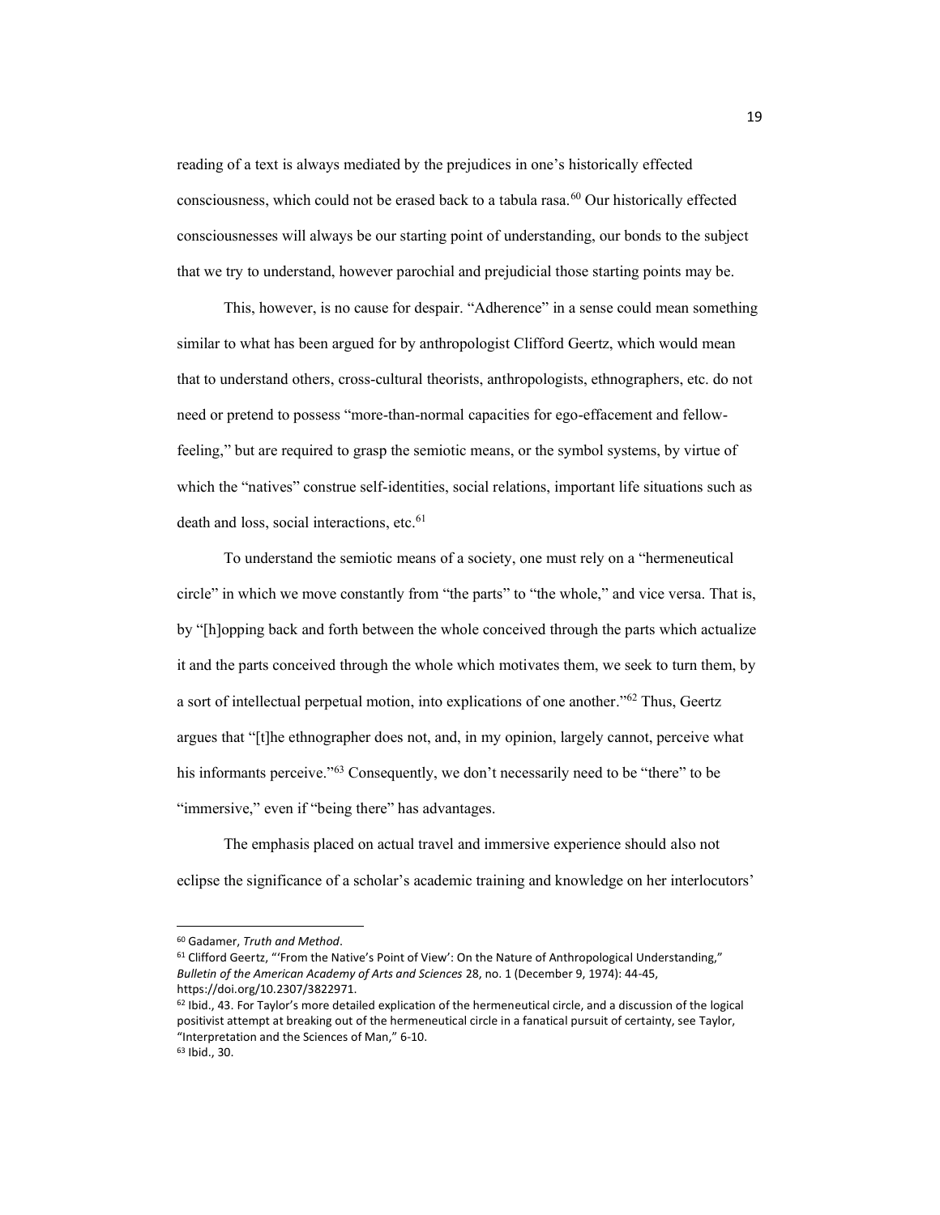reading of a text is always mediated by the prejudices in one's historically effected consciousness, which could not be erased back to a tabula rasa.[60] Our historically effected consciousnesses will always be our starting point of understanding, our bonds to the subject that we try to understand, however parochial and prejudicial those starting points may be.

This, however, is no cause for despair. "Adherence" in a sense could mean something similar to what has been argued for by anthropologist Clifford Geertz, which would mean that to understand others, cross-cultural theorists, anthropologists, ethnographers, etc. do not need or pretend to possess "more-than-normal capacities for ego-effacement and fellow-feeling," but are required to grasp the semiotic means, or the symbol systems, by virtue of which the "natives" construe self-identities, social relations, important life situations such as death and loss, social interactions, etc.[61]

To understand the semiotic means of a society, one must rely on a "hermeneutical circle" in which we move constantly from "the parts" to "the whole," and vice versa. That is, by "[h]opping back and forth between the whole conceived through the parts which actualize it and the parts conceived through the whole which motivates them, we seek to turn them, by a sort of intellectual perpetual motion, into explications of one another."[62] Thus, Geertz argues that "[t]he ethnographer does not, and, in my opinion, largely cannot, perceive what his informants perceive."[63] Consequently, we don't necessarily need to be "there" to be "immersive," even if "being there" has advantages.

The emphasis placed on actual travel and immersive experience should also not eclipse the significance of a scholar's academic training and knowledge on her interlocutors'

---

[60] Gadamer, *Truth and Method*.

[61] Clifford Geertz, "'From the Native's Point of View': On the Nature of Anthropological Understanding," *Bulletin of the American Academy of Arts and Sciences* 28, no. 1 (December 9, 1974): 44-45, https://doi.org/10.2307/3822971.

[62] Ibid., 43. For Taylor's more detailed explication of the hermeneutical circle, and a discussion of the logical positivist attempt at breaking out of the hermeneutical circle in a fanatical pursuit of certainty, see Taylor, "Interpretation and the Sciences of Man," 6-10.

[63] Ibid., 30.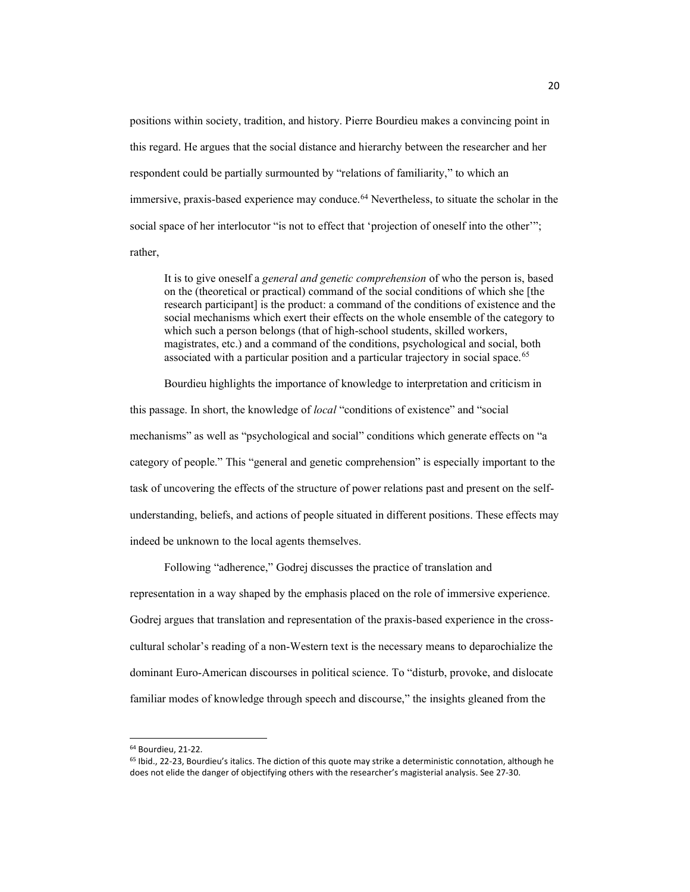positions within society, tradition, and history. Pierre Bourdieu makes a convincing point in this regard. He argues that the social distance and hierarchy between the researcher and her respondent could be partially surmounted by "relations of familiarity," to which an immersive, praxis-based experience may conduce.[64] Nevertheless, to situate the scholar in the social space of her interlocutor "is not to effect that 'projection of oneself into the other'"; rather,

> It is to give oneself a *general and genetic comprehension* of who the person is, based on the (theoretical or practical) command of the social conditions of which she [the research participant] is the product: a command of the conditions of existence and the social mechanisms which exert their effects on the whole ensemble of the category to which such a person belongs (that of high-school students, skilled workers, magistrates, etc.) and a command of the conditions, psychological and social, both associated with a particular position and a particular trajectory in social space.[65]

Bourdieu highlights the importance of knowledge to interpretation and criticism in this passage. In short, the knowledge of *local* "conditions of existence" and "social mechanisms" as well as "psychological and social" conditions which generate effects on "a category of people." This "general and genetic comprehension" is especially important to the task of uncovering the effects of the structure of power relations past and present on the self-understanding, beliefs, and actions of people situated in different positions. These effects may indeed be unknown to the local agents themselves.

Following "adherence," Godrej discusses the practice of translation and representation in a way shaped by the emphasis placed on the role of immersive experience. Godrej argues that translation and representation of the praxis-based experience in the cross-cultural scholar's reading of a non-Western text is the necessary means to deparochialize the dominant Euro-American discourses in political science. To "disturb, provoke, and dislocate familiar modes of knowledge through speech and discourse," the insights gleaned from the

---

[64] Bourdieu, 21-22.

[65] Ibid., 22-23, Bourdieu's italics. The diction of this quote may strike a deterministic connotation, although he does not elide the danger of objectifying others with the researcher's magisterial analysis. See 27-30.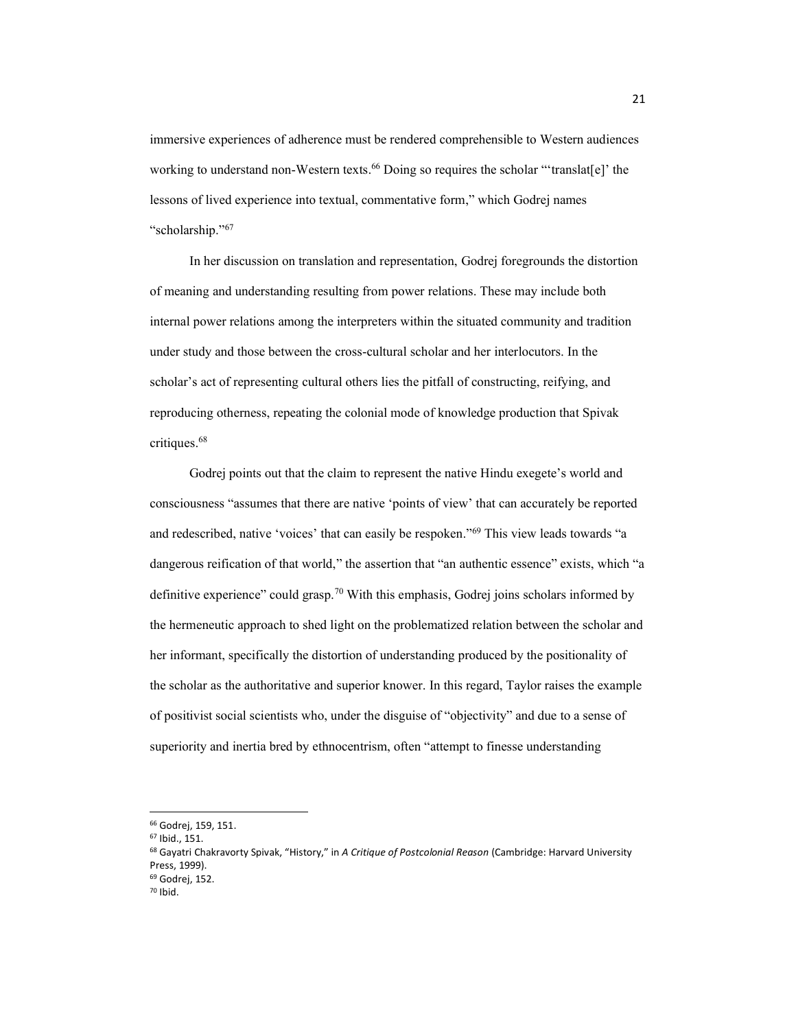immersive experiences of adherence must be rendered comprehensible to Western audiences working to understand non-Western texts.[66] Doing so requires the scholar "'translat[e]' the lessons of lived experience into textual, commentative form," which Godrej names "scholarship."[67]

In her discussion on translation and representation, Godrej foregrounds the distortion of meaning and understanding resulting from power relations. These may include both internal power relations among the interpreters within the situated community and tradition under study and those between the cross-cultural scholar and her interlocutors. In the scholar's act of representing cultural others lies the pitfall of constructing, reifying, and reproducing otherness, repeating the colonial mode of knowledge production that Spivak critiques.[68]

Godrej points out that the claim to represent the native Hindu exegete's world and consciousness "assumes that there are native 'points of view' that can accurately be reported and redescribed, native 'voices' that can easily be respoken."[69] This view leads towards "a dangerous reification of that world," the assertion that "an authentic essence" exists, which "a definitive experience" could grasp.[70] With this emphasis, Godrej joins scholars informed by the hermeneutic approach to shed light on the problematized relation between the scholar and her informant, specifically the distortion of understanding produced by the positionality of the scholar as the authoritative and superior knower. In this regard, Taylor raises the example of positivist social scientists who, under the disguise of "objectivity" and due to a sense of superiority and inertia bred by ethnocentrism, often "attempt to finesse understanding

---

[66] Godrej, 159, 151.

[67] Ibid., 151.

[68] Gayatri Chakravorty Spivak, "History," in *A Critique of Postcolonial Reason* (Cambridge: Harvard University Press, 1999).

[69] Godrej, 152.

[70] Ibid.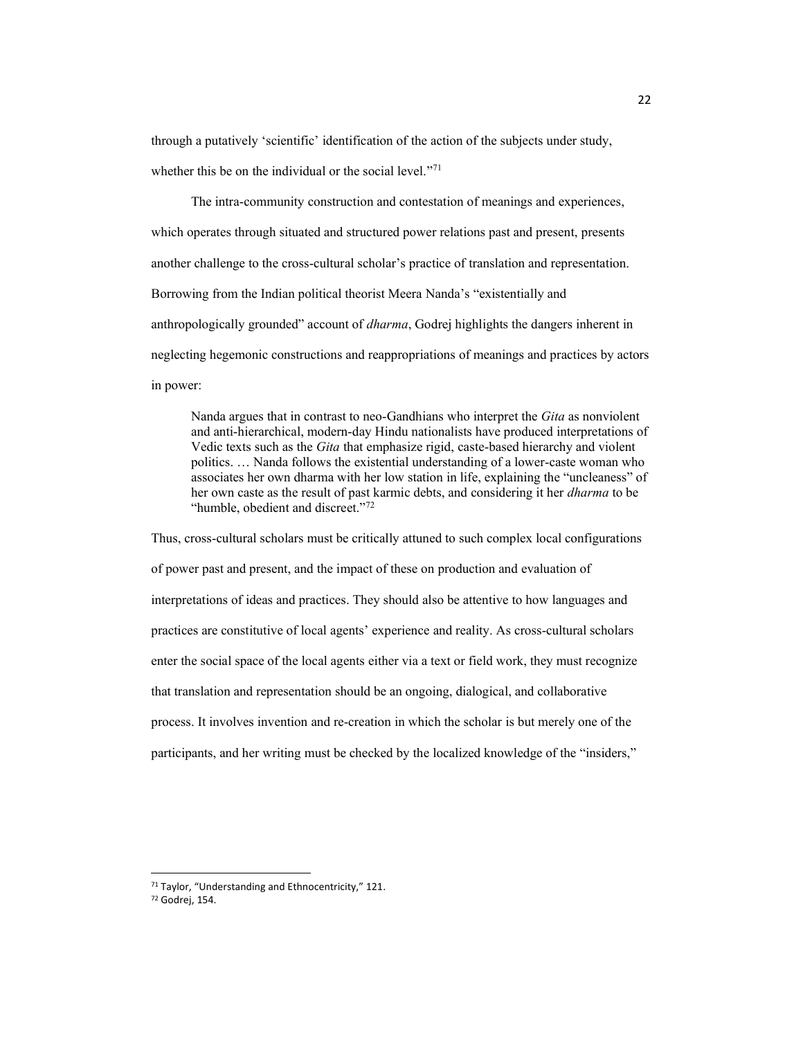through a putatively 'scientific' identification of the action of the subjects under study, whether this be on the individual or the social level."[71]

The intra-community construction and contestation of meanings and experiences, which operates through situated and structured power relations past and present, presents another challenge to the cross-cultural scholar's practice of translation and representation. Borrowing from the Indian political theorist Meera Nanda's "existentially and anthropologically grounded" account of *dharma*, Godrej highlights the dangers inherent in neglecting hegemonic constructions and reappropriations of meanings and practices by actors in power:

> Nanda argues that in contrast to neo-Gandhians who interpret the *Gita* as nonviolent and anti-hierarchical, modern-day Hindu nationalists have produced interpretations of Vedic texts such as the *Gita* that emphasize rigid, caste-based hierarchy and violent politics. … Nanda follows the existential understanding of a lower-caste woman who associates her own dharma with her low station in life, explaining the "uncleaness" of her own caste as the result of past karmic debts, and considering it her *dharma* to be "humble, obedient and discreet."[72]

Thus, cross-cultural scholars must be critically attuned to such complex local configurations of power past and present, and the impact of these on production and evaluation of interpretations of ideas and practices. They should also be attentive to how languages and practices are constitutive of local agents' experience and reality. As cross-cultural scholars enter the social space of the local agents either via a text or field work, they must recognize that translation and representation should be an ongoing, dialogical, and collaborative process. It involves invention and re-creation in which the scholar is but merely one of the participants, and her writing must be checked by the localized knowledge of the "insiders,"

---

[71] Taylor, "Understanding and Ethnocentricity," 121.

[72] Godrej, 154.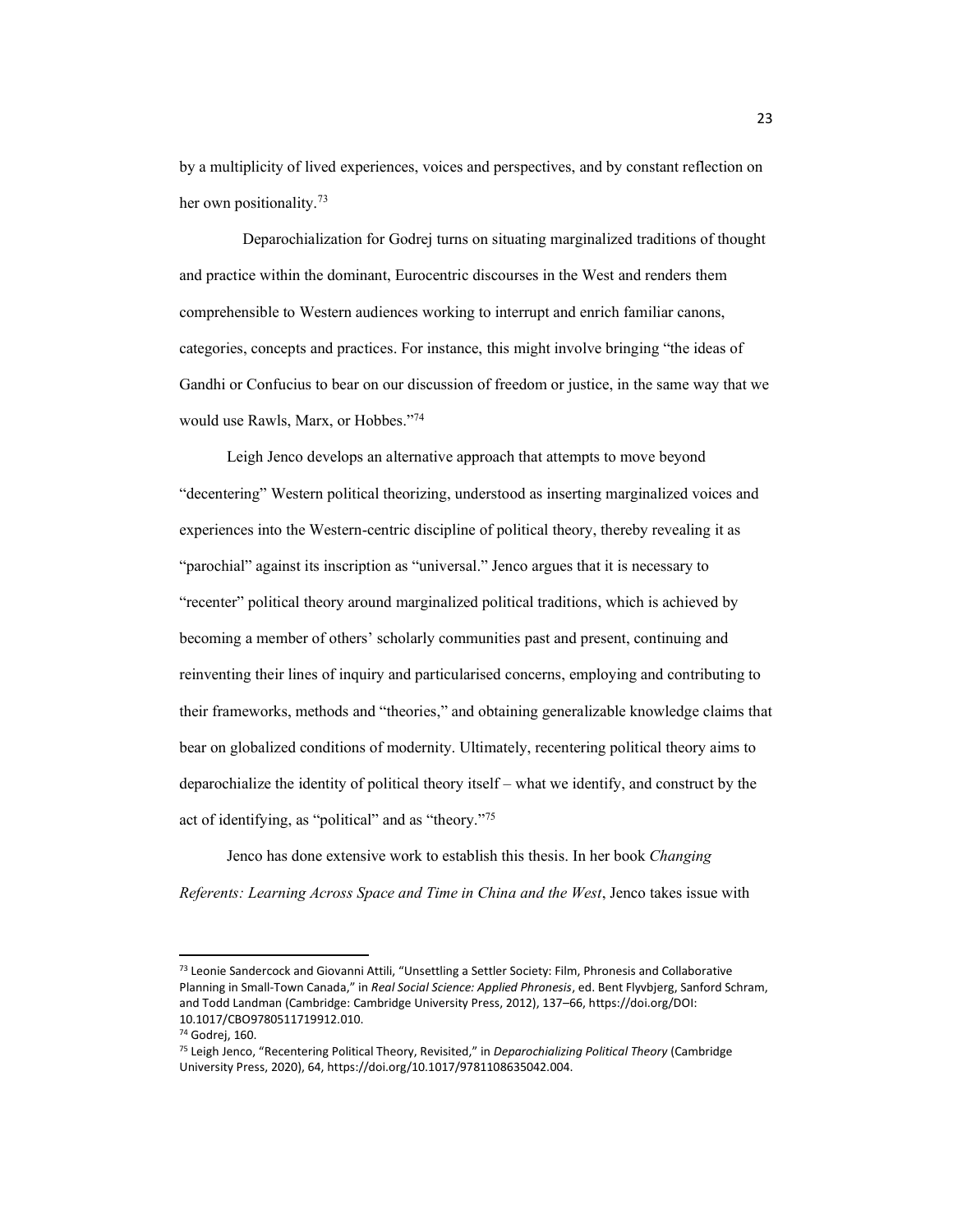by a multiplicity of lived experiences, voices and perspectives, and by constant reflection on her own positionality.[73]

Deparochialization for Godrej turns on situating marginalized traditions of thought and practice within the dominant, Eurocentric discourses in the West and renders them comprehensible to Western audiences working to interrupt and enrich familiar canons, categories, concepts and practices. For instance, this might involve bringing "the ideas of Gandhi or Confucius to bear on our discussion of freedom or justice, in the same way that we would use Rawls, Marx, or Hobbes."[74]

Leigh Jenco develops an alternative approach that attempts to move beyond "decentering" Western political theorizing, understood as inserting marginalized voices and experiences into the Western-centric discipline of political theory, thereby revealing it as "parochial" against its inscription as "universal." Jenco argues that it is necessary to "recenter" political theory around marginalized political traditions, which is achieved by becoming a member of others' scholarly communities past and present, continuing and reinventing their lines of inquiry and particularised concerns, employing and contributing to their frameworks, methods and "theories," and obtaining generalizable knowledge claims that bear on globalized conditions of modernity. Ultimately, recentering political theory aims to deparochialize the identity of political theory itself – what we identify, and construct by the act of identifying, as "political" and as "theory."[75]

Jenco has done extensive work to establish this thesis. In her book *Changing Referents: Learning Across Space and Time in China and the West*, Jenco takes issue with

---

[73] Leonie Sandercock and Giovanni Attili, "Unsettling a Settler Society: Film, Phronesis and Collaborative Planning in Small-Town Canada," in *Real Social Science: Applied Phronesis*, ed. Bent Flyvbjerg, Sanford Schram, and Todd Landman (Cambridge: Cambridge University Press, 2012), 137–66, https://doi.org/DOI: 10.1017/CBO9780511719912.010.

[74] Godrej, 160.

[75] Leigh Jenco, "Recentering Political Theory, Revisited," in *Deparochializing Political Theory* (Cambridge University Press, 2020), 64, https://doi.org/10.1017/9781108635042.004.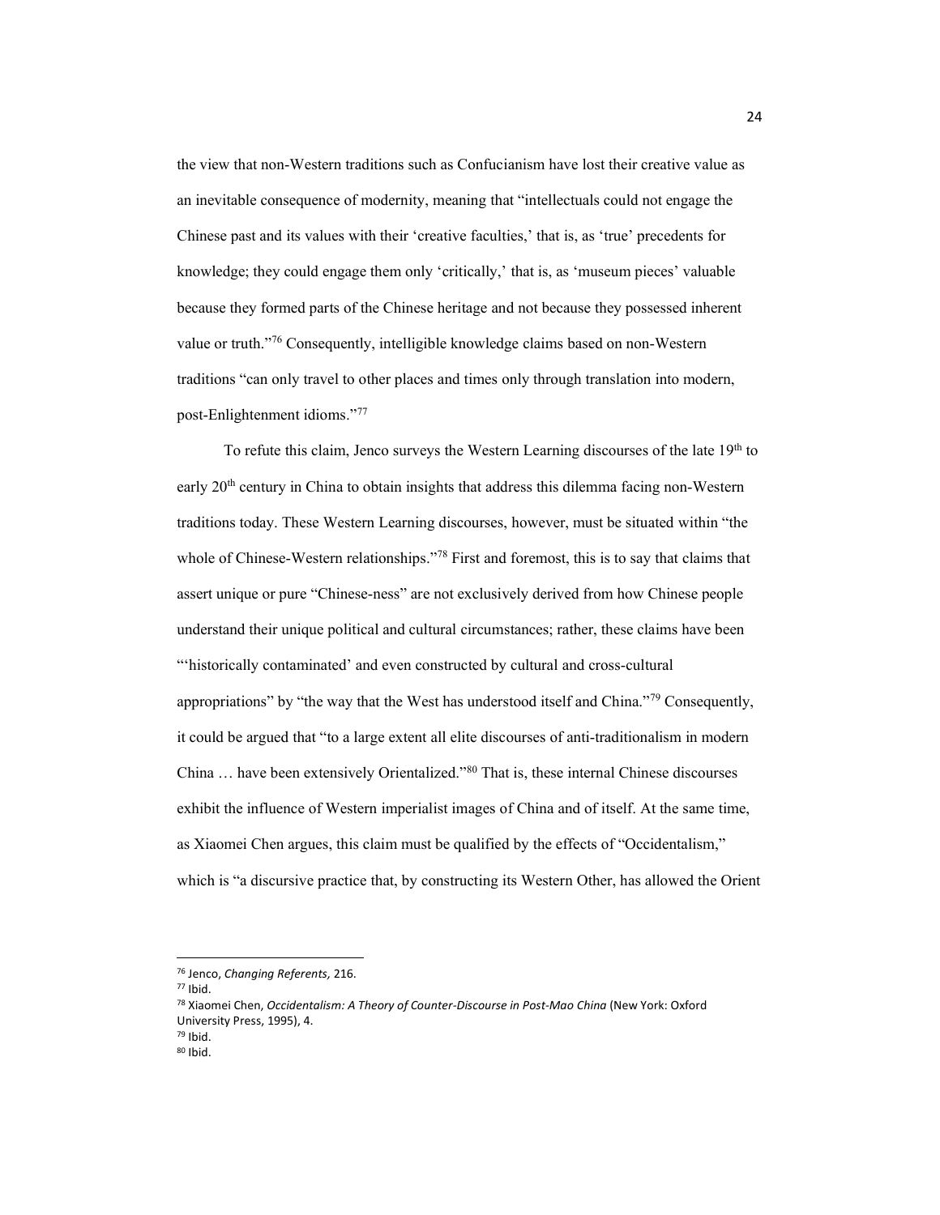the view that non-Western traditions such as Confucianism have lost their creative value as an inevitable consequence of modernity, meaning that "intellectuals could not engage the Chinese past and its values with their 'creative faculties,' that is, as 'true' precedents for knowledge; they could engage them only 'critically,' that is, as 'museum pieces' valuable because they formed parts of the Chinese heritage and not because they possessed inherent value or truth."[76] Consequently, intelligible knowledge claims based on non-Western traditions "can only travel to other places and times only through translation into modern, post-Enlightenment idioms."[77]

To refute this claim, Jenco surveys the Western Learning discourses of the late 19th to early 20th century in China to obtain insights that address this dilemma facing non-Western traditions today. These Western Learning discourses, however, must be situated within "the whole of Chinese-Western relationships."[78] First and foremost, this is to say that claims that assert unique or pure "Chinese-ness" are not exclusively derived from how Chinese people understand their unique political and cultural circumstances; rather, these claims have been "'historically contaminated' and even constructed by cultural and cross-cultural appropriations" by "the way that the West has understood itself and China."[79] Consequently, it could be argued that "to a large extent all elite discourses of anti-traditionalism in modern China … have been extensively Orientalized."[80] That is, these internal Chinese discourses exhibit the influence of Western imperialist images of China and of itself. At the same time, as Xiaomei Chen argues, this claim must be qualified by the effects of "Occidentalism," which is "a discursive practice that, by constructing its Western Other, has allowed the Orient

---

[76] Jenco, *Changing Referents,* 216.

[77] Ibid.

[78] Xiaomei Chen, *Occidentalism: A Theory of Counter-Discourse in Post-Mao China* (New York: Oxford University Press, 1995), 4.

[79] Ibid.

[80] Ibid.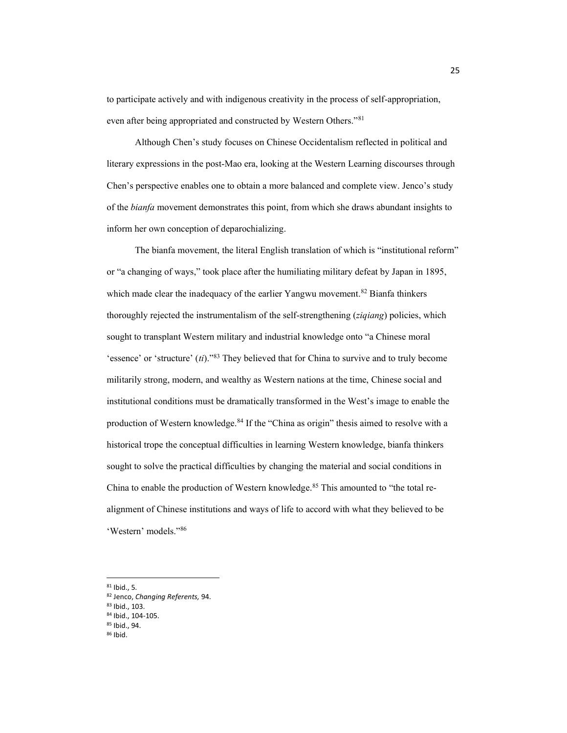to participate actively and with indigenous creativity in the process of self-appropriation, even after being appropriated and constructed by Western Others."[81]

Although Chen's study focuses on Chinese Occidentalism reflected in political and literary expressions in the post-Mao era, looking at the Western Learning discourses through Chen's perspective enables one to obtain a more balanced and complete view. Jenco's study of the *bianfa* movement demonstrates this point, from which she draws abundant insights to inform her own conception of deparochializing.

The bianfa movement, the literal English translation of which is "institutional reform" or "a changing of ways," took place after the humiliating military defeat by Japan in 1895, which made clear the inadequacy of the earlier Yangwu movement.[82] Bianfa thinkers thoroughly rejected the instrumentalism of the self-strengthening (*ziqiang*) policies, which sought to transplant Western military and industrial knowledge onto "a Chinese moral 'essence' or 'structure' (*ti*)."[83] They believed that for China to survive and to truly become militarily strong, modern, and wealthy as Western nations at the time, Chinese social and institutional conditions must be dramatically transformed in the West's image to enable the production of Western knowledge.[84] If the "China as origin" thesis aimed to resolve with a historical trope the conceptual difficulties in learning Western knowledge, bianfa thinkers sought to solve the practical difficulties by changing the material and social conditions in China to enable the production of Western knowledge.[85] This amounted to "the total re-alignment of Chinese institutions and ways of life to accord with what they believed to be 'Western' models."[86]

---

[81] Ibid., 5.

[82] Jenco, *Changing Referents,* 94.

[83] Ibid., 103.

[84] Ibid., 104-105.

[85] Ibid., 94.

[86] Ibid.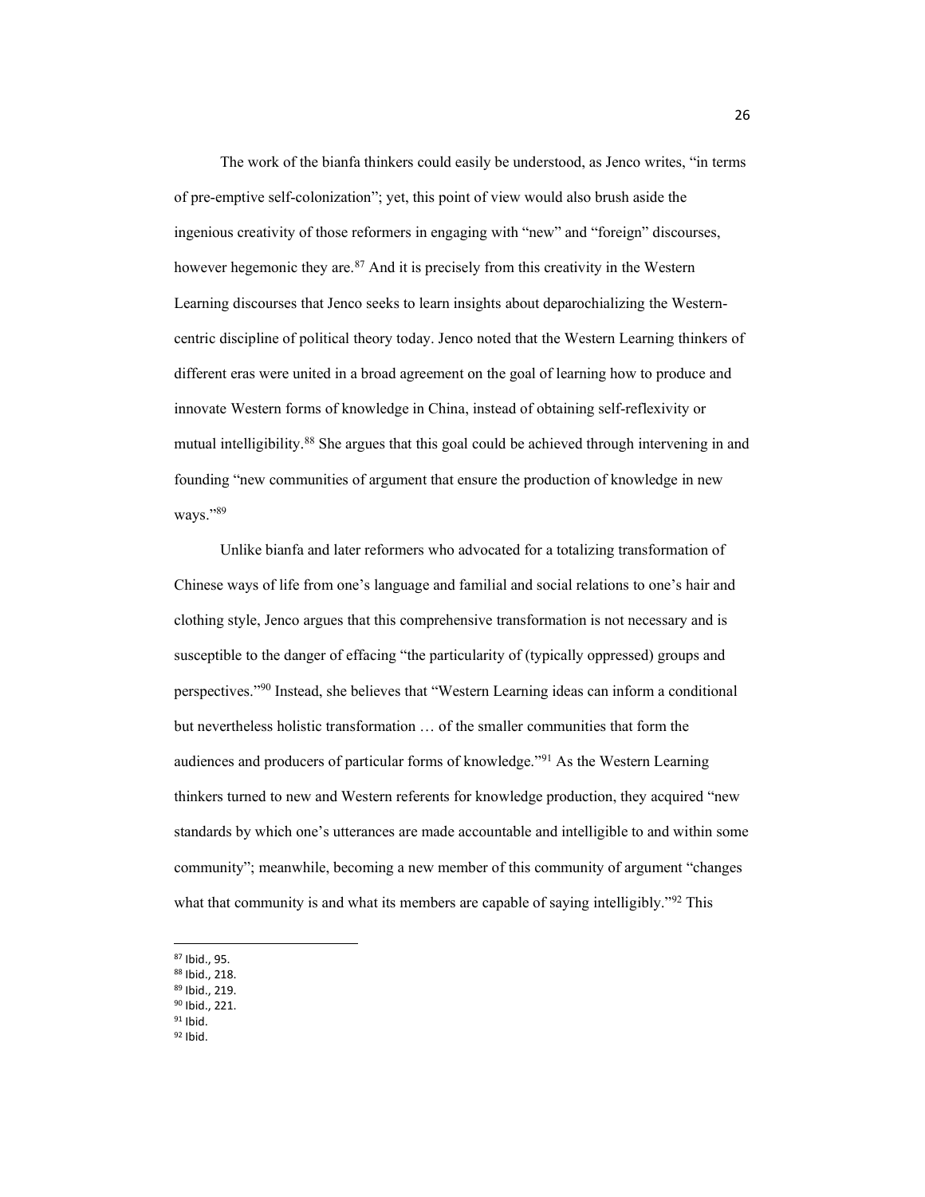The work of the bianfa thinkers could easily be understood, as Jenco writes, "in terms of pre-emptive self-colonization"; yet, this point of view would also brush aside the ingenious creativity of those reformers in engaging with "new" and "foreign" discourses, however hegemonic they are.[87] And it is precisely from this creativity in the Western Learning discourses that Jenco seeks to learn insights about deparochializing the Western-centric discipline of political theory today. Jenco noted that the Western Learning thinkers of different eras were united in a broad agreement on the goal of learning how to produce and innovate Western forms of knowledge in China, instead of obtaining self-reflexivity or mutual intelligibility.[88] She argues that this goal could be achieved through intervening in and founding "new communities of argument that ensure the production of knowledge in new ways."[89]

Unlike bianfa and later reformers who advocated for a totalizing transformation of Chinese ways of life from one's language and familial and social relations to one's hair and clothing style, Jenco argues that this comprehensive transformation is not necessary and is susceptible to the danger of effacing "the particularity of (typically oppressed) groups and perspectives."[90] Instead, she believes that "Western Learning ideas can inform a conditional but nevertheless holistic transformation … of the smaller communities that form the audiences and producers of particular forms of knowledge."[91] As the Western Learning thinkers turned to new and Western referents for knowledge production, they acquired "new standards by which one's utterances are made accountable and intelligible to and within some community"; meanwhile, becoming a new member of this community of argument "changes what that community is and what its members are capable of saying intelligibly."[92] This

---

[87] Ibid., 95.
[88] Ibid., 218.
[89] Ibid., 219.
[90] Ibid., 221.
[91] Ibid.
[92] Ibid.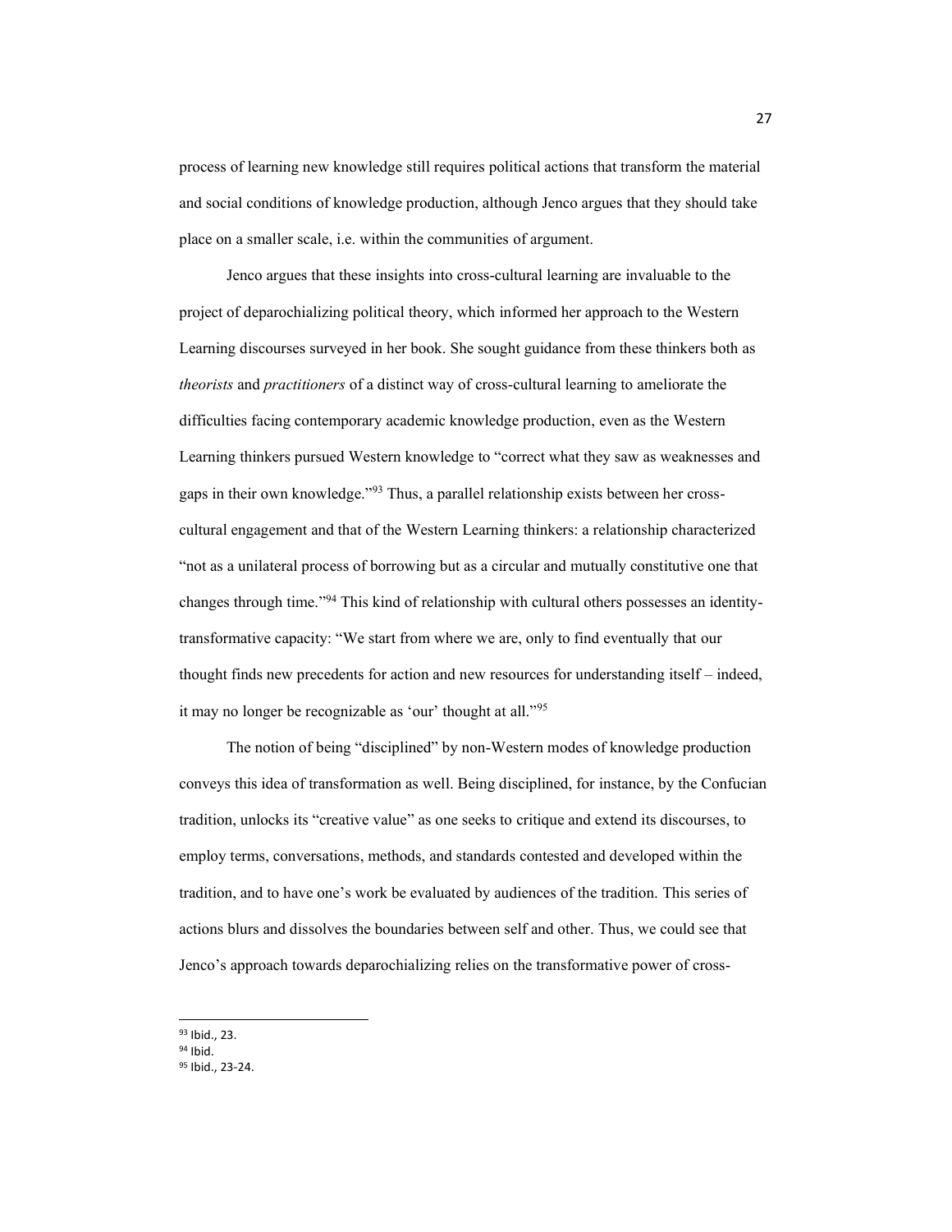process of learning new knowledge still requires political actions that transform the material and social conditions of knowledge production, although Jenco argues that they should take place on a smaller scale, i.e. within the communities of argument.

Jenco argues that these insights into cross-cultural learning are invaluable to the project of deparochializing political theory, which informed her approach to the Western Learning discourses surveyed in her book. She sought guidance from these thinkers both as *theorists* and *practitioners* of a distinct way of cross-cultural learning to ameliorate the difficulties facing contemporary academic knowledge production, even as the Western Learning thinkers pursued Western knowledge to "correct what they saw as weaknesses and gaps in their own knowledge."[93] Thus, a parallel relationship exists between her cross-cultural engagement and that of the Western Learning thinkers: a relationship characterized "not as a unilateral process of borrowing but as a circular and mutually constitutive one that changes through time."[94] This kind of relationship with cultural others possesses an identity-transformative capacity: "We start from where we are, only to find eventually that our thought finds new precedents for action and new resources for understanding itself – indeed, it may no longer be recognizable as 'our' thought at all."[95]

The notion of being "disciplined" by non-Western modes of knowledge production conveys this idea of transformation as well. Being disciplined, for instance, by the Confucian tradition, unlocks its "creative value" as one seeks to critique and extend its discourses, to employ terms, conversations, methods, and standards contested and developed within the tradition, and to have one's work be evaluated by audiences of the tradition. This series of actions blurs and dissolves the boundaries between self and other. Thus, we could see that Jenco's approach towards deparochializing relies on the transformative power of cross-

---

[93] Ibid., 23.

[94] Ibid.

[95] Ibid., 23-24.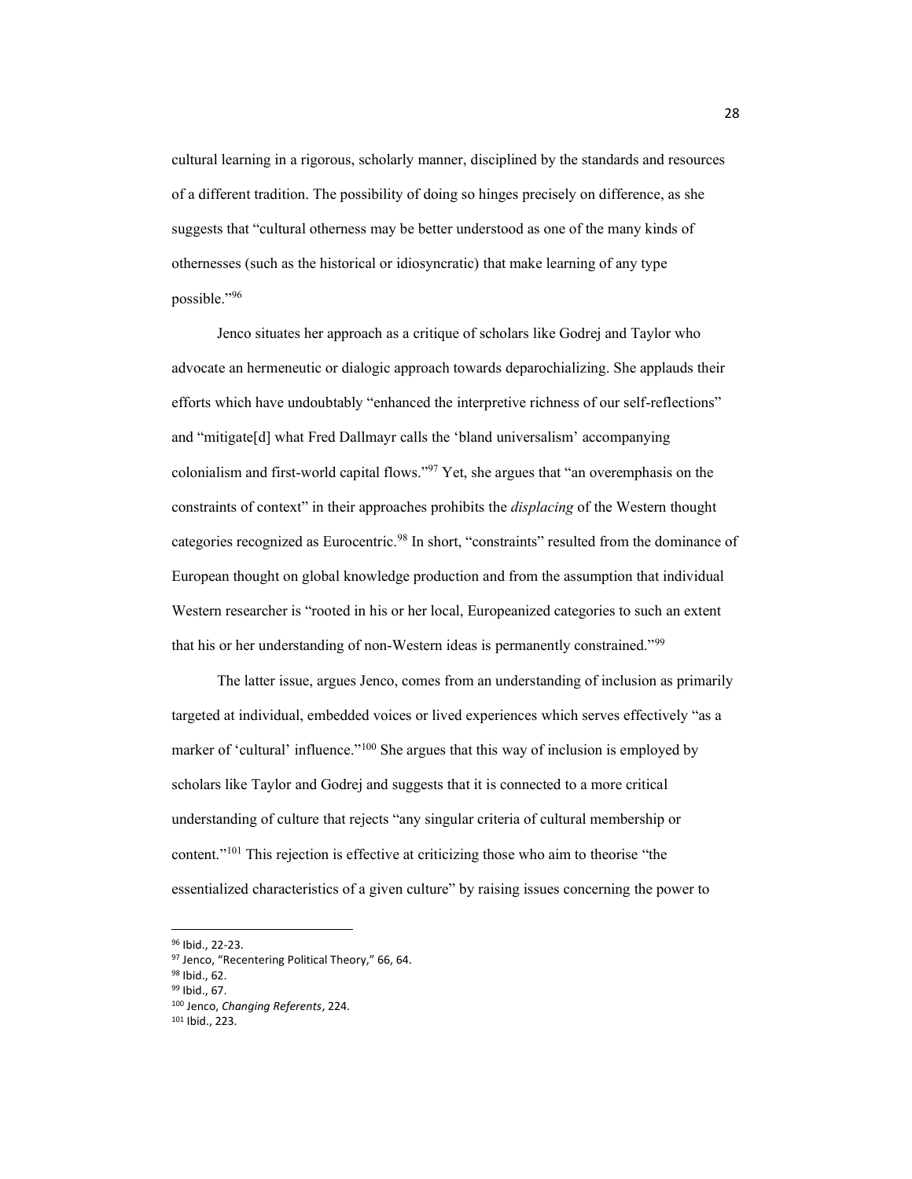cultural learning in a rigorous, scholarly manner, disciplined by the standards and resources of a different tradition. The possibility of doing so hinges precisely on difference, as she suggests that "cultural otherness may be better understood as one of the many kinds of othernesses (such as the historical or idiosyncratic) that make learning of any type possible."[96]

Jenco situates her approach as a critique of scholars like Godrej and Taylor who advocate an hermeneutic or dialogic approach towards deparochializing. She applauds their efforts which have undoubtably "enhanced the interpretive richness of our self-reflections" and "mitigate[d] what Fred Dallmayr calls the 'bland universalism' accompanying colonialism and first-world capital flows."[97] Yet, she argues that "an overemphasis on the constraints of context" in their approaches prohibits the *displacing* of the Western thought categories recognized as Eurocentric.[98] In short, "constraints" resulted from the dominance of European thought on global knowledge production and from the assumption that individual Western researcher is "rooted in his or her local, Europeanized categories to such an extent that his or her understanding of non-Western ideas is permanently constrained."[99]

The latter issue, argues Jenco, comes from an understanding of inclusion as primarily targeted at individual, embedded voices or lived experiences which serves effectively "as a marker of 'cultural' influence."[100] She argues that this way of inclusion is employed by scholars like Taylor and Godrej and suggests that it is connected to a more critical understanding of culture that rejects "any singular criteria of cultural membership or content."[101] This rejection is effective at criticizing those who aim to theorise "the essentialized characteristics of a given culture" by raising issues concerning the power to

---

[96] Ibid., 22-23.

[97] Jenco, "Recentering Political Theory," 66, 64.

[98] Ibid., 62.

[99] Ibid., 67.

[100] Jenco, *Changing Referents*, 224.

[101] Ibid., 223.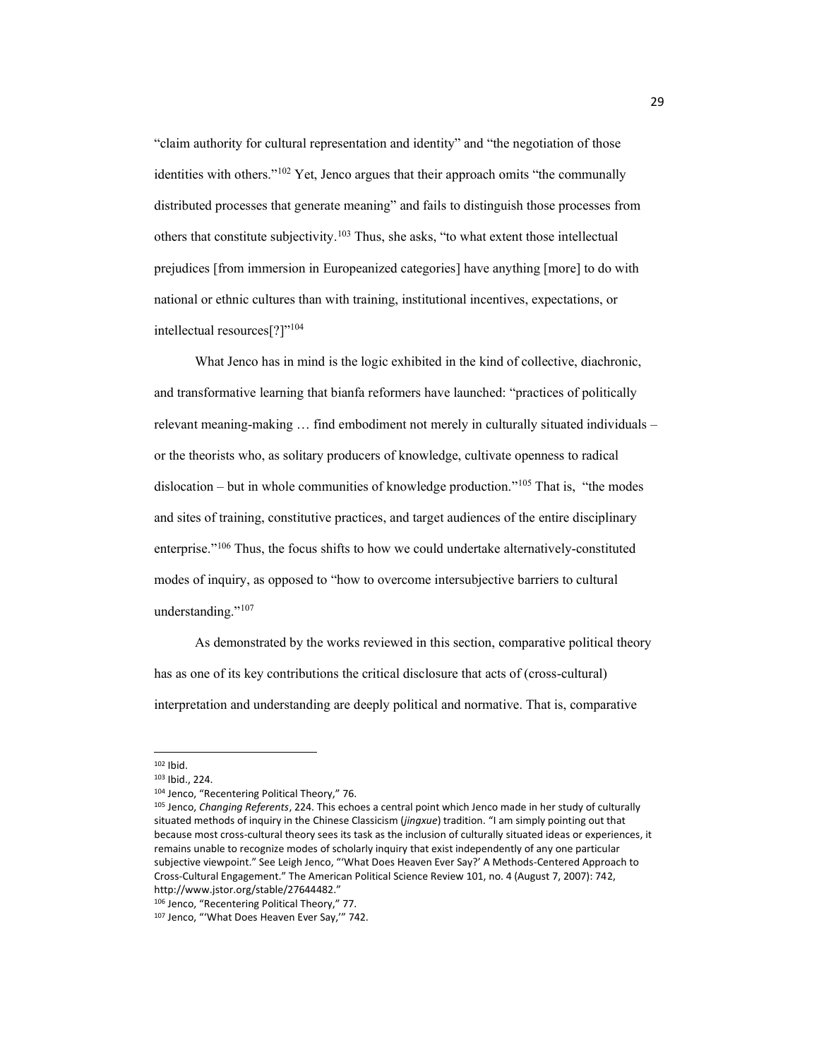"claim authority for cultural representation and identity" and "the negotiation of those identities with others."[102] Yet, Jenco argues that their approach omits "the communally distributed processes that generate meaning" and fails to distinguish those processes from others that constitute subjectivity.[103] Thus, she asks, "to what extent those intellectual prejudices [from immersion in Europeanized categories] have anything [more] to do with national or ethnic cultures than with training, institutional incentives, expectations, or intellectual resources[?]"[104]

What Jenco has in mind is the logic exhibited in the kind of collective, diachronic, and transformative learning that bianfa reformers have launched: "practices of politically relevant meaning-making … find embodiment not merely in culturally situated individuals – or the theorists who, as solitary producers of knowledge, cultivate openness to radical dislocation – but in whole communities of knowledge production."[105] That is, "the modes and sites of training, constitutive practices, and target audiences of the entire disciplinary enterprise."[106] Thus, the focus shifts to how we could undertake alternatively-constituted modes of inquiry, as opposed to "how to overcome intersubjective barriers to cultural understanding."[107]

As demonstrated by the works reviewed in this section, comparative political theory has as one of its key contributions the critical disclosure that acts of (cross-cultural) interpretation and understanding are deeply political and normative. That is, comparative

---

[102] Ibid.

[103] Ibid., 224.

[104] Jenco, "Recentering Political Theory," 76.

[105] Jenco, *Changing Referents*, 224. This echoes a central point which Jenco made in her study of culturally situated methods of inquiry in the Chinese Classicism (*jingxue*) tradition. "I am simply pointing out that because most cross-cultural theory sees its task as the inclusion of culturally situated ideas or experiences, it remains unable to recognize modes of scholarly inquiry that exist independently of any one particular subjective viewpoint." See Leigh Jenco, "'What Does Heaven Ever Say?' A Methods-Centered Approach to Cross-Cultural Engagement." The American Political Science Review 101, no. 4 (August 7, 2007): 742, http://www.jstor.org/stable/27644482."

[106] Jenco, "Recentering Political Theory," 77.

[107] Jenco, "'What Does Heaven Ever Say,'" 742.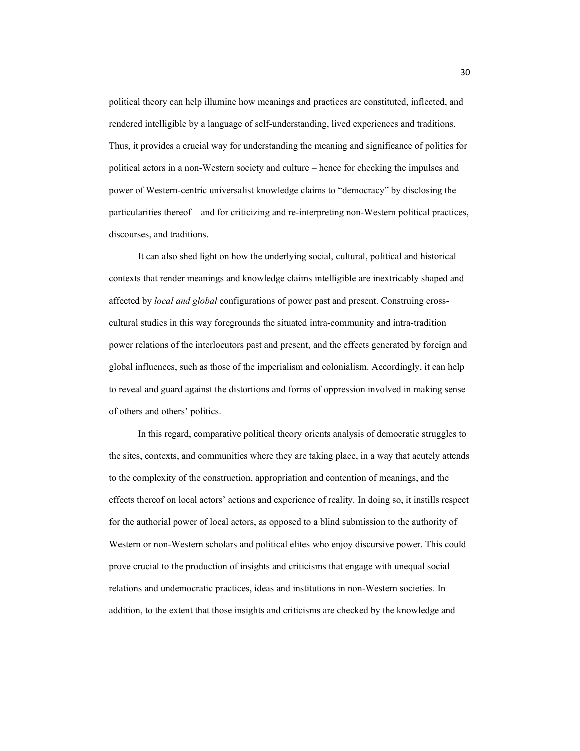political theory can help illumine how meanings and practices are constituted, inflected, and rendered intelligible by a language of self-understanding, lived experiences and traditions. Thus, it provides a crucial way for understanding the meaning and significance of politics for political actors in a non-Western society and culture – hence for checking the impulses and power of Western-centric universalist knowledge claims to "democracy" by disclosing the particularities thereof – and for criticizing and re-interpreting non-Western political practices, discourses, and traditions.

It can also shed light on how the underlying social, cultural, political and historical contexts that render meanings and knowledge claims intelligible are inextricably shaped and affected by *local and global* configurations of power past and present. Construing cross-cultural studies in this way foregrounds the situated intra-community and intra-tradition power relations of the interlocutors past and present, and the effects generated by foreign and global influences, such as those of the imperialism and colonialism. Accordingly, it can help to reveal and guard against the distortions and forms of oppression involved in making sense of others and others' politics.

In this regard, comparative political theory orients analysis of democratic struggles to the sites, contexts, and communities where they are taking place, in a way that acutely attends to the complexity of the construction, appropriation and contention of meanings, and the effects thereof on local actors' actions and experience of reality. In doing so, it instills respect for the authorial power of local actors, as opposed to a blind submission to the authority of Western or non-Western scholars and political elites who enjoy discursive power. This could prove crucial to the production of insights and criticisms that engage with unequal social relations and undemocratic practices, ideas and institutions in non-Western societies. In addition, to the extent that those insights and criticisms are checked by the knowledge and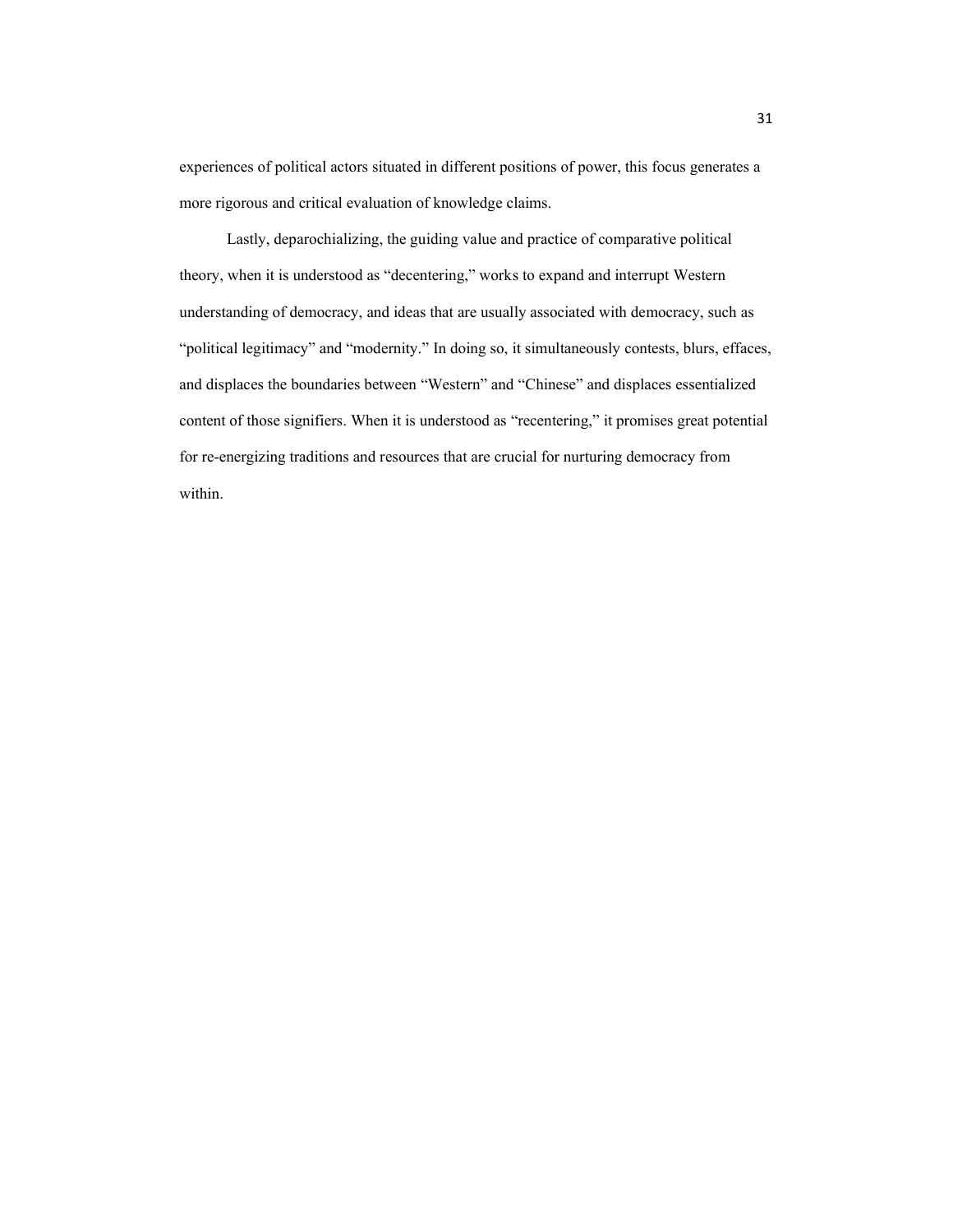experiences of political actors situated in different positions of power, this focus generates a more rigorous and critical evaluation of knowledge claims.

Lastly, deparochializing, the guiding value and practice of comparative political theory, when it is understood as "decentering," works to expand and interrupt Western understanding of democracy, and ideas that are usually associated with democracy, such as "political legitimacy" and "modernity." In doing so, it simultaneously contests, blurs, effaces, and displaces the boundaries between "Western" and "Chinese" and displaces essentialized content of those signifiers. When it is understood as "recentering," it promises great potential for re-energizing traditions and resources that are crucial for nurturing democracy from within.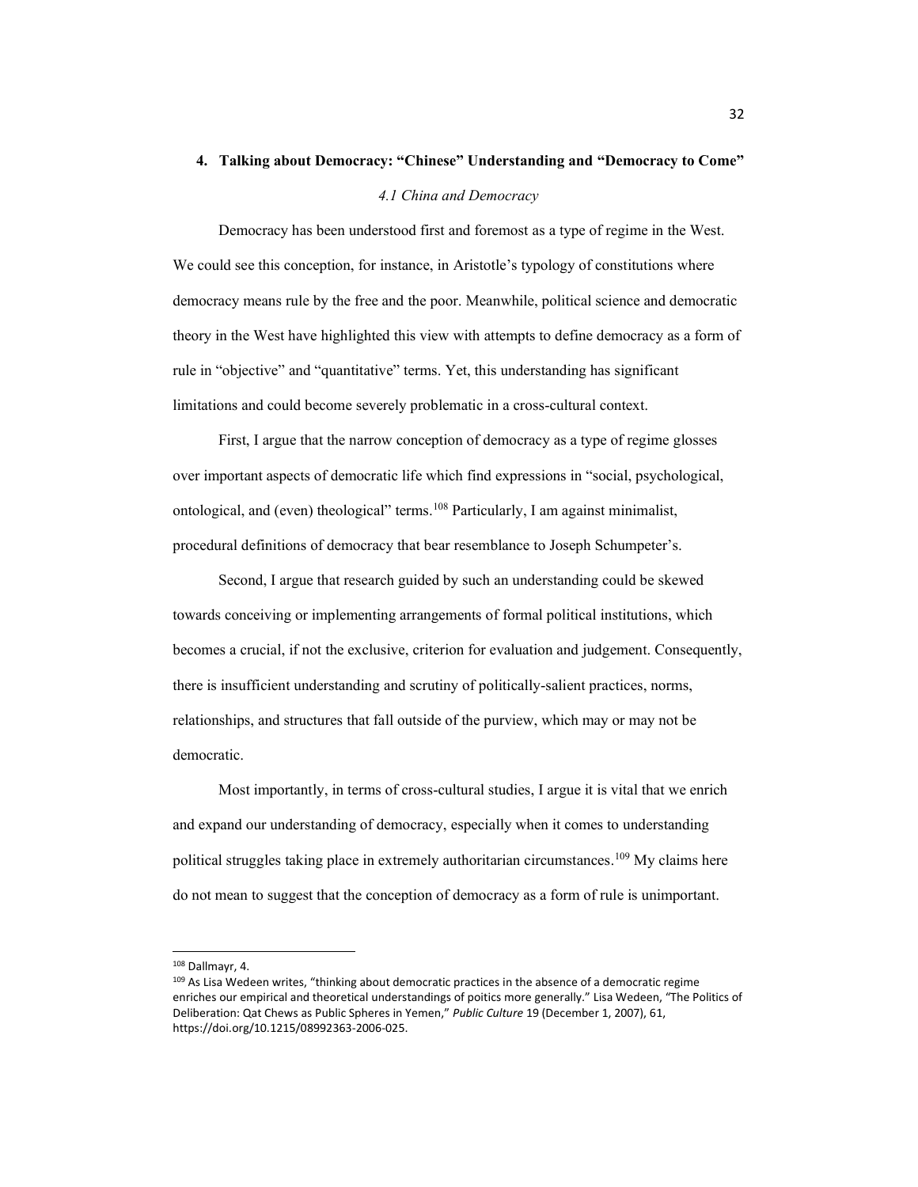# 4. Talking about Democracy: "Chinese" Understanding and "Democracy to Come"

### *4.1 China and Democracy*

Democracy has been understood first and foremost as a type of regime in the West. We could see this conception, for instance, in Aristotle's typology of constitutions where democracy means rule by the free and the poor. Meanwhile, political science and democratic theory in the West have highlighted this view with attempts to define democracy as a form of rule in "objective" and "quantitative" terms. Yet, this understanding has significant limitations and could become severely problematic in a cross-cultural context.

First, I argue that the narrow conception of democracy as a type of regime glosses over important aspects of democratic life which find expressions in "social, psychological, ontological, and (even) theological" terms.[108] Particularly, I am against minimalist, procedural definitions of democracy that bear resemblance to Joseph Schumpeter's.

Second, I argue that research guided by such an understanding could be skewed towards conceiving or implementing arrangements of formal political institutions, which becomes a crucial, if not the exclusive, criterion for evaluation and judgement. Consequently, there is insufficient understanding and scrutiny of politically-salient practices, norms, relationships, and structures that fall outside of the purview, which may or may not be democratic.

Most importantly, in terms of cross-cultural studies, I argue it is vital that we enrich and expand our understanding of democracy, especially when it comes to understanding political struggles taking place in extremely authoritarian circumstances.[109] My claims here do not mean to suggest that the conception of democracy as a form of rule is unimportant.

---

[108] Dallmayr, 4.

[109] As Lisa Wedeen writes, "thinking about democratic practices in the absence of a democratic regime enriches our empirical and theoretical understandings of poitics more generally." Lisa Wedeen, "The Politics of Deliberation: Qat Chews as Public Spheres in Yemen," *Public Culture* 19 (December 1, 2007), 61, https://doi.org/10.1215/08992363-2006-025.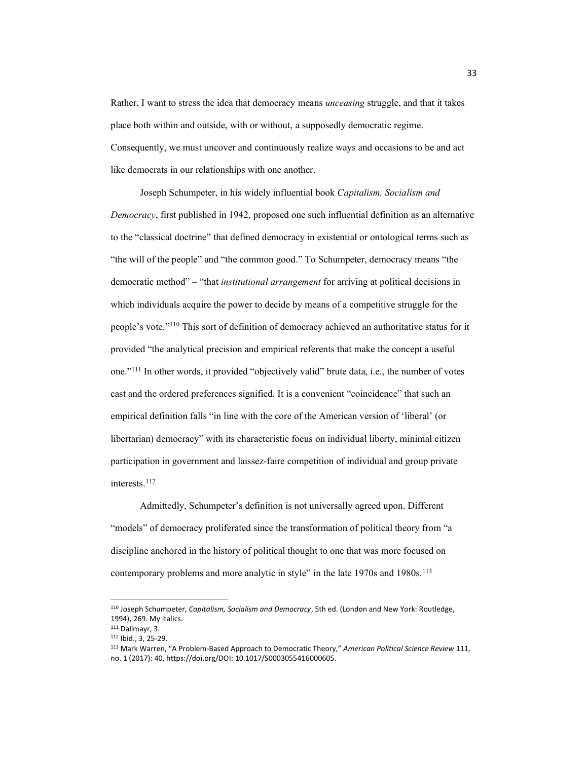Rather, I want to stress the idea that democracy means *unceasing* struggle, and that it takes place both within and outside, with or without, a supposedly democratic regime. Consequently, we must uncover and continuously realize ways and occasions to be and act like democrats in our relationships with one another.

Joseph Schumpeter, in his widely influential book *Capitalism, Socialism and Democracy*, first published in 1942, proposed one such influential definition as an alternative to the "classical doctrine" that defined democracy in existential or ontological terms such as "the will of the people" and "the common good." To Schumpeter, democracy means "the democratic method" – "that *institutional arrangement* for arriving at political decisions in which individuals acquire the power to decide by means of a competitive struggle for the people's vote."[110] This sort of definition of democracy achieved an authoritative status for it provided "the analytical precision and empirical referents that make the concept a useful one."[111] In other words, it provided "objectively valid" brute data, i.e., the number of votes cast and the ordered preferences signified. It is a convenient "coincidence" that such an empirical definition falls "in line with the core of the American version of 'liberal' (or libertarian) democracy" with its characteristic focus on individual liberty, minimal citizen participation in government and laissez-faire competition of individual and group private interests.[112]

Admittedly, Schumpeter's definition is not universally agreed upon. Different "models" of democracy proliferated since the transformation of political theory from "a discipline anchored in the history of political thought to one that was more focused on contemporary problems and more analytic in style" in the late 1970s and 1980s.[113]

---

[110] Joseph Schumpeter, *Capitalism, Socialism and Democracy*, 5th ed. (London and New York: Routledge, 1994), 269. My italics.

[111] Dallmayr, 3.

[112] Ibid., 3, 25-29.

[113] Mark Warren, "A Problem-Based Approach to Democratic Theory," *American Political Science Review* 111, no. 1 (2017): 40, https://doi.org/DOI: 10.1017/S0003055416000605.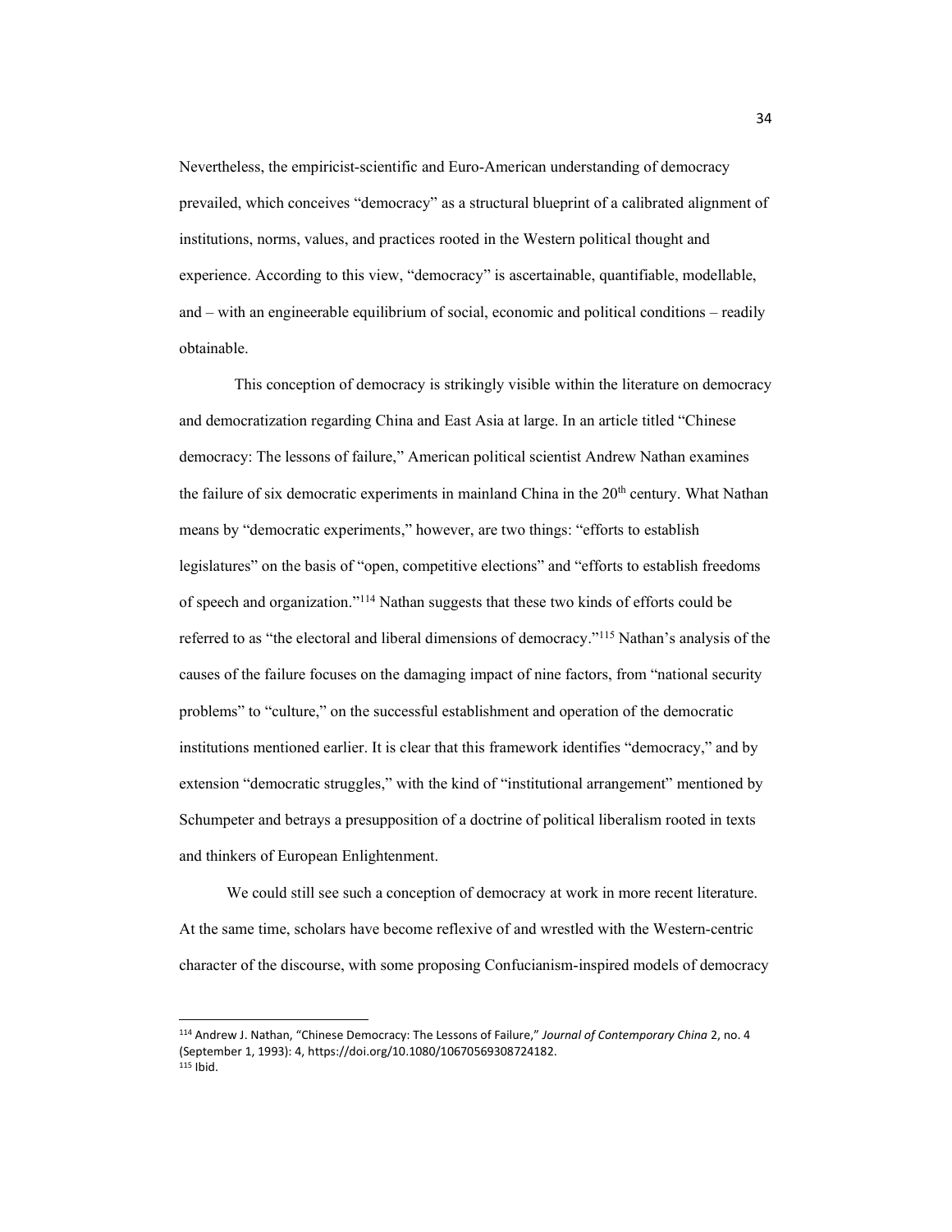Nevertheless, the empiricist-scientific and Euro-American understanding of democracy prevailed, which conceives "democracy" as a structural blueprint of a calibrated alignment of institutions, norms, values, and practices rooted in the Western political thought and experience. According to this view, "democracy" is ascertainable, quantifiable, modellable, and – with an engineerable equilibrium of social, economic and political conditions – readily obtainable.

This conception of democracy is strikingly visible within the literature on democracy and democratization regarding China and East Asia at large. In an article titled "Chinese democracy: The lessons of failure," American political scientist Andrew Nathan examines the failure of six democratic experiments in mainland China in the 20th century. What Nathan means by "democratic experiments," however, are two things: "efforts to establish legislatures" on the basis of "open, competitive elections" and "efforts to establish freedoms of speech and organization."[114] Nathan suggests that these two kinds of efforts could be referred to as "the electoral and liberal dimensions of democracy."[115] Nathan's analysis of the causes of the failure focuses on the damaging impact of nine factors, from "national security problems" to "culture," on the successful establishment and operation of the democratic institutions mentioned earlier. It is clear that this framework identifies "democracy," and by extension "democratic struggles," with the kind of "institutional arrangement" mentioned by Schumpeter and betrays a presupposition of a doctrine of political liberalism rooted in texts and thinkers of European Enlightenment.

We could still see such a conception of democracy at work in more recent literature. At the same time, scholars have become reflexive of and wrestled with the Western-centric character of the discourse, with some proposing Confucianism-inspired models of democracy

---

[114] Andrew J. Nathan, "Chinese Democracy: The Lessons of Failure," *Journal of Contemporary China* 2, no. 4 (September 1, 1993): 4, https://doi.org/10.1080/10670569308724182.
[115] Ibid.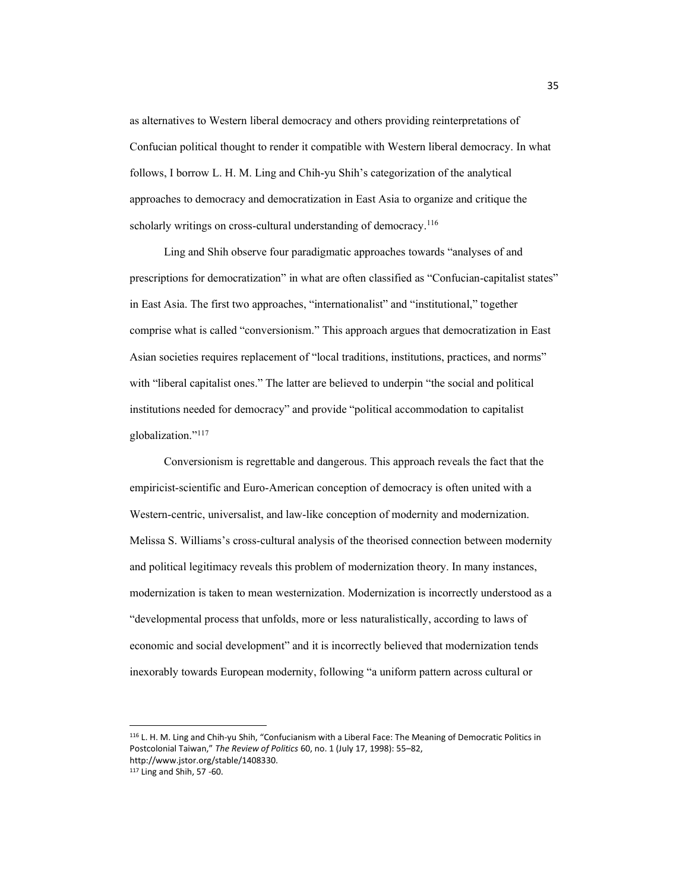as alternatives to Western liberal democracy and others providing reinterpretations of Confucian political thought to render it compatible with Western liberal democracy. In what follows, I borrow L. H. M. Ling and Chih-yu Shih's categorization of the analytical approaches to democracy and democratization in East Asia to organize and critique the scholarly writings on cross-cultural understanding of democracy.[116]

Ling and Shih observe four paradigmatic approaches towards "analyses of and prescriptions for democratization" in what are often classified as "Confucian-capitalist states" in East Asia. The first two approaches, "internationalist" and "institutional," together comprise what is called "conversionism." This approach argues that democratization in East Asian societies requires replacement of "local traditions, institutions, practices, and norms" with "liberal capitalist ones." The latter are believed to underpin "the social and political institutions needed for democracy" and provide "political accommodation to capitalist globalization."[117]

Conversionism is regrettable and dangerous. This approach reveals the fact that the empiricist-scientific and Euro-American conception of democracy is often united with a Western-centric, universalist, and law-like conception of modernity and modernization. Melissa S. Williams's cross-cultural analysis of the theorised connection between modernity and political legitimacy reveals this problem of modernization theory. In many instances, modernization is taken to mean westernization. Modernization is incorrectly understood as a "developmental process that unfolds, more or less naturalistically, according to laws of economic and social development" and it is incorrectly believed that modernization tends inexorably towards European modernity, following "a uniform pattern across cultural or

---

[116] L. H. M. Ling and Chih-yu Shih, "Confucianism with a Liberal Face: The Meaning of Democratic Politics in Postcolonial Taiwan," *The Review of Politics* 60, no. 1 (July 17, 1998): 55–82, http://www.jstor.org/stable/1408330.

[117] Ling and Shih, 57 -60.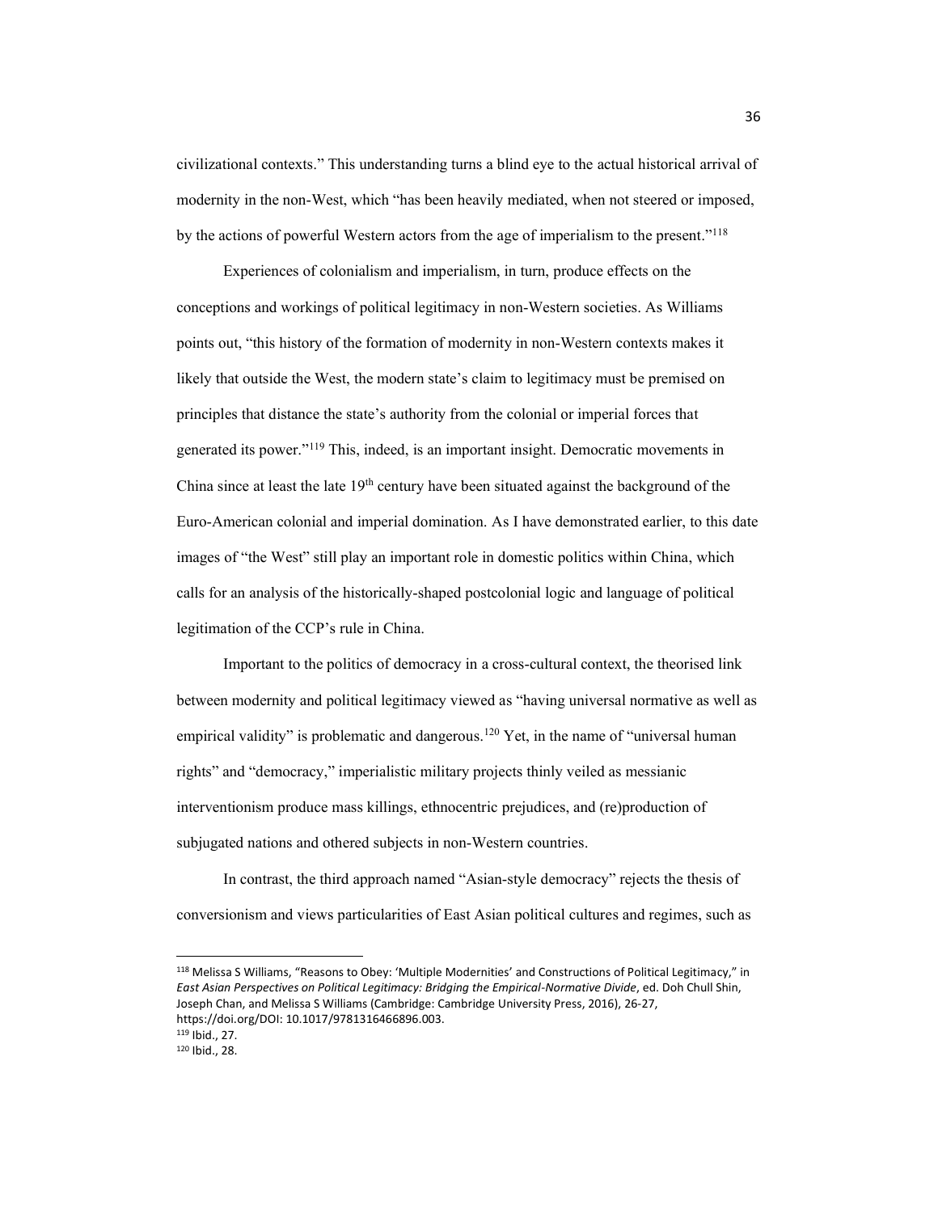civilizational contexts." This understanding turns a blind eye to the actual historical arrival of modernity in the non-West, which "has been heavily mediated, when not steered or imposed, by the actions of powerful Western actors from the age of imperialism to the present."[118]

Experiences of colonialism and imperialism, in turn, produce effects on the conceptions and workings of political legitimacy in non-Western societies. As Williams points out, "this history of the formation of modernity in non-Western contexts makes it likely that outside the West, the modern state's claim to legitimacy must be premised on principles that distance the state's authority from the colonial or imperial forces that generated its power."[119] This, indeed, is an important insight. Democratic movements in China since at least the late 19th century have been situated against the background of the Euro-American colonial and imperial domination. As I have demonstrated earlier, to this date images of "the West" still play an important role in domestic politics within China, which calls for an analysis of the historically-shaped postcolonial logic and language of political legitimation of the CCP's rule in China.

Important to the politics of democracy in a cross-cultural context, the theorised link between modernity and political legitimacy viewed as "having universal normative as well as empirical validity" is problematic and dangerous.[120] Yet, in the name of "universal human rights" and "democracy," imperialistic military projects thinly veiled as messianic interventionism produce mass killings, ethnocentric prejudices, and (re)production of subjugated nations and othered subjects in non-Western countries.

In contrast, the third approach named "Asian-style democracy" rejects the thesis of conversionism and views particularities of East Asian political cultures and regimes, such as

---

[118] Melissa S Williams, "Reasons to Obey: 'Multiple Modernities' and Constructions of Political Legitimacy," in *East Asian Perspectives on Political Legitimacy: Bridging the Empirical-Normative Divide*, ed. Doh Chull Shin, Joseph Chan, and Melissa S Williams (Cambridge: Cambridge University Press, 2016), 26-27, https://doi.org/DOI: 10.1017/9781316466896.003.

[119] Ibid., 27.

[120] Ibid., 28.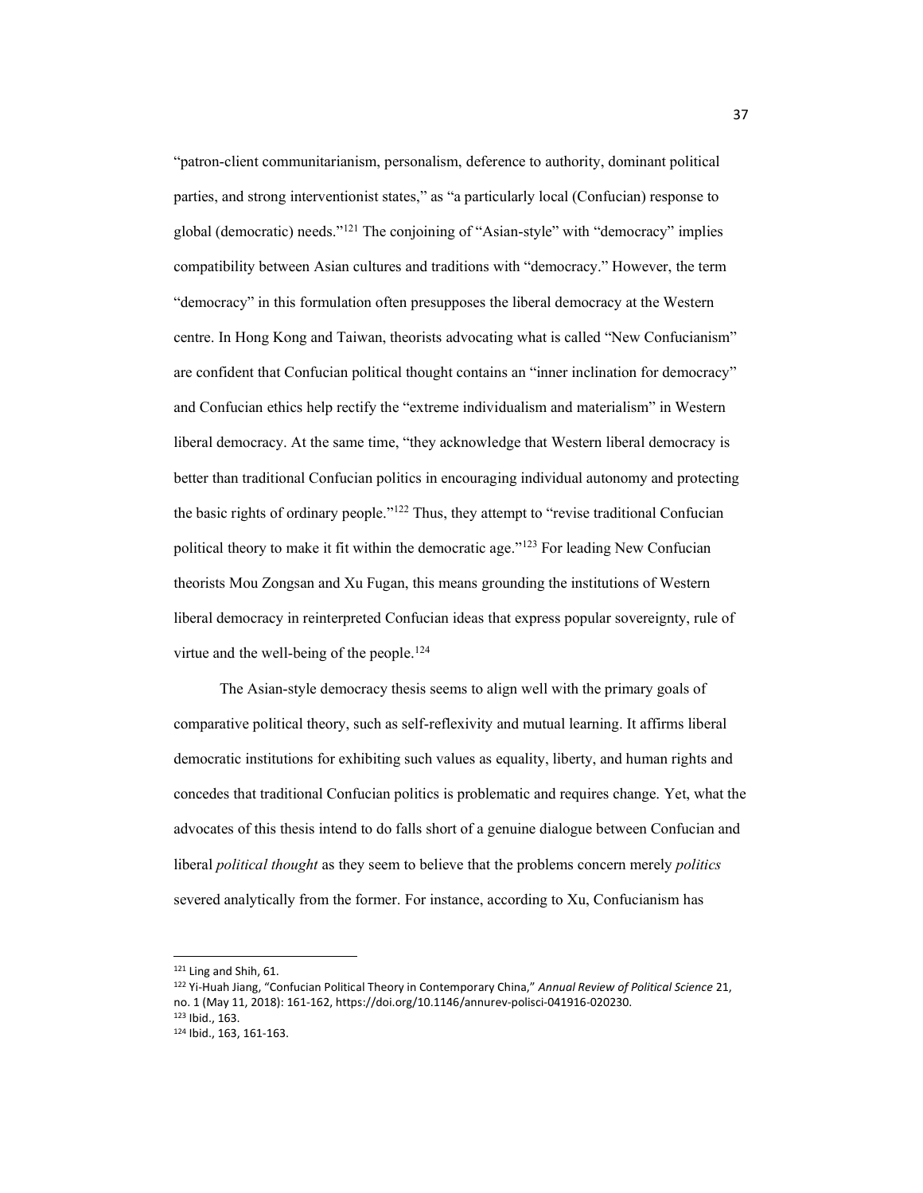"patron-client communitarianism, personalism, deference to authority, dominant political parties, and strong interventionist states," as "a particularly local (Confucian) response to global (democratic) needs."[121] The conjoining of "Asian-style" with "democracy" implies compatibility between Asian cultures and traditions with "democracy." However, the term "democracy" in this formulation often presupposes the liberal democracy at the Western centre. In Hong Kong and Taiwan, theorists advocating what is called "New Confucianism" are confident that Confucian political thought contains an "inner inclination for democracy" and Confucian ethics help rectify the "extreme individualism and materialism" in Western liberal democracy. At the same time, "they acknowledge that Western liberal democracy is better than traditional Confucian politics in encouraging individual autonomy and protecting the basic rights of ordinary people."[122] Thus, they attempt to "revise traditional Confucian political theory to make it fit within the democratic age."[123] For leading New Confucian theorists Mou Zongsan and Xu Fugan, this means grounding the institutions of Western liberal democracy in reinterpreted Confucian ideas that express popular sovereignty, rule of virtue and the well-being of the people.[124]

The Asian-style democracy thesis seems to align well with the primary goals of comparative political theory, such as self-reflexivity and mutual learning. It affirms liberal democratic institutions for exhibiting such values as equality, liberty, and human rights and concedes that traditional Confucian politics is problematic and requires change. Yet, what the advocates of this thesis intend to do falls short of a genuine dialogue between Confucian and liberal *political thought* as they seem to believe that the problems concern merely *politics* severed analytically from the former. For instance, according to Xu, Confucianism has

---

[121] Ling and Shih, 61.

[122] Yi-Huah Jiang, "Confucian Political Theory in Contemporary China," *Annual Review of Political Science* 21, no. 1 (May 11, 2018): 161-162, https://doi.org/10.1146/annurev-polisci-041916-020230.

[123] Ibid., 163.

[124] Ibid., 163, 161-163.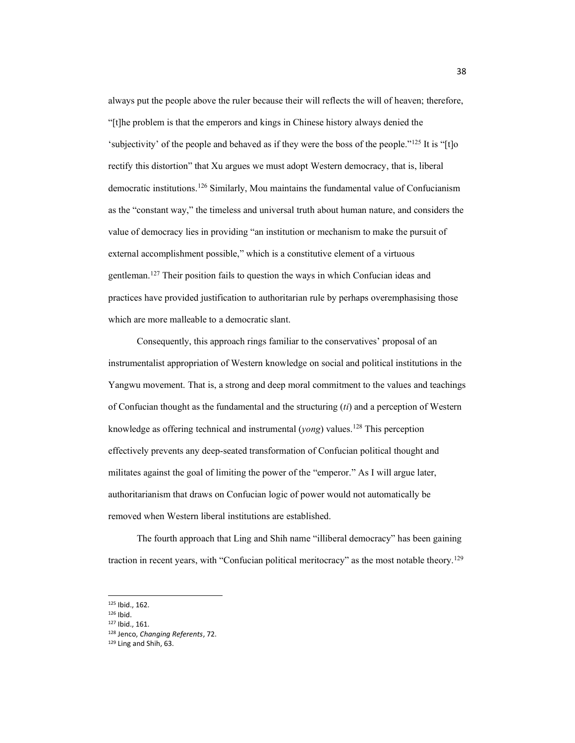always put the people above the ruler because their will reflects the will of heaven; therefore, "[t]he problem is that the emperors and kings in Chinese history always denied the 'subjectivity' of the people and behaved as if they were the boss of the people."[125] It is "[t]o rectify this distortion" that Xu argues we must adopt Western democracy, that is, liberal democratic institutions.[126] Similarly, Mou maintains the fundamental value of Confucianism as the "constant way," the timeless and universal truth about human nature, and considers the value of democracy lies in providing "an institution or mechanism to make the pursuit of external accomplishment possible," which is a constitutive element of a virtuous gentleman.[127] Their position fails to question the ways in which Confucian ideas and practices have provided justification to authoritarian rule by perhaps overemphasising those which are more malleable to a democratic slant.

Consequently, this approach rings familiar to the conservatives' proposal of an instrumentalist appropriation of Western knowledge on social and political institutions in the Yangwu movement. That is, a strong and deep moral commitment to the values and teachings of Confucian thought as the fundamental and the structuring (*ti*) and a perception of Western knowledge as offering technical and instrumental (*yong*) values.[128] This perception effectively prevents any deep-seated transformation of Confucian political thought and militates against the goal of limiting the power of the "emperor." As I will argue later, authoritarianism that draws on Confucian logic of power would not automatically be removed when Western liberal institutions are established.

The fourth approach that Ling and Shih name "illiberal democracy" has been gaining traction in recent years, with "Confucian political meritocracy" as the most notable theory.[129]

---

[125] Ibid., 162.

[126] Ibid.

[127] Ibid., 161.

[128] Jenco, *Changing Referents*, 72.

[129] Ling and Shih, 63.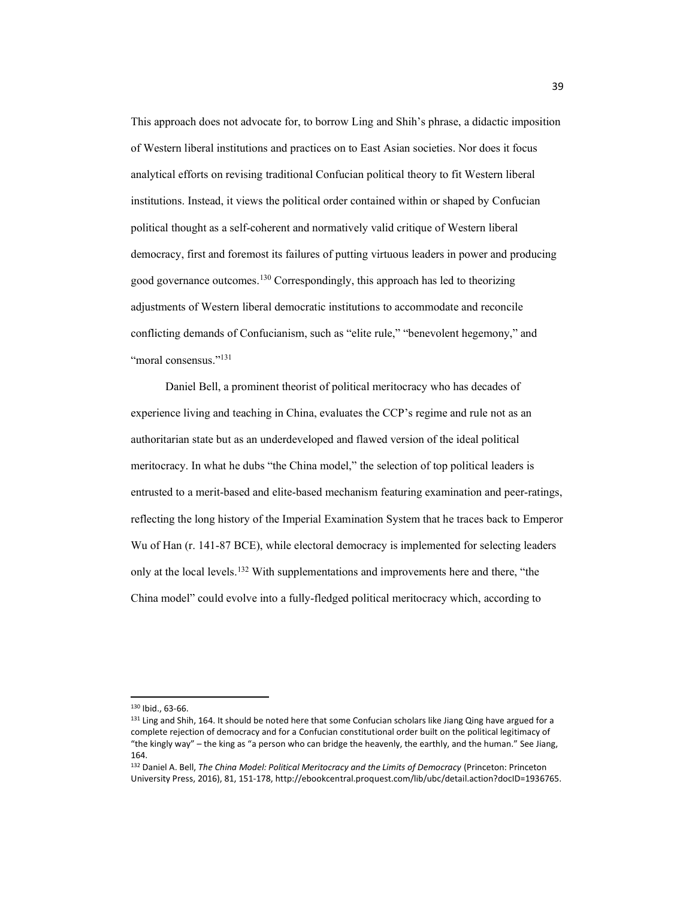This approach does not advocate for, to borrow Ling and Shih's phrase, a didactic imposition of Western liberal institutions and practices on to East Asian societies. Nor does it focus analytical efforts on revising traditional Confucian political theory to fit Western liberal institutions. Instead, it views the political order contained within or shaped by Confucian political thought as a self-coherent and normatively valid critique of Western liberal democracy, first and foremost its failures of putting virtuous leaders in power and producing good governance outcomes.[130] Correspondingly, this approach has led to theorizing adjustments of Western liberal democratic institutions to accommodate and reconcile conflicting demands of Confucianism, such as "elite rule," "benevolent hegemony," and "moral consensus."[131]

Daniel Bell, a prominent theorist of political meritocracy who has decades of experience living and teaching in China, evaluates the CCP's regime and rule not as an authoritarian state but as an underdeveloped and flawed version of the ideal political meritocracy. In what he dubs "the China model," the selection of top political leaders is entrusted to a merit-based and elite-based mechanism featuring examination and peer-ratings, reflecting the long history of the Imperial Examination System that he traces back to Emperor Wu of Han (r. 141-87 BCE), while electoral democracy is implemented for selecting leaders only at the local levels.[132] With supplementations and improvements here and there, "the China model" could evolve into a fully-fledged political meritocracy which, according to

---

[130] Ibid., 63-66.

[131] Ling and Shih, 164. It should be noted here that some Confucian scholars like Jiang Qing have argued for a complete rejection of democracy and for a Confucian constitutional order built on the political legitimacy of "the kingly way" – the king as "a person who can bridge the heavenly, the earthly, and the human." See Jiang, 164.

[132] Daniel A. Bell, *The China Model: Political Meritocracy and the Limits of Democracy* (Princeton: Princeton University Press, 2016), 81, 151-178, http://ebookcentral.proquest.com/lib/ubc/detail.action?docID=1936765.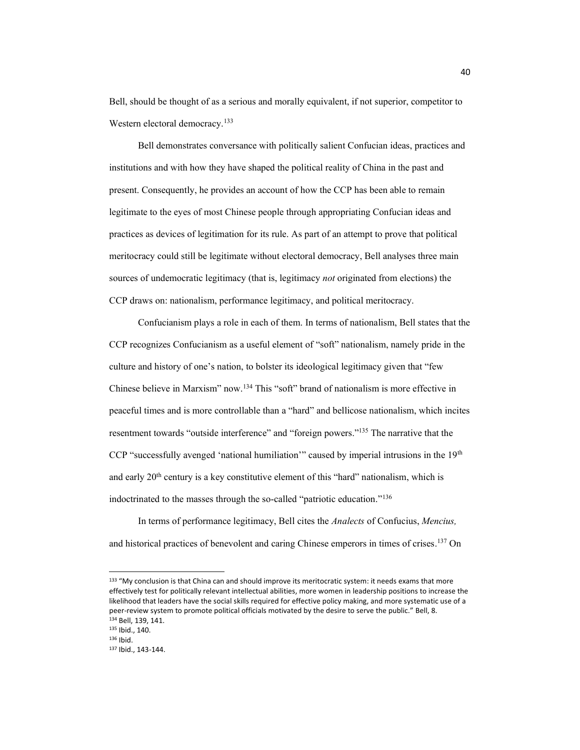Bell, should be thought of as a serious and morally equivalent, if not superior, competitor to Western electoral democracy.[133]

Bell demonstrates conversance with politically salient Confucian ideas, practices and institutions and with how they have shaped the political reality of China in the past and present. Consequently, he provides an account of how the CCP has been able to remain legitimate to the eyes of most Chinese people through appropriating Confucian ideas and practices as devices of legitimation for its rule. As part of an attempt to prove that political meritocracy could still be legitimate without electoral democracy, Bell analyses three main sources of undemocratic legitimacy (that is, legitimacy *not* originated from elections) the CCP draws on: nationalism, performance legitimacy, and political meritocracy.

Confucianism plays a role in each of them. In terms of nationalism, Bell states that the CCP recognizes Confucianism as a useful element of "soft" nationalism, namely pride in the culture and history of one's nation, to bolster its ideological legitimacy given that "few Chinese believe in Marxism" now.[134] This "soft" brand of nationalism is more effective in peaceful times and is more controllable than a "hard" and bellicose nationalism, which incites resentment towards "outside interference" and "foreign powers."[135] The narrative that the CCP "successfully avenged 'national humiliation'" caused by imperial intrusions in the 19th and early 20th century is a key constitutive element of this "hard" nationalism, which is indoctrinated to the masses through the so-called "patriotic education."[136]

In terms of performance legitimacy, Bell cites the *Analects* of Confucius, *Mencius,* and historical practices of benevolent and caring Chinese emperors in times of crises.[137] On

---

[133] "My conclusion is that China can and should improve its meritocratic system: it needs exams that more effectively test for politically relevant intellectual abilities, more women in leadership positions to increase the likelihood that leaders have the social skills required for effective policy making, and more systematic use of a peer-review system to promote political officials motivated by the desire to serve the public." Bell, 8.

[134] Bell, 139, 141.

[135] Ibid., 140.

[136] Ibid.

[137] Ibid., 143-144.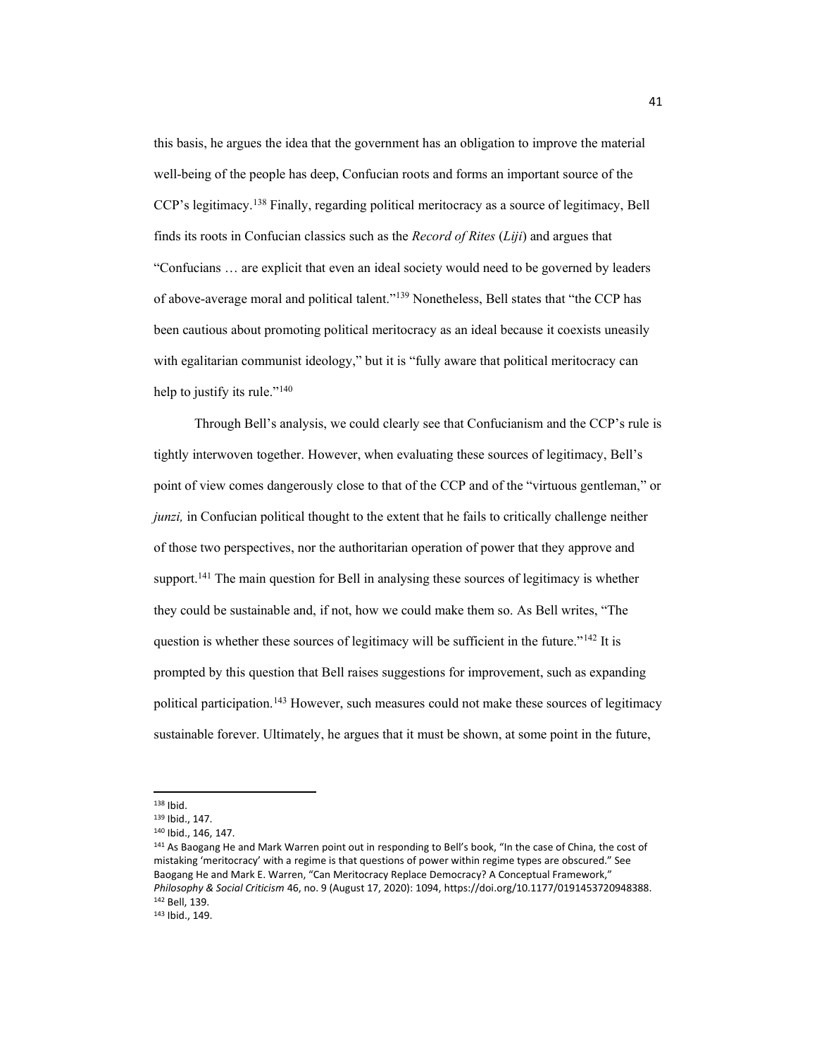this basis, he argues the idea that the government has an obligation to improve the material well-being of the people has deep, Confucian roots and forms an important source of the CCP's legitimacy.[138] Finally, regarding political meritocracy as a source of legitimacy, Bell finds its roots in Confucian classics such as the *Record of Rites* (*Liji*) and argues that "Confucians … are explicit that even an ideal society would need to be governed by leaders of above-average moral and political talent."[139] Nonetheless, Bell states that "the CCP has been cautious about promoting political meritocracy as an ideal because it coexists uneasily with egalitarian communist ideology," but it is "fully aware that political meritocracy can help to justify its rule."[140]

Through Bell's analysis, we could clearly see that Confucianism and the CCP's rule is tightly interwoven together. However, when evaluating these sources of legitimacy, Bell's point of view comes dangerously close to that of the CCP and of the "virtuous gentleman," or *junzi,* in Confucian political thought to the extent that he fails to critically challenge neither of those two perspectives, nor the authoritarian operation of power that they approve and support.[141] The main question for Bell in analysing these sources of legitimacy is whether they could be sustainable and, if not, how we could make them so. As Bell writes, "The question is whether these sources of legitimacy will be sufficient in the future."[142] It is prompted by this question that Bell raises suggestions for improvement, such as expanding political participation.[143] However, such measures could not make these sources of legitimacy sustainable forever. Ultimately, he argues that it must be shown, at some point in the future,

---

[138] Ibid.

[139] Ibid., 147.

[140] Ibid., 146, 147.

[141] As Baogang He and Mark Warren point out in responding to Bell's book, "In the case of China, the cost of mistaking 'meritocracy' with a regime is that questions of power within regime types are obscured." See Baogang He and Mark E. Warren, "Can Meritocracy Replace Democracy? A Conceptual Framework," *Philosophy & Social Criticism* 46, no. 9 (August 17, 2020): 1094, https://doi.org/10.1177/0191453720948388.

[142] Bell, 139.

[143] Ibid., 149.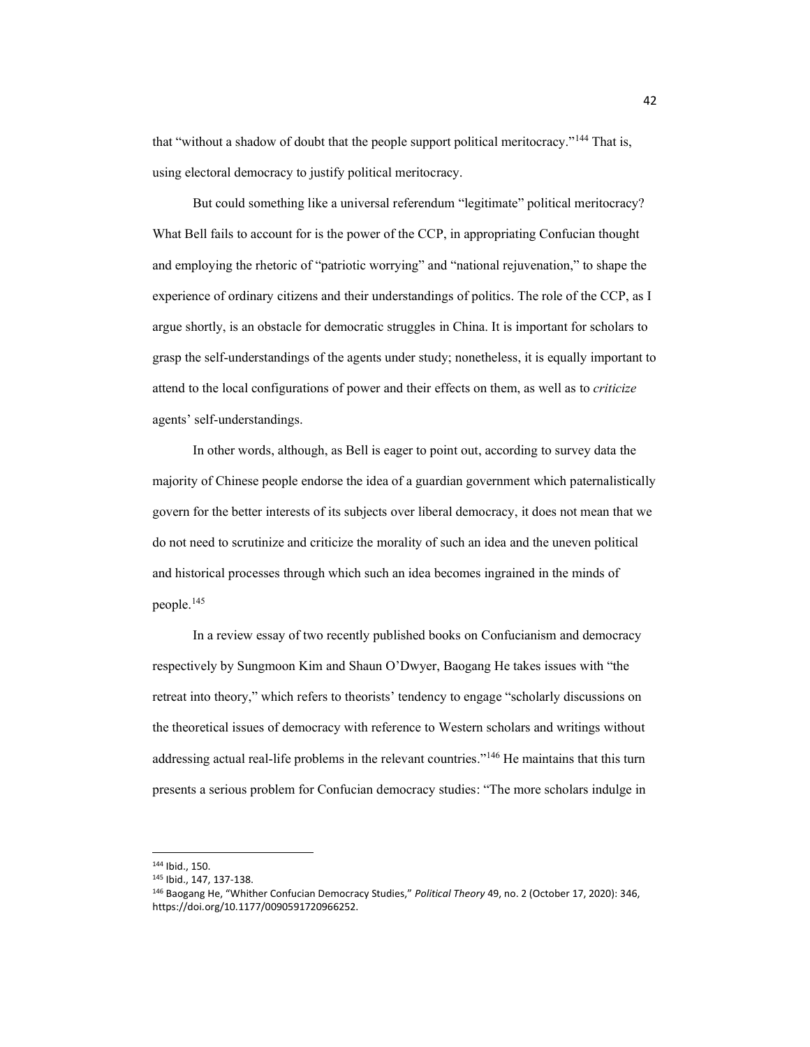that "without a shadow of doubt that the people support political meritocracy."[144] That is, using electoral democracy to justify political meritocracy.

But could something like a universal referendum "legitimate" political meritocracy? What Bell fails to account for is the power of the CCP, in appropriating Confucian thought and employing the rhetoric of "patriotic worrying" and "national rejuvenation," to shape the experience of ordinary citizens and their understandings of politics. The role of the CCP, as I argue shortly, is an obstacle for democratic struggles in China. It is important for scholars to grasp the self-understandings of the agents under study; nonetheless, it is equally important to attend to the local configurations of power and their effects on them, as well as to *criticize* agents' self-understandings.

In other words, although, as Bell is eager to point out, according to survey data the majority of Chinese people endorse the idea of a guardian government which paternalistically govern for the better interests of its subjects over liberal democracy, it does not mean that we do not need to scrutinize and criticize the morality of such an idea and the uneven political and historical processes through which such an idea becomes ingrained in the minds of people.[145]

In a review essay of two recently published books on Confucianism and democracy respectively by Sungmoon Kim and Shaun O'Dwyer, Baogang He takes issues with "the retreat into theory," which refers to theorists' tendency to engage "scholarly discussions on the theoretical issues of democracy with reference to Western scholars and writings without addressing actual real-life problems in the relevant countries."[146] He maintains that this turn presents a serious problem for Confucian democracy studies: "The more scholars indulge in

---

[144] Ibid., 150.

[145] Ibid., 147, 137-138.

[146] Baogang He, "Whither Confucian Democracy Studies," *Political Theory* 49, no. 2 (October 17, 2020): 346, https://doi.org/10.1177/0090591720966252.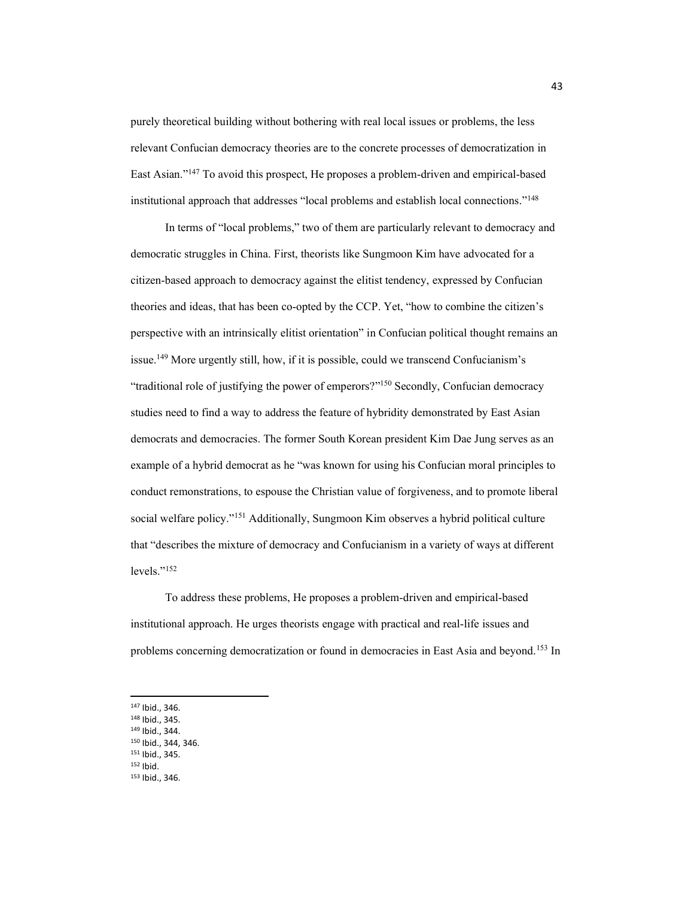purely theoretical building without bothering with real local issues or problems, the less relevant Confucian democracy theories are to the concrete processes of democratization in East Asian."[147] To avoid this prospect, He proposes a problem-driven and empirical-based institutional approach that addresses "local problems and establish local connections."[148]

In terms of "local problems," two of them are particularly relevant to democracy and democratic struggles in China. First, theorists like Sungmoon Kim have advocated for a citizen-based approach to democracy against the elitist tendency, expressed by Confucian theories and ideas, that has been co-opted by the CCP. Yet, "how to combine the citizen's perspective with an intrinsically elitist orientation" in Confucian political thought remains an issue.[149] More urgently still, how, if it is possible, could we transcend Confucianism's "traditional role of justifying the power of emperors?"[150] Secondly, Confucian democracy studies need to find a way to address the feature of hybridity demonstrated by East Asian democrats and democracies. The former South Korean president Kim Dae Jung serves as an example of a hybrid democrat as he "was known for using his Confucian moral principles to conduct remonstrations, to espouse the Christian value of forgiveness, and to promote liberal social welfare policy."[151] Additionally, Sungmoon Kim observes a hybrid political culture that "describes the mixture of democracy and Confucianism in a variety of ways at different levels."[152]

To address these problems, He proposes a problem-driven and empirical-based institutional approach. He urges theorists engage with practical and real-life issues and problems concerning democratization or found in democracies in East Asia and beyond.[153] In

---

[147] Ibid., 346.
[148] Ibid., 345.
[149] Ibid., 344.
[150] Ibid., 344, 346.
[151] Ibid., 345.
[152] Ibid.
[153] Ibid., 346.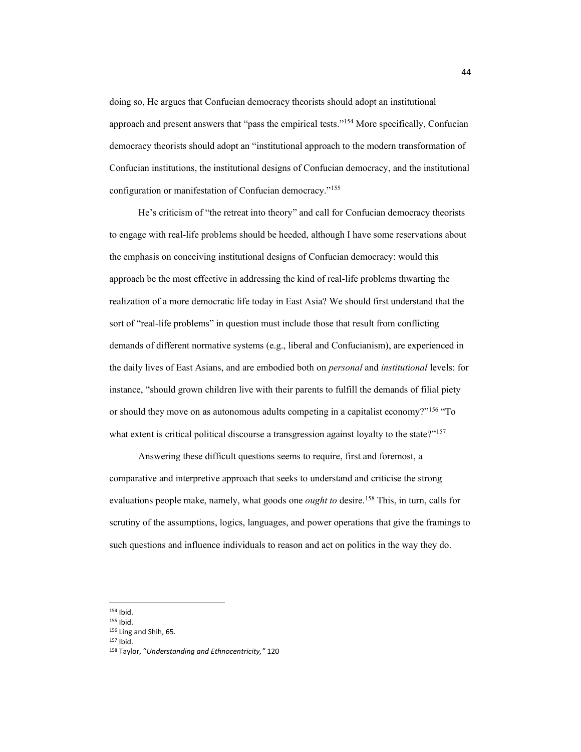doing so, He argues that Confucian democracy theorists should adopt an institutional approach and present answers that "pass the empirical tests."[154] More specifically, Confucian democracy theorists should adopt an "institutional approach to the modern transformation of Confucian institutions, the institutional designs of Confucian democracy, and the institutional configuration or manifestation of Confucian democracy."[155]

He's criticism of "the retreat into theory" and call for Confucian democracy theorists to engage with real-life problems should be heeded, although I have some reservations about the emphasis on conceiving institutional designs of Confucian democracy: would this approach be the most effective in addressing the kind of real-life problems thwarting the realization of a more democratic life today in East Asia? We should first understand that the sort of "real-life problems" in question must include those that result from conflicting demands of different normative systems (e.g., liberal and Confucianism), are experienced in the daily lives of East Asians, and are embodied both on *personal* and *institutional* levels: for instance, "should grown children live with their parents to fulfill the demands of filial piety or should they move on as autonomous adults competing in a capitalist economy?"[156] "To what extent is critical political discourse a transgression against loyalty to the state?"[157]

Answering these difficult questions seems to require, first and foremost, a comparative and interpretive approach that seeks to understand and criticise the strong evaluations people make, namely, what goods one *ought to* desire.[158] This, in turn, calls for scrutiny of the assumptions, logics, languages, and power operations that give the framings to such questions and influence individuals to reason and act on politics in the way they do.

---

[154] Ibid.

[155] Ibid.

[156] Ling and Shih, 65.

[157] Ibid.

[158] Taylor, "*Understanding and Ethnocentricity,*" 120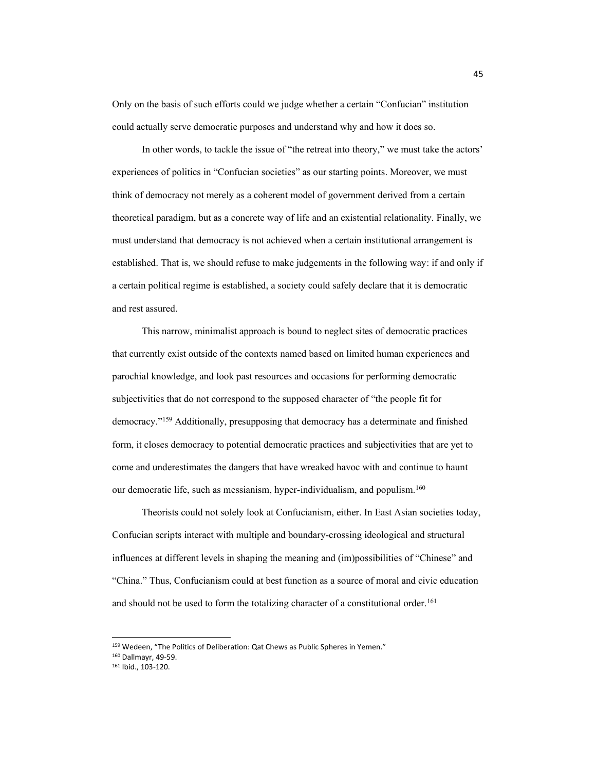Only on the basis of such efforts could we judge whether a certain "Confucian" institution could actually serve democratic purposes and understand why and how it does so.

In other words, to tackle the issue of "the retreat into theory," we must take the actors' experiences of politics in "Confucian societies" as our starting points. Moreover, we must think of democracy not merely as a coherent model of government derived from a certain theoretical paradigm, but as a concrete way of life and an existential relationality. Finally, we must understand that democracy is not achieved when a certain institutional arrangement is established. That is, we should refuse to make judgements in the following way: if and only if a certain political regime is established, a society could safely declare that it is democratic and rest assured.

This narrow, minimalist approach is bound to neglect sites of democratic practices that currently exist outside of the contexts named based on limited human experiences and parochial knowledge, and look past resources and occasions for performing democratic subjectivities that do not correspond to the supposed character of "the people fit for democracy."[159] Additionally, presupposing that democracy has a determinate and finished form, it closes democracy to potential democratic practices and subjectivities that are yet to come and underestimates the dangers that have wreaked havoc with and continue to haunt our democratic life, such as messianism, hyper-individualism, and populism.[160]

Theorists could not solely look at Confucianism, either. In East Asian societies today, Confucian scripts interact with multiple and boundary-crossing ideological and structural influences at different levels in shaping the meaning and (im)possibilities of "Chinese" and "China." Thus, Confucianism could at best function as a source of moral and civic education and should not be used to form the totalizing character of a constitutional order.[161]

---

[159] Wedeen, "The Politics of Deliberation: Qat Chews as Public Spheres in Yemen."

[160] Dallmayr, 49-59.

[161] Ibid., 103-120.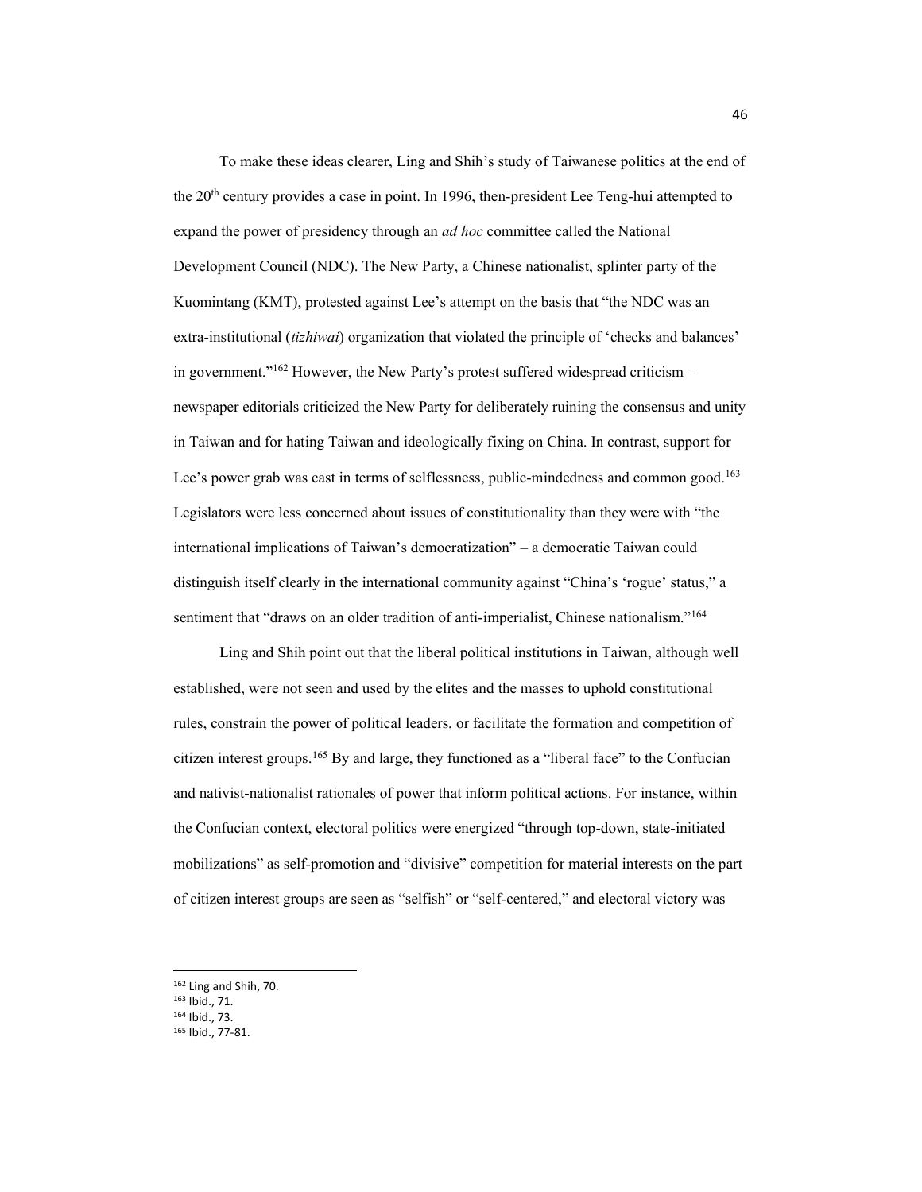To make these ideas clearer, Ling and Shih's study of Taiwanese politics at the end of the 20th century provides a case in point. In 1996, then-president Lee Teng-hui attempted to expand the power of presidency through an *ad hoc* committee called the National Development Council (NDC). The New Party, a Chinese nationalist, splinter party of the Kuomintang (KMT), protested against Lee's attempt on the basis that "the NDC was an extra-institutional (*tizhiwai*) organization that violated the principle of 'checks and balances' in government."[162] However, the New Party's protest suffered widespread criticism – newspaper editorials criticized the New Party for deliberately ruining the consensus and unity in Taiwan and for hating Taiwan and ideologically fixing on China. In contrast, support for Lee's power grab was cast in terms of selflessness, public-mindedness and common good.[163] Legislators were less concerned about issues of constitutionality than they were with "the international implications of Taiwan's democratization" – a democratic Taiwan could distinguish itself clearly in the international community against "China's 'rogue' status," a sentiment that "draws on an older tradition of anti-imperialist, Chinese nationalism."[164]

Ling and Shih point out that the liberal political institutions in Taiwan, although well established, were not seen and used by the elites and the masses to uphold constitutional rules, constrain the power of political leaders, or facilitate the formation and competition of citizen interest groups.[165] By and large, they functioned as a "liberal face" to the Confucian and nativist-nationalist rationales of power that inform political actions. For instance, within the Confucian context, electoral politics were energized "through top-down, state-initiated mobilizations" as self-promotion and "divisive" competition for material interests on the part of citizen interest groups are seen as "selfish" or "self-centered," and electoral victory was

---

[162] Ling and Shih, 70.
[163] Ibid., 71.
[164] Ibid., 73.
[165] Ibid., 77-81.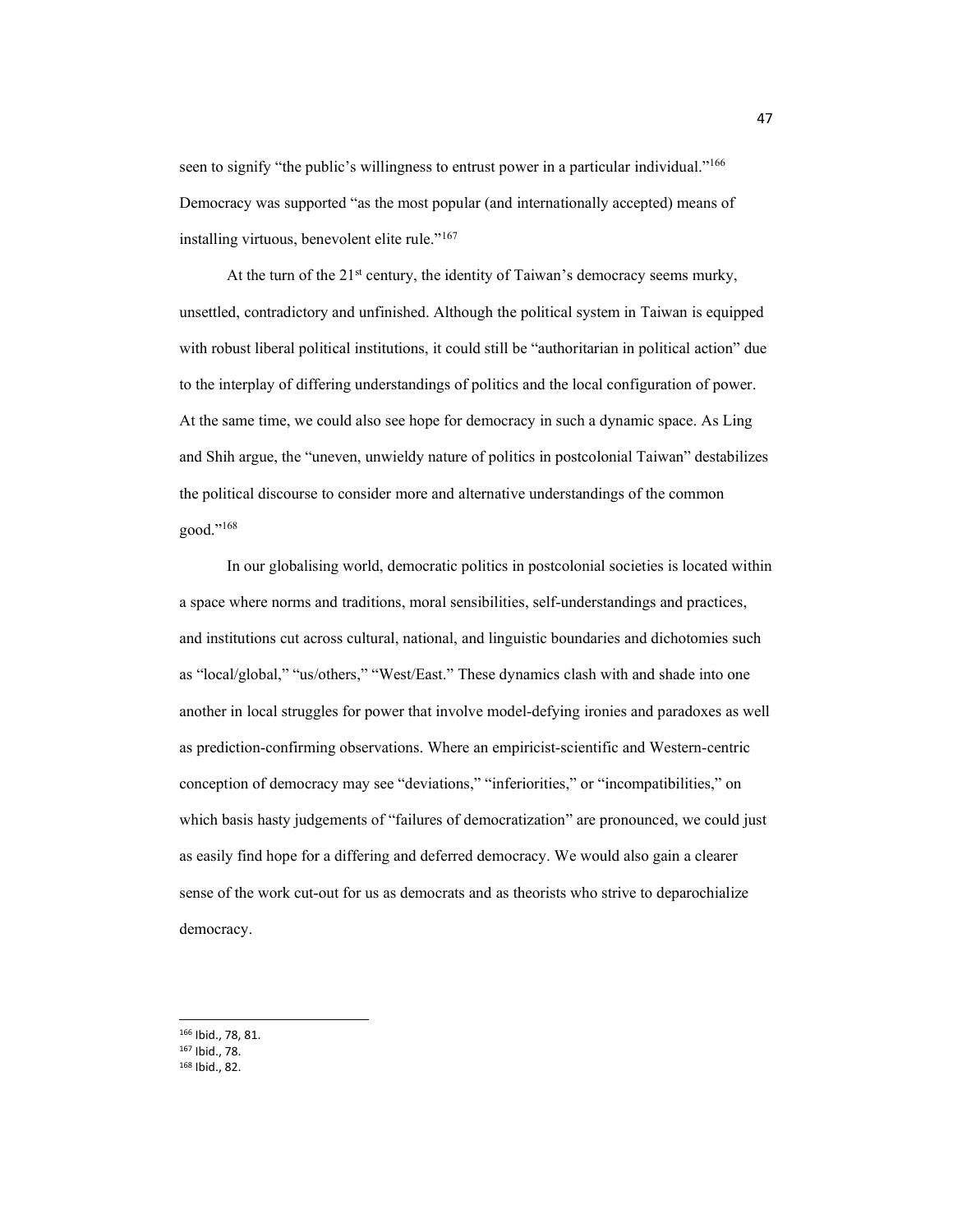seen to signify "the public's willingness to entrust power in a particular individual."[166] Democracy was supported "as the most popular (and internationally accepted) means of installing virtuous, benevolent elite rule."[167]

At the turn of the 21st century, the identity of Taiwan's democracy seems murky, unsettled, contradictory and unfinished. Although the political system in Taiwan is equipped with robust liberal political institutions, it could still be "authoritarian in political action" due to the interplay of differing understandings of politics and the local configuration of power. At the same time, we could also see hope for democracy in such a dynamic space. As Ling and Shih argue, the "uneven, unwieldy nature of politics in postcolonial Taiwan" destabilizes the political discourse to consider more and alternative understandings of the common good."[168]

In our globalising world, democratic politics in postcolonial societies is located within a space where norms and traditions, moral sensibilities, self-understandings and practices, and institutions cut across cultural, national, and linguistic boundaries and dichotomies such as "local/global," "us/others," "West/East." These dynamics clash with and shade into one another in local struggles for power that involve model-defying ironies and paradoxes as well as prediction-confirming observations. Where an empiricist-scientific and Western-centric conception of democracy may see "deviations," "inferiorities," or "incompatibilities," on which basis hasty judgements of "failures of democratization" are pronounced, we could just as easily find hope for a differing and deferred democracy. We would also gain a clearer sense of the work cut-out for us as democrats and as theorists who strive to deparochialize democracy.

---

[166] Ibid., 78, 81.

[167] Ibid., 78.

[168] Ibid., 82.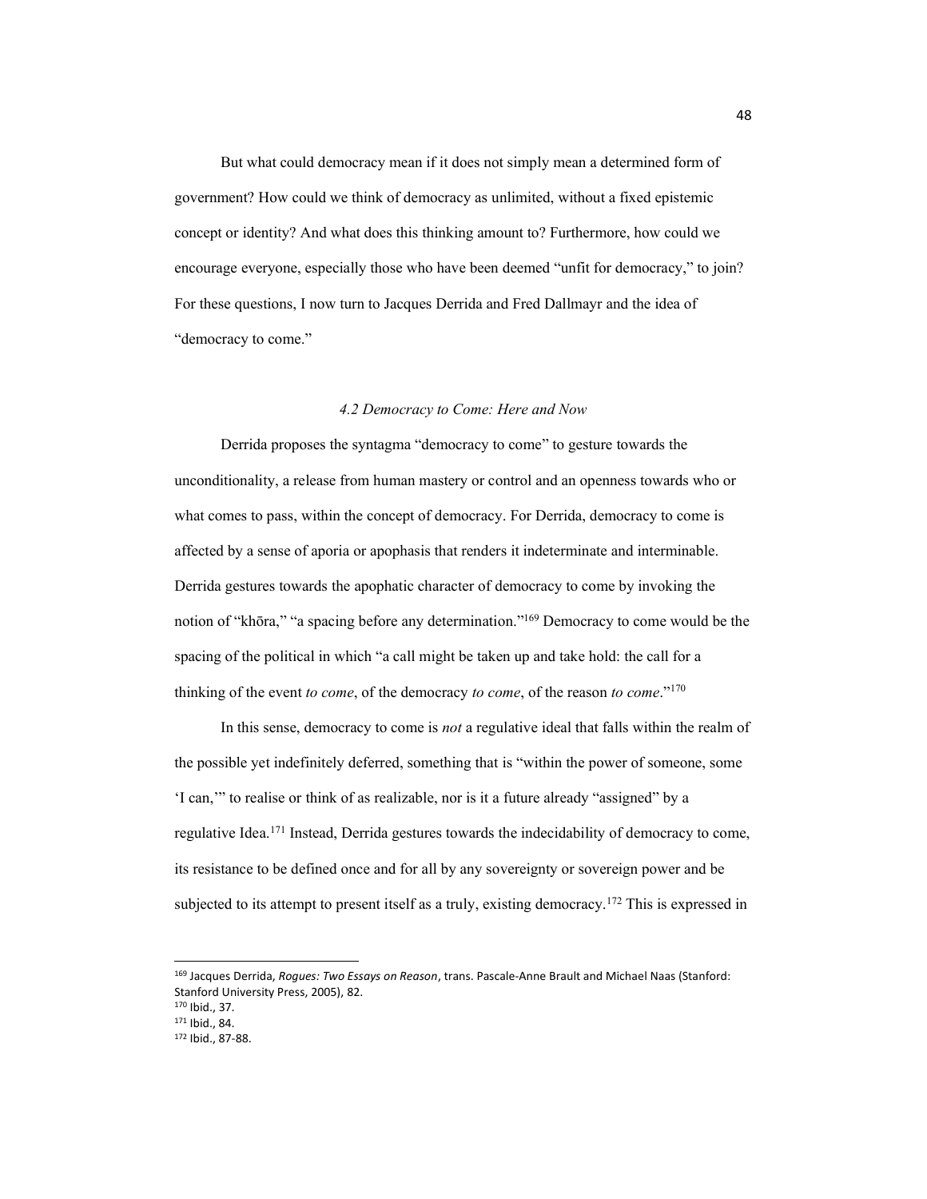But what could democracy mean if it does not simply mean a determined form of government? How could we think of democracy as unlimited, without a fixed epistemic concept or identity? And what does this thinking amount to? Furthermore, how could we encourage everyone, especially those who have been deemed "unfit for democracy," to join? For these questions, I now turn to Jacques Derrida and Fred Dallmayr and the idea of "democracy to come."

### *4.2 Democracy to Come: Here and Now*

Derrida proposes the syntagma "democracy to come" to gesture towards the unconditionality, a release from human mastery or control and an openness towards who or what comes to pass, within the concept of democracy. For Derrida, democracy to come is affected by a sense of aporia or apophasis that renders it indeterminate and interminable. Derrida gestures towards the apophatic character of democracy to come by invoking the notion of "khōra," "a spacing before any determination."[169] Democracy to come would be the spacing of the political in which "a call might be taken up and take hold: the call for a thinking of the event *to come*, of the democracy *to come*, of the reason *to come*."[170]

In this sense, democracy to come is *not* a regulative ideal that falls within the realm of the possible yet indefinitely deferred, something that is "within the power of someone, some 'I can,'" to realise or think of as realizable, nor is it a future already "assigned" by a regulative Idea.[171] Instead, Derrida gestures towards the indecidability of democracy to come, its resistance to be defined once and for all by any sovereignty or sovereign power and be subjected to its attempt to present itself as a truly, existing democracy.[172] This is expressed in

---

[169] Jacques Derrida, *Rogues: Two Essays on Reason*, trans. Pascale-Anne Brault and Michael Naas (Stanford: Stanford University Press, 2005), 82.

[170] Ibid., 37.

[171] Ibid., 84.

[172] Ibid., 87-88.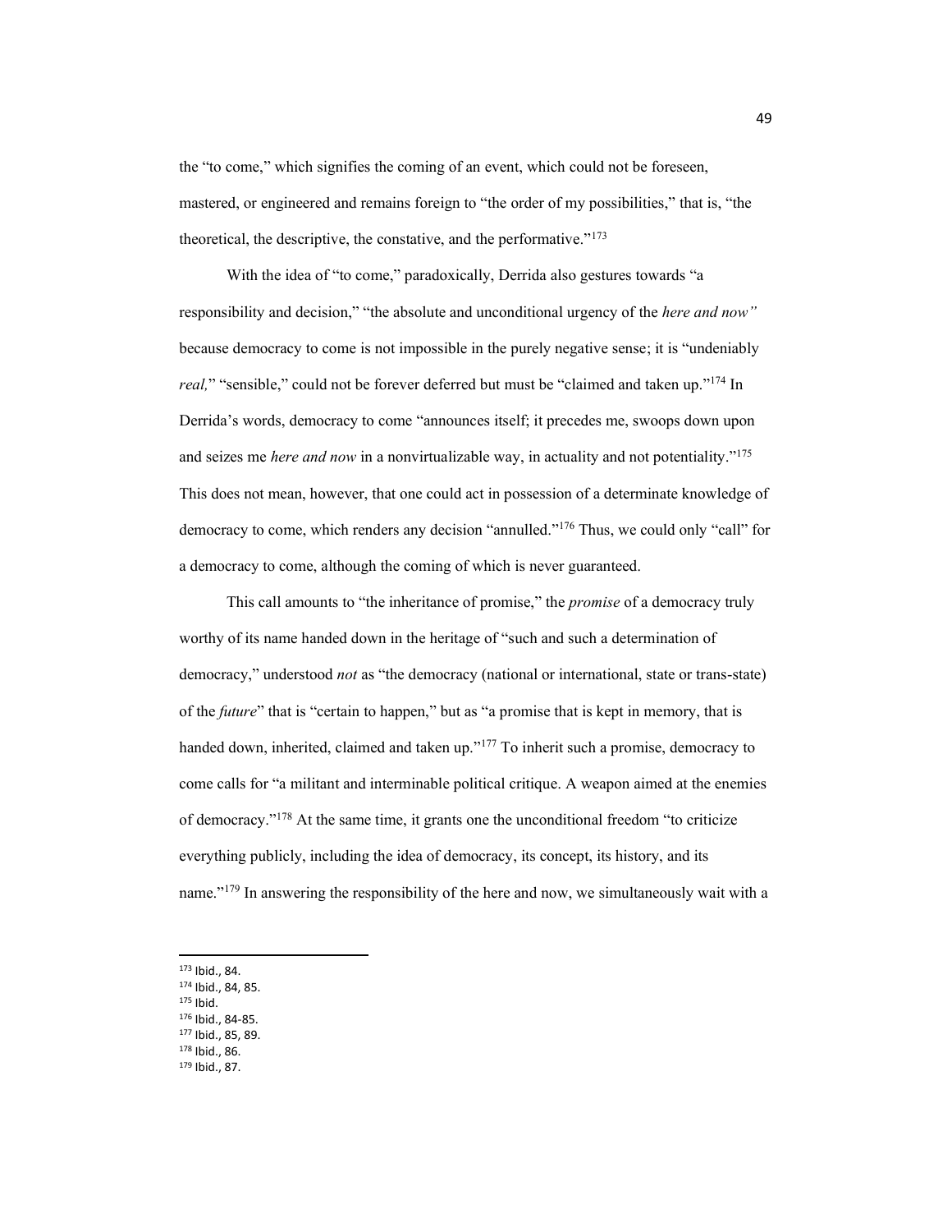the "to come," which signifies the coming of an event, which could not be foreseen, mastered, or engineered and remains foreign to "the order of my possibilities," that is, "the theoretical, the descriptive, the constative, and the performative."[173]

With the idea of "to come," paradoxically, Derrida also gestures towards "a responsibility and decision," "the absolute and unconditional urgency of the *here and now"* because democracy to come is not impossible in the purely negative sense; it is "undeniably *real,*" "sensible," could not be forever deferred but must be "claimed and taken up."[174] In Derrida's words, democracy to come "announces itself; it precedes me, swoops down upon and seizes me *here and now* in a nonvirtualizable way, in actuality and not potentiality."[175] This does not mean, however, that one could act in possession of a determinate knowledge of democracy to come, which renders any decision "annulled."[176] Thus, we could only "call" for a democracy to come, although the coming of which is never guaranteed.

This call amounts to "the inheritance of promise," the *promise* of a democracy truly worthy of its name handed down in the heritage of "such and such a determination of democracy," understood *not* as "the democracy (national or international, state or trans-state) of the *future*" that is "certain to happen," but as "a promise that is kept in memory, that is handed down, inherited, claimed and taken up."[177] To inherit such a promise, democracy to come calls for "a militant and interminable political critique. A weapon aimed at the enemies of democracy."[178] At the same time, it grants one the unconditional freedom "to criticize everything publicly, including the idea of democracy, its concept, its history, and its name."[179] In answering the responsibility of the here and now, we simultaneously wait with a

---

[173] Ibid., 84.
[174] Ibid., 84, 85.
[175] Ibid.
[176] Ibid., 84-85.
[177] Ibid., 85, 89.
[178] Ibid., 86.
[179] Ibid., 87.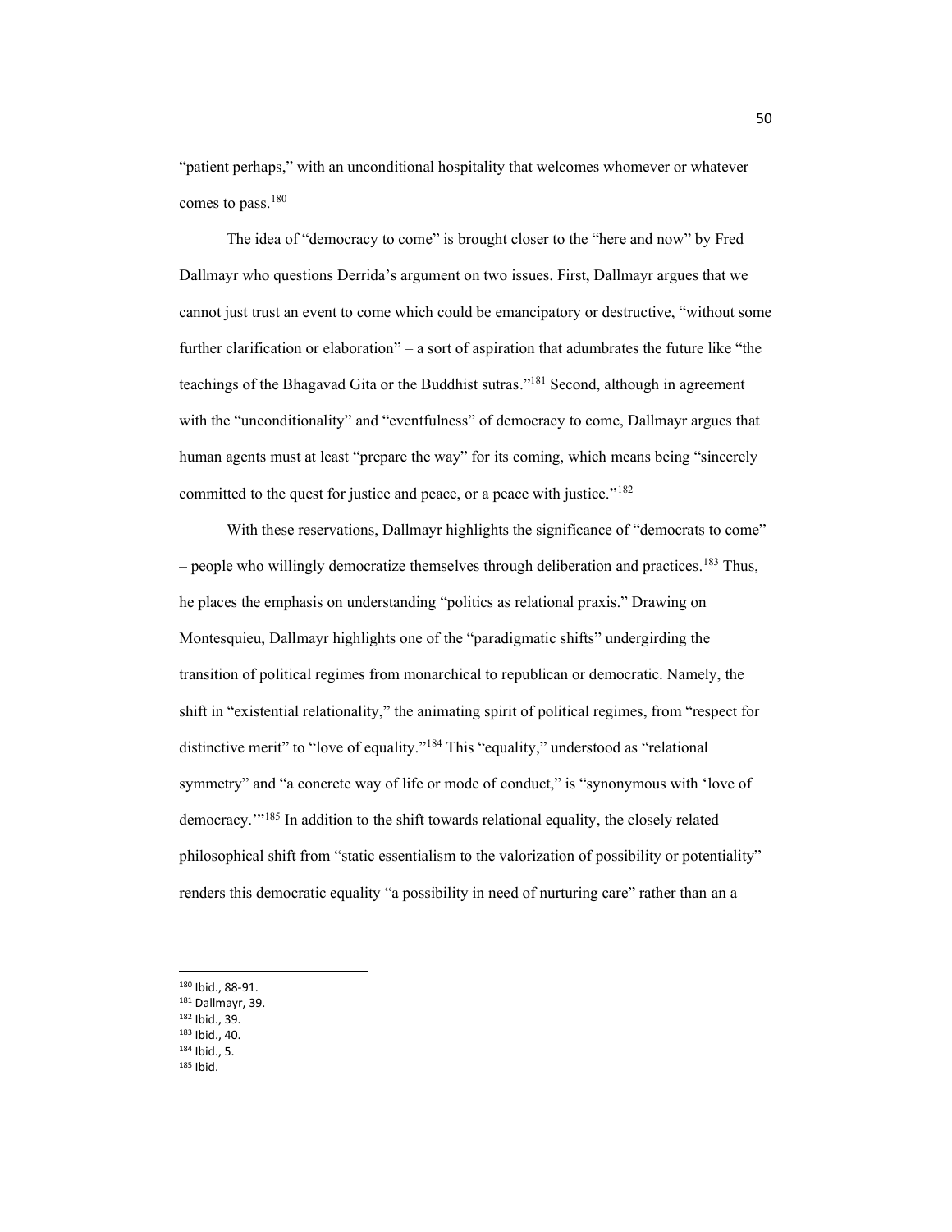"patient perhaps," with an unconditional hospitality that welcomes whomever or whatever comes to pass.[180]

The idea of "democracy to come" is brought closer to the "here and now" by Fred Dallmayr who questions Derrida's argument on two issues. First, Dallmayr argues that we cannot just trust an event to come which could be emancipatory or destructive, "without some further clarification or elaboration" – a sort of aspiration that adumbrates the future like "the teachings of the Bhagavad Gita or the Buddhist sutras."[181] Second, although in agreement with the "unconditionality" and "eventfulness" of democracy to come, Dallmayr argues that human agents must at least "prepare the way" for its coming, which means being "sincerely committed to the quest for justice and peace, or a peace with justice."[182]

With these reservations, Dallmayr highlights the significance of "democrats to come" – people who willingly democratize themselves through deliberation and practices.[183] Thus, he places the emphasis on understanding "politics as relational praxis." Drawing on Montesquieu, Dallmayr highlights one of the "paradigmatic shifts" undergirding the transition of political regimes from monarchical to republican or democratic. Namely, the shift in "existential relationality," the animating spirit of political regimes, from "respect for distinctive merit" to "love of equality."[184] This "equality," understood as "relational symmetry" and "a concrete way of life or mode of conduct," is "synonymous with 'love of democracy.'"[185] In addition to the shift towards relational equality, the closely related philosophical shift from "static essentialism to the valorization of possibility or potentiality" renders this democratic equality "a possibility in need of nurturing care" rather than an a

---

[180] Ibid., 88-91.
[181] Dallmayr, 39.
[182] Ibid., 39.
[183] Ibid., 40.
[184] Ibid., 5.
[185] Ibid.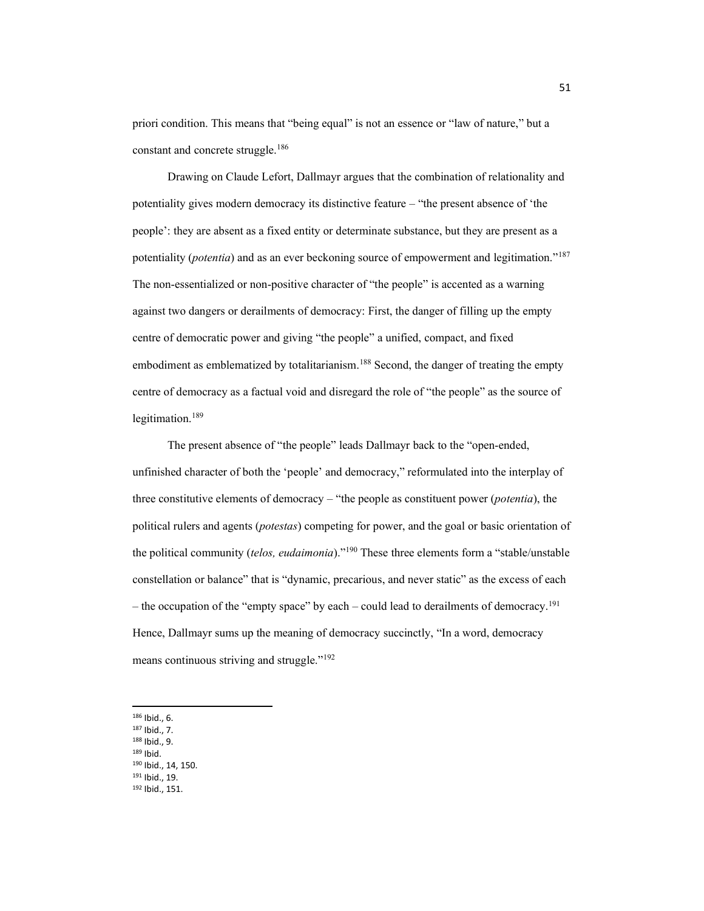priori condition. This means that "being equal" is not an essence or "law of nature," but a constant and concrete struggle.[186]

Drawing on Claude Lefort, Dallmayr argues that the combination of relationality and potentiality gives modern democracy its distinctive feature – "the present absence of 'the people': they are absent as a fixed entity or determinate substance, but they are present as a potentiality (*potentia*) and as an ever beckoning source of empowerment and legitimation."[187] The non-essentialized or non-positive character of "the people" is accented as a warning against two dangers or derailments of democracy: First, the danger of filling up the empty centre of democratic power and giving "the people" a unified, compact, and fixed embodiment as emblematized by totalitarianism.[188] Second, the danger of treating the empty centre of democracy as a factual void and disregard the role of "the people" as the source of legitimation.[189]

The present absence of "the people" leads Dallmayr back to the "open-ended, unfinished character of both the 'people' and democracy," reformulated into the interplay of three constitutive elements of democracy – "the people as constituent power (*potentia*), the political rulers and agents (*potestas*) competing for power, and the goal or basic orientation of the political community (*telos, eudaimonia*)."[190] These three elements form a "stable/unstable constellation or balance" that is "dynamic, precarious, and never static" as the excess of each – the occupation of the "empty space" by each – could lead to derailments of democracy.[191] Hence, Dallmayr sums up the meaning of democracy succinctly, "In a word, democracy means continuous striving and struggle."[192]

---

[186] Ibid., 6.
[187] Ibid., 7.
[188] Ibid., 9.
[189] Ibid.
[190] Ibid., 14, 150.
[191] Ibid., 19.
[192] Ibid., 151.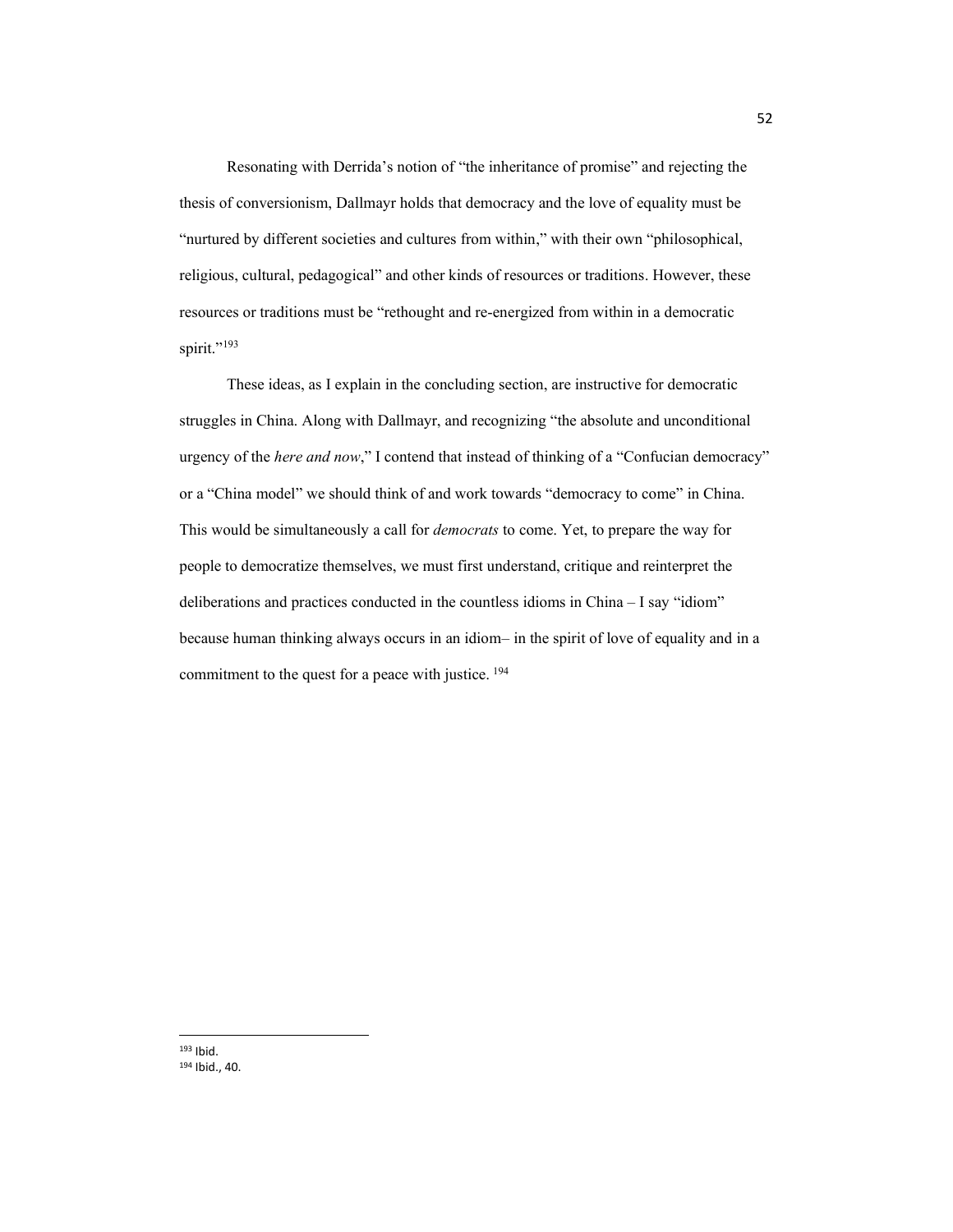Resonating with Derrida's notion of "the inheritance of promise" and rejecting the thesis of conversionism, Dallmayr holds that democracy and the love of equality must be "nurtured by different societies and cultures from within," with their own "philosophical, religious, cultural, pedagogical" and other kinds of resources or traditions. However, these resources or traditions must be "rethought and re-energized from within in a democratic spirit."[193]

These ideas, as I explain in the concluding section, are instructive for democratic struggles in China. Along with Dallmayr, and recognizing "the absolute and unconditional urgency of the *here and now*," I contend that instead of thinking of a "Confucian democracy" or a "China model" we should think of and work towards "democracy to come" in China. This would be simultaneously a call for *democrats* to come. Yet, to prepare the way for people to democratize themselves, we must first understand, critique and reinterpret the deliberations and practices conducted in the countless idioms in China – I say "idiom" because human thinking always occurs in an idiom– in the spirit of love of equality and in a commitment to the quest for a peace with justice. [194]

---

[193] Ibid.

[194] Ibid., 40.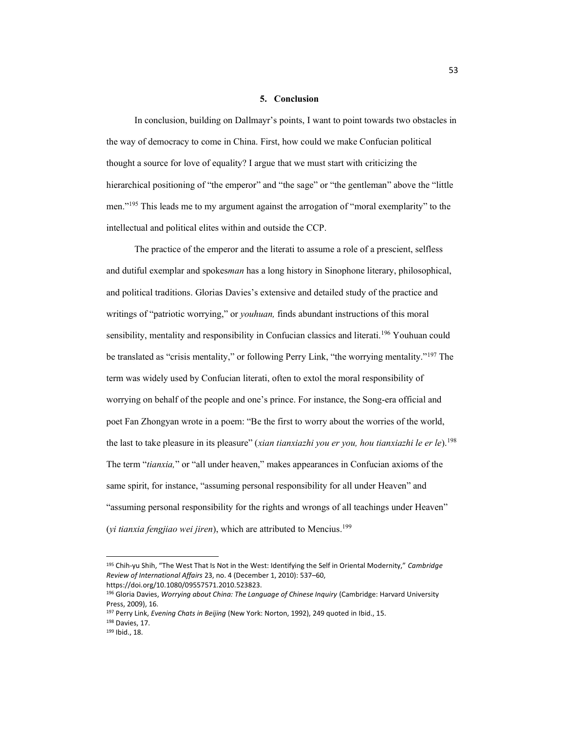## 5. Conclusion

In conclusion, building on Dallmayr's points, I want to point towards two obstacles in the way of democracy to come in China. First, how could we make Confucian political thought a source for love of equality? I argue that we must start with criticizing the hierarchical positioning of "the emperor" and "the sage" or "the gentleman" above the "little men."[195] This leads me to my argument against the arrogation of "moral exemplarity" to the intellectual and political elites within and outside the CCP.

The practice of the emperor and the literati to assume a role of a prescient, selfless and dutiful exemplar and spokes*man* has a long history in Sinophone literary, philosophical, and political traditions. Glorias Davies's extensive and detailed study of the practice and writings of "patriotic worrying," or *youhuan,* finds abundant instructions of this moral sensibility, mentality and responsibility in Confucian classics and literati.[196] Youhuan could be translated as "crisis mentality," or following Perry Link, "the worrying mentality."[197] The term was widely used by Confucian literati, often to extol the moral responsibility of worrying on behalf of the people and one's prince. For instance, the Song-era official and poet Fan Zhongyan wrote in a poem: "Be the first to worry about the worries of the world, the last to take pleasure in its pleasure" (*xian tianxiazhi you er you, hou tianxiazhi le er le*).[198] The term "*tianxia,*" or "all under heaven," makes appearances in Confucian axioms of the same spirit, for instance, "assuming personal responsibility for all under Heaven" and "assuming personal responsibility for the rights and wrongs of all teachings under Heaven" (*yi tianxia fengjiao wei jiren*), which are attributed to Mencius.[199]

---

[195] Chih-yu Shih, "The West That Is Not in the West: Identifying the Self in Oriental Modernity," *Cambridge Review of International Affairs* 23, no. 4 (December 1, 2010): 537–60, https://doi.org/10.1080/09557571.2010.523823.

[196] Gloria Davies, *Worrying about China: The Language of Chinese Inquiry* (Cambridge: Harvard University Press, 2009), 16.

[197] Perry Link, *Evening Chats in Beijing* (New York: Norton, 1992), 249 quoted in Ibid., 15.

[198] Davies, 17.

[199] Ibid., 18.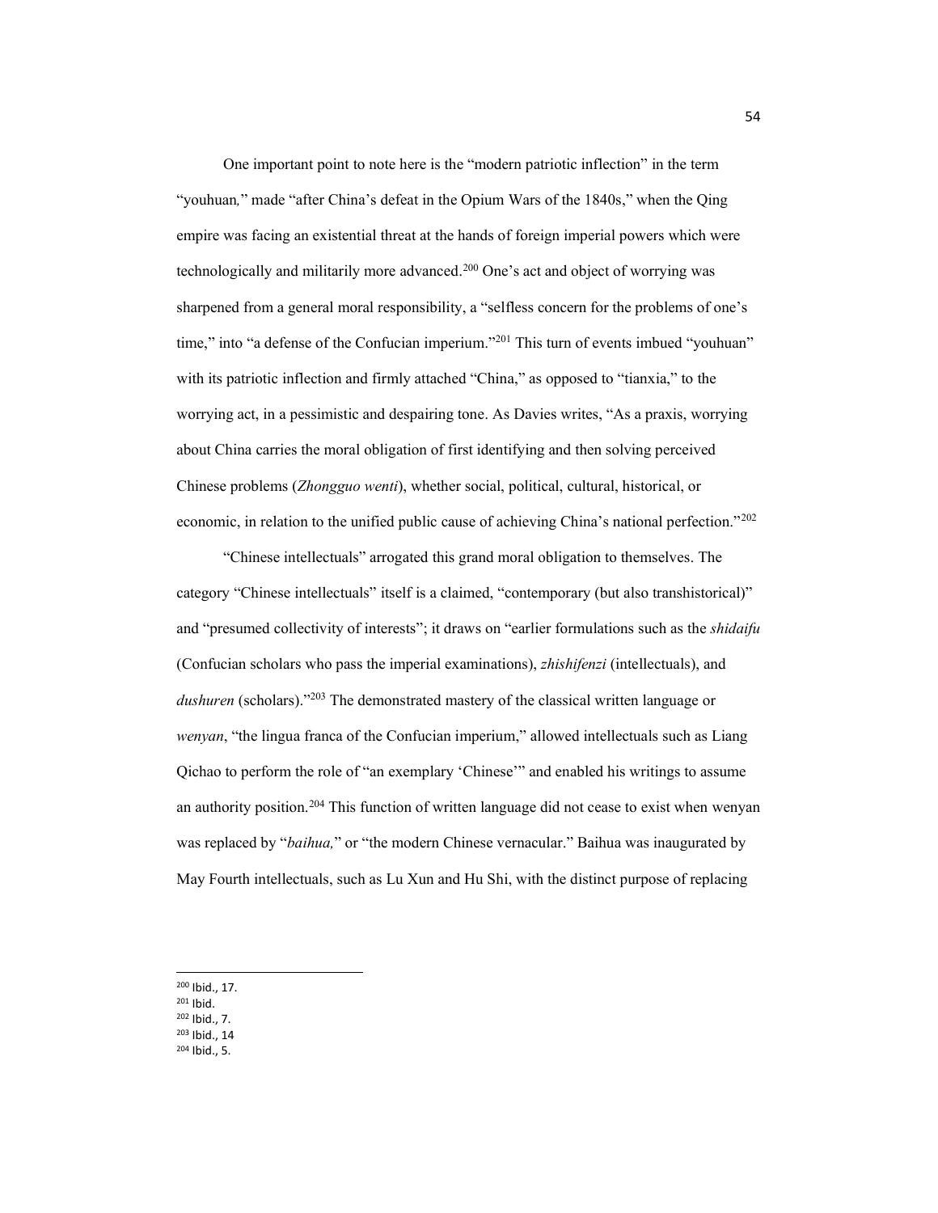One important point to note here is the "modern patriotic inflection" in the term "youhuan*,*" made "after China's defeat in the Opium Wars of the 1840s," when the Qing empire was facing an existential threat at the hands of foreign imperial powers which were technologically and militarily more advanced.[200] One's act and object of worrying was sharpened from a general moral responsibility, a "selfless concern for the problems of one's time," into "a defense of the Confucian imperium."[201] This turn of events imbued "youhuan" with its patriotic inflection and firmly attached "China," as opposed to "tianxia," to the worrying act, in a pessimistic and despairing tone. As Davies writes, "As a praxis, worrying about China carries the moral obligation of first identifying and then solving perceived Chinese problems (*Zhongguo wenti*), whether social, political, cultural, historical, or economic, in relation to the unified public cause of achieving China's national perfection."[202]

"Chinese intellectuals" arrogated this grand moral obligation to themselves. The category "Chinese intellectuals" itself is a claimed, "contemporary (but also transhistorical)" and "presumed collectivity of interests"; it draws on "earlier formulations such as the *shidaifu* (Confucian scholars who pass the imperial examinations), *zhishifenzi* (intellectuals), and *dushuren* (scholars)."[203] The demonstrated mastery of the classical written language or *wenyan*, "the lingua franca of the Confucian imperium," allowed intellectuals such as Liang Qichao to perform the role of "an exemplary 'Chinese'" and enabled his writings to assume an authority position.[204] This function of written language did not cease to exist when wenyan was replaced by "*baihua,*" or "the modern Chinese vernacular." Baihua was inaugurated by May Fourth intellectuals, such as Lu Xun and Hu Shi, with the distinct purpose of replacing

---

[200] Ibid., 17.
[201] Ibid.
[202] Ibid., 7.
[203] Ibid., 14
[204] Ibid., 5.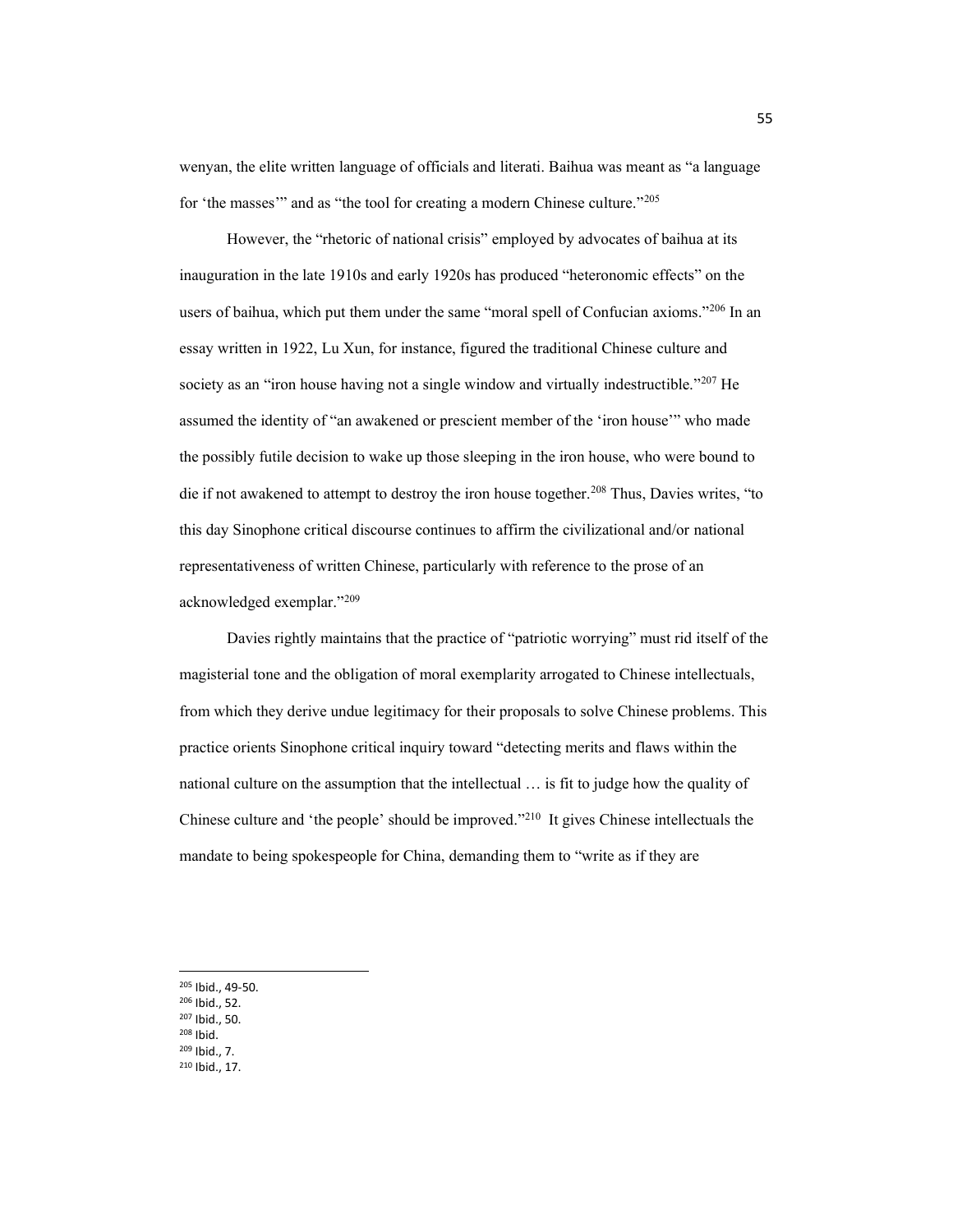wenyan, the elite written language of officials and literati. Baihua was meant as "a language for 'the masses'" and as "the tool for creating a modern Chinese culture."[205]

However, the "rhetoric of national crisis" employed by advocates of baihua at its inauguration in the late 1910s and early 1920s has produced "heteronomic effects" on the users of baihua, which put them under the same "moral spell of Confucian axioms."[206] In an essay written in 1922, Lu Xun, for instance, figured the traditional Chinese culture and society as an "iron house having not a single window and virtually indestructible."[207] He assumed the identity of "an awakened or prescient member of the 'iron house'" who made the possibly futile decision to wake up those sleeping in the iron house, who were bound to die if not awakened to attempt to destroy the iron house together.[208] Thus, Davies writes, "to this day Sinophone critical discourse continues to affirm the civilizational and/or national representativeness of written Chinese, particularly with reference to the prose of an acknowledged exemplar."[209]

Davies rightly maintains that the practice of "patriotic worrying" must rid itself of the magisterial tone and the obligation of moral exemplarity arrogated to Chinese intellectuals, from which they derive undue legitimacy for their proposals to solve Chinese problems. This practice orients Sinophone critical inquiry toward "detecting merits and flaws within the national culture on the assumption that the intellectual … is fit to judge how the quality of Chinese culture and 'the people' should be improved."[210] It gives Chinese intellectuals the mandate to being spokespeople for China, demanding them to "write as if they are

---

[205] Ibid., 49-50.
[206] Ibid., 52.
[207] Ibid., 50.
[208] Ibid.
[209] Ibid., 7.
[210] Ibid., 17.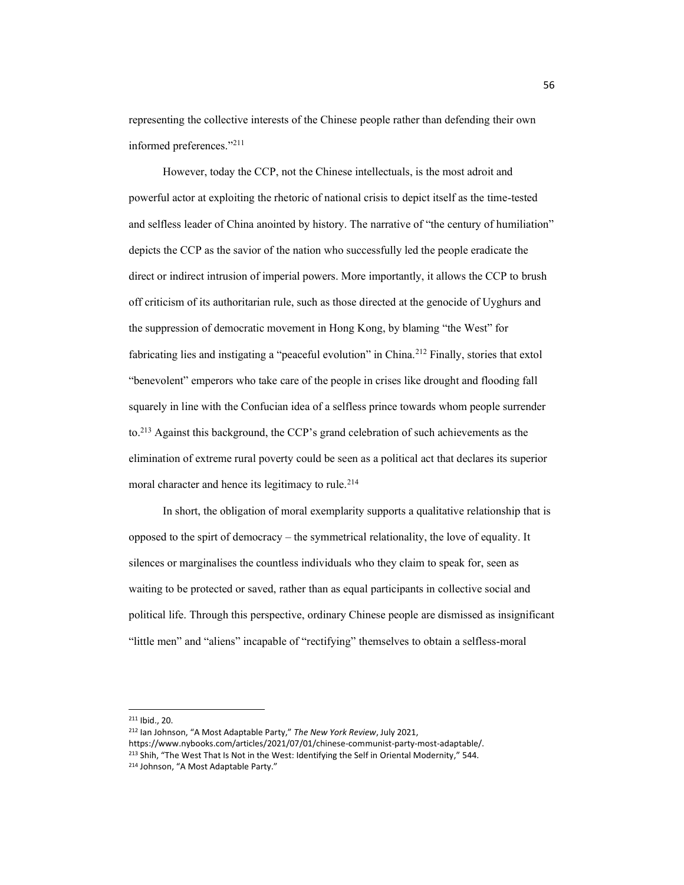representing the collective interests of the Chinese people rather than defending their own informed preferences."[211]

However, today the CCP, not the Chinese intellectuals, is the most adroit and powerful actor at exploiting the rhetoric of national crisis to depict itself as the time-tested and selfless leader of China anointed by history. The narrative of "the century of humiliation" depicts the CCP as the savior of the nation who successfully led the people eradicate the direct or indirect intrusion of imperial powers. More importantly, it allows the CCP to brush off criticism of its authoritarian rule, such as those directed at the genocide of Uyghurs and the suppression of democratic movement in Hong Kong, by blaming "the West" for fabricating lies and instigating a "peaceful evolution" in China.[212] Finally, stories that extol "benevolent" emperors who take care of the people in crises like drought and flooding fall squarely in line with the Confucian idea of a selfless prince towards whom people surrender to.[213] Against this background, the CCP's grand celebration of such achievements as the elimination of extreme rural poverty could be seen as a political act that declares its superior moral character and hence its legitimacy to rule.[214]

In short, the obligation of moral exemplarity supports a qualitative relationship that is opposed to the spirt of democracy – the symmetrical relationality, the love of equality. It silences or marginalises the countless individuals who they claim to speak for, seen as waiting to be protected or saved, rather than as equal participants in collective social and political life. Through this perspective, ordinary Chinese people are dismissed as insignificant "little men" and "aliens" incapable of "rectifying" themselves to obtain a selfless-moral

---

[211] Ibid., 20.

[212] Ian Johnson, "A Most Adaptable Party," *The New York Review*, July 2021, https://www.nybooks.com/articles/2021/07/01/chinese-communist-party-most-adaptable/.

[213] Shih, "The West That Is Not in the West: Identifying the Self in Oriental Modernity," 544.

[214] Johnson, "A Most Adaptable Party."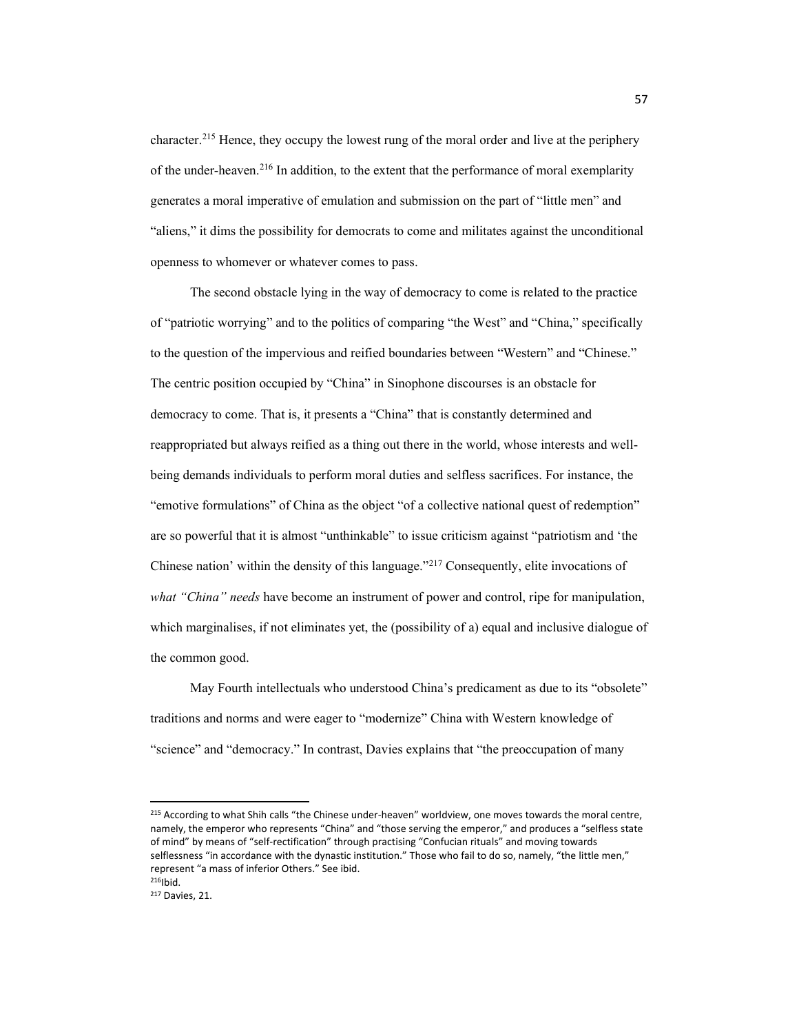character.[215] Hence, they occupy the lowest rung of the moral order and live at the periphery of the under-heaven.[216] In addition, to the extent that the performance of moral exemplarity generates a moral imperative of emulation and submission on the part of "little men" and "aliens," it dims the possibility for democrats to come and militates against the unconditional openness to whomever or whatever comes to pass.

The second obstacle lying in the way of democracy to come is related to the practice of "patriotic worrying" and to the politics of comparing "the West" and "China," specifically to the question of the impervious and reified boundaries between "Western" and "Chinese." The centric position occupied by "China" in Sinophone discourses is an obstacle for democracy to come. That is, it presents a "China" that is constantly determined and reappropriated but always reified as a thing out there in the world, whose interests and well-being demands individuals to perform moral duties and selfless sacrifices. For instance, the "emotive formulations" of China as the object "of a collective national quest of redemption" are so powerful that it is almost "unthinkable" to issue criticism against "patriotism and 'the Chinese nation' within the density of this language."[217] Consequently, elite invocations of *what "China" needs* have become an instrument of power and control, ripe for manipulation, which marginalises, if not eliminates yet, the (possibility of a) equal and inclusive dialogue of the common good.

May Fourth intellectuals who understood China's predicament as due to its "obsolete" traditions and norms and were eager to "modernize" China with Western knowledge of "science" and "democracy." In contrast, Davies explains that "the preoccupation of many

---

[215] According to what Shih calls "the Chinese under-heaven" worldview, one moves towards the moral centre, namely, the emperor who represents "China" and "those serving the emperor," and produces a "selfless state of mind" by means of "self-rectification" through practising "Confucian rituals" and moving towards selflessness "in accordance with the dynastic institution." Those who fail to do so, namely, "the little men," represent "a mass of inferior Others." See ibid.

[216] Ibid.

[217] Davies, 21.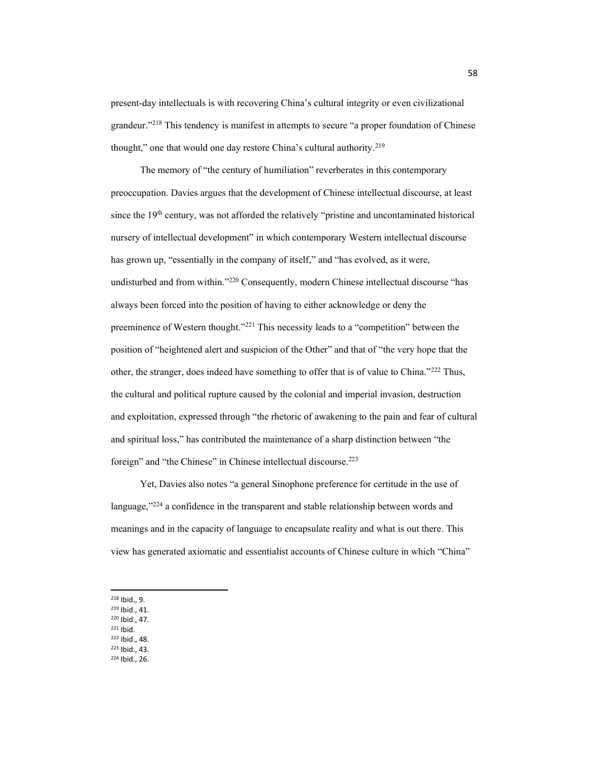present-day intellectuals is with recovering China's cultural integrity or even civilizational grandeur."[218] This tendency is manifest in attempts to secure "a proper foundation of Chinese thought," one that would one day restore China's cultural authority.[219]

The memory of "the century of humiliation" reverberates in this contemporary preoccupation. Davies argues that the development of Chinese intellectual discourse, at least since the 19th century, was not afforded the relatively "pristine and uncontaminated historical nursery of intellectual development" in which contemporary Western intellectual discourse has grown up, "essentially in the company of itself," and "has evolved, as it were, undisturbed and from within."[220] Consequently, modern Chinese intellectual discourse "has always been forced into the position of having to either acknowledge or deny the preeminence of Western thought."[221] This necessity leads to a "competition" between the position of "heightened alert and suspicion of the Other" and that of "the very hope that the other, the stranger, does indeed have something to offer that is of value to China."[222] Thus, the cultural and political rupture caused by the colonial and imperial invasion, destruction and exploitation, expressed through "the rhetoric of awakening to the pain and fear of cultural and spiritual loss," has contributed the maintenance of a sharp distinction between "the foreign" and "the Chinese" in Chinese intellectual discourse.[223]

Yet, Davies also notes "a general Sinophone preference for certitude in the use of language,"[224] a confidence in the transparent and stable relationship between words and meanings and in the capacity of language to encapsulate reality and what is out there. This view has generated axiomatic and essentialist accounts of Chinese culture in which "China"

---

[218] Ibid., 9.
[219] Ibid., 41.
[220] Ibid., 47.
[221] Ibid.
[222] Ibid., 48.
[223] Ibid., 43.
[224] Ibid., 26.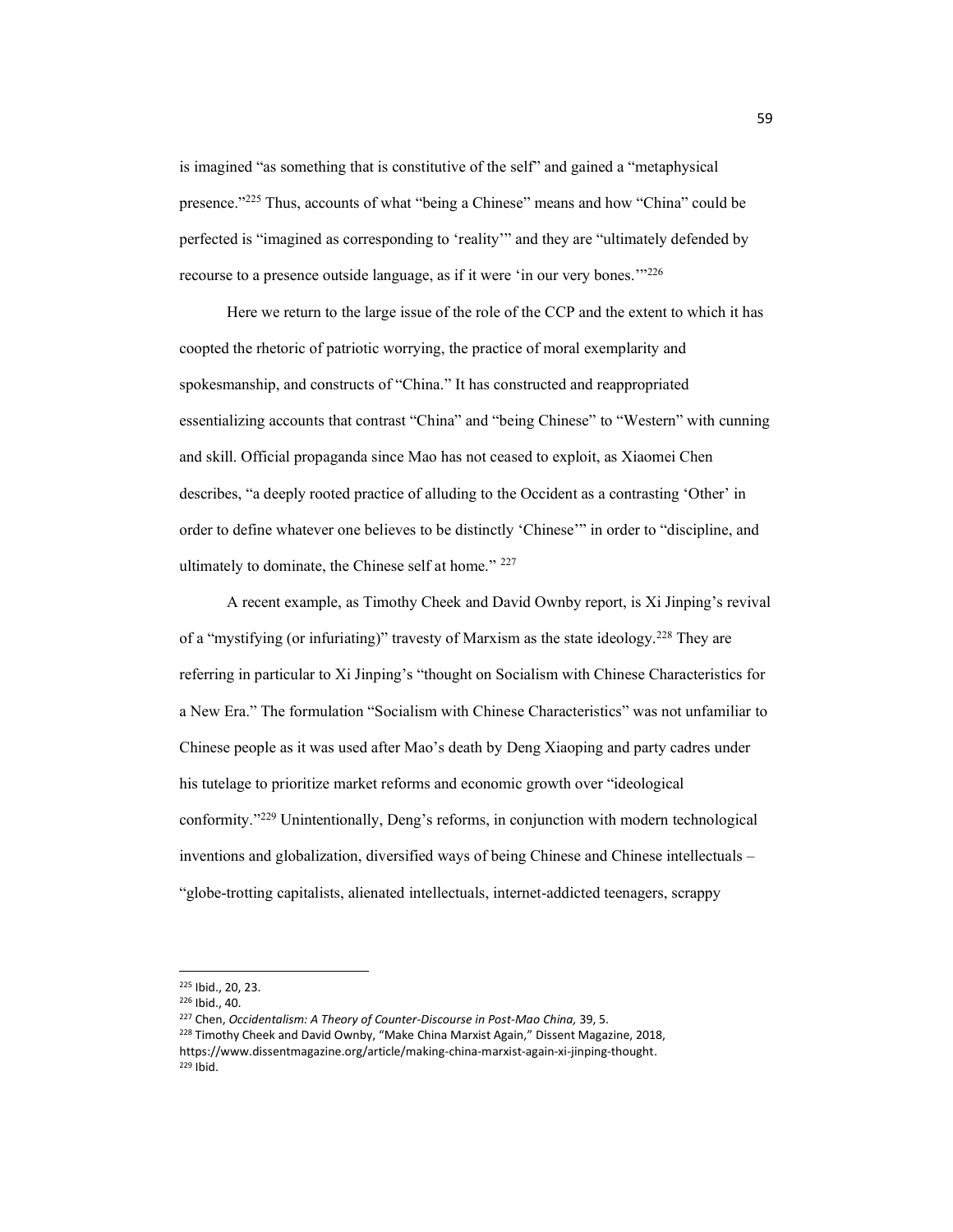is imagined "as something that is constitutive of the self" and gained a "metaphysical presence."[225] Thus, accounts of what "being a Chinese" means and how "China" could be perfected is "imagined as corresponding to 'reality'" and they are "ultimately defended by recourse to a presence outside language, as if it were 'in our very bones.'"[226]

Here we return to the large issue of the role of the CCP and the extent to which it has coopted the rhetoric of patriotic worrying, the practice of moral exemplarity and spokesmanship, and constructs of "China." It has constructed and reappropriated essentializing accounts that contrast "China" and "being Chinese" to "Western" with cunning and skill. Official propaganda since Mao has not ceased to exploit, as Xiaomei Chen describes, "a deeply rooted practice of alluding to the Occident as a contrasting 'Other' in order to define whatever one believes to be distinctly 'Chinese'" in order to "discipline, and ultimately to dominate, the Chinese self at home." [227]

A recent example, as Timothy Cheek and David Ownby report, is Xi Jinping's revival of a "mystifying (or infuriating)" travesty of Marxism as the state ideology.[228] They are referring in particular to Xi Jinping's "thought on Socialism with Chinese Characteristics for a New Era." The formulation "Socialism with Chinese Characteristics" was not unfamiliar to Chinese people as it was used after Mao's death by Deng Xiaoping and party cadres under his tutelage to prioritize market reforms and economic growth over "ideological conformity."[229] Unintentionally, Deng's reforms, in conjunction with modern technological inventions and globalization, diversified ways of being Chinese and Chinese intellectuals – "globe-trotting capitalists, alienated intellectuals, internet-addicted teenagers, scrappy

---

[225] Ibid., 20, 23.
[226] Ibid., 40.
[227] Chen, *Occidentalism: A Theory of Counter-Discourse in Post-Mao China*, 39, 5.
[228] Timothy Cheek and David Ownby, "Make China Marxist Again," Dissent Magazine, 2018, https://www.dissentmagazine.org/article/making-china-marxist-again-xi-jinping-thought.
[229] Ibid.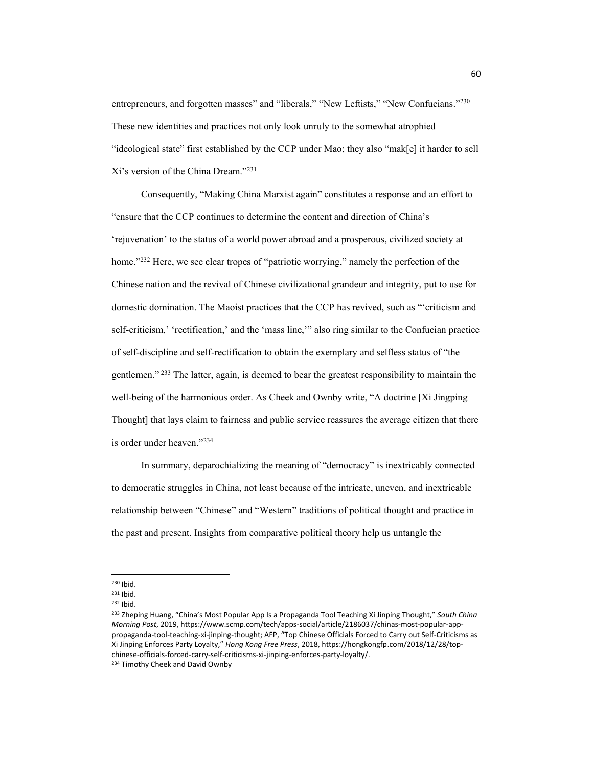entrepreneurs, and forgotten masses" and "liberals," "New Leftists," "New Confucians."[230] These new identities and practices not only look unruly to the somewhat atrophied "ideological state" first established by the CCP under Mao; they also "mak[e] it harder to sell Xi's version of the China Dream."[231]

Consequently, "Making China Marxist again" constitutes a response and an effort to "ensure that the CCP continues to determine the content and direction of China's 'rejuvenation' to the status of a world power abroad and a prosperous, civilized society at home."[232] Here, we see clear tropes of "patriotic worrying," namely the perfection of the Chinese nation and the revival of Chinese civilizational grandeur and integrity, put to use for domestic domination. The Maoist practices that the CCP has revived, such as "'criticism and self-criticism,' 'rectification,' and the 'mass line,'" also ring similar to the Confucian practice of self-discipline and self-rectification to obtain the exemplary and selfless status of "the gentlemen."[233] The latter, again, is deemed to bear the greatest responsibility to maintain the well-being of the harmonious order. As Cheek and Ownby write, "A doctrine [Xi Jingping Thought] that lays claim to fairness and public service reassures the average citizen that there is order under heaven."[234]

In summary, deparochializing the meaning of "democracy" is inextricably connected to democratic struggles in China, not least because of the intricate, uneven, and inextricable relationship between "Chinese" and "Western" traditions of political thought and practice in the past and present. Insights from comparative political theory help us untangle the

---

[230] Ibid.

[231] Ibid.

[232] Ibid.

[233] Zheping Huang, "China's Most Popular App Is a Propaganda Tool Teaching Xi Jinping Thought," *South China Morning Post*, 2019, https://www.scmp.com/tech/apps-social/article/2186037/chinas-most-popular-app-propaganda-tool-teaching-xi-jinping-thought; AFP, "Top Chinese Officials Forced to Carry out Self-Criticisms as Xi Jinping Enforces Party Loyalty," *Hong Kong Free Press*, 2018, https://hongkongfp.com/2018/12/28/top-chinese-officials-forced-carry-self-criticisms-xi-jinping-enforces-party-loyalty/.

[234] Timothy Cheek and David Ownby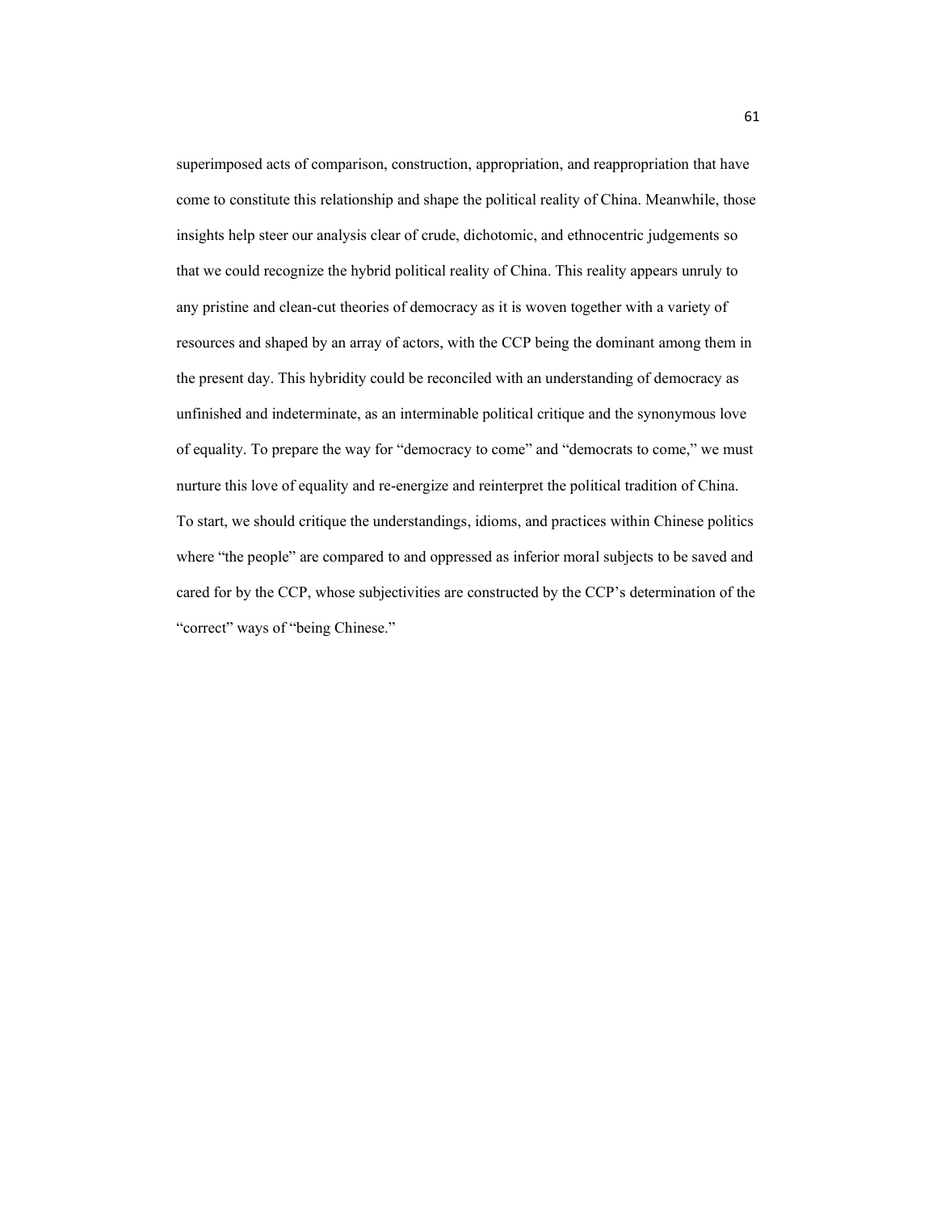superimposed acts of comparison, construction, appropriation, and reappropriation that have come to constitute this relationship and shape the political reality of China. Meanwhile, those insights help steer our analysis clear of crude, dichotomic, and ethnocentric judgements so that we could recognize the hybrid political reality of China. This reality appears unruly to any pristine and clean-cut theories of democracy as it is woven together with a variety of resources and shaped by an array of actors, with the CCP being the dominant among them in the present day. This hybridity could be reconciled with an understanding of democracy as unfinished and indeterminate, as an interminable political critique and the synonymous love of equality. To prepare the way for "democracy to come" and "democrats to come," we must nurture this love of equality and re-energize and reinterpret the political tradition of China. To start, we should critique the understandings, idioms, and practices within Chinese politics where "the people" are compared to and oppressed as inferior moral subjects to be saved and cared for by the CCP, whose subjectivities are constructed by the CCP's determination of the "correct" ways of "being Chinese."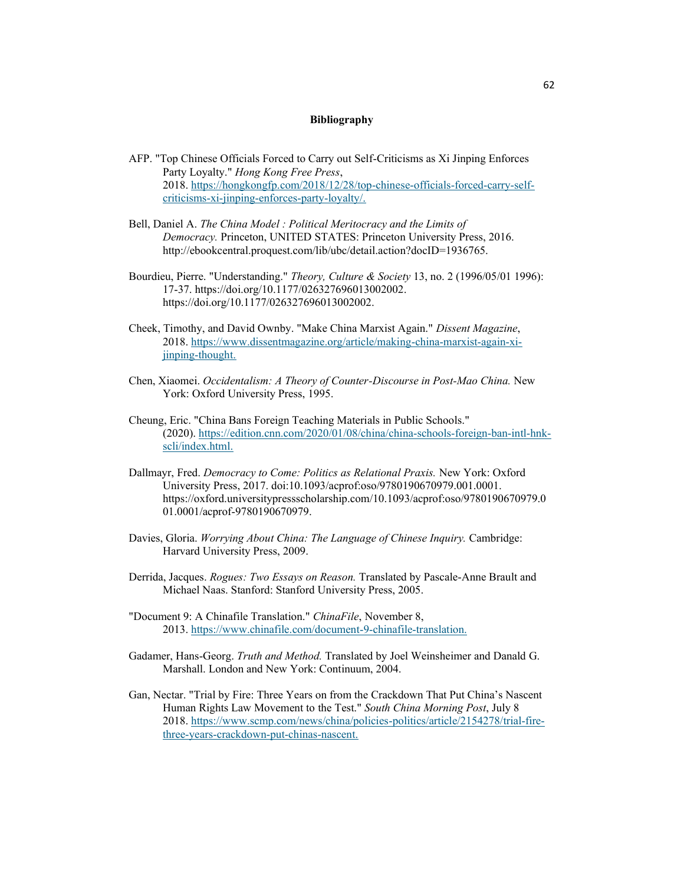## Bibliography

AFP. "Top Chinese Officials Forced to Carry out Self-Criticisms as Xi Jinping Enforces Party Loyalty." *Hong Kong Free Press*, 2018. https://hongkongfp.com/2018/12/28/top-chinese-officials-forced-carry-self-criticisms-xi-jinping-enforces-party-loyalty/.

Bell, Daniel A. *The China Model : Political Meritocracy and the Limits of Democracy.* Princeton, UNITED STATES: Princeton University Press, 2016. http://ebookcentral.proquest.com/lib/ubc/detail.action?docID=1936765.

Bourdieu, Pierre. "Understanding." *Theory, Culture & Society* 13, no. 2 (1996/05/01 1996): 17-37. https://doi.org/10.1177/026327696013002002. https://doi.org/10.1177/026327696013002002.

Cheek, Timothy, and David Ownby. "Make China Marxist Again." *Dissent Magazine*, 2018. https://www.dissentmagazine.org/article/making-china-marxist-again-xi-jinping-thought.

Chen, Xiaomei. *Occidentalism: A Theory of Counter-Discourse in Post-Mao China.* New York: Oxford University Press, 1995.

Cheung, Eric. "China Bans Foreign Teaching Materials in Public Schools." (2020). https://edition.cnn.com/2020/01/08/china/china-schools-foreign-ban-intl-hnk-scli/index.html.

Dallmayr, Fred. *Democracy to Come: Politics as Relational Praxis.* New York: Oxford University Press, 2017. doi:10.1093/acprof:oso/9780190670979.001.0001. https://oxford.universitypressscholarship.com/10.1093/acprof:oso/9780190670979.001.0001/acprof-9780190670979.

Davies, Gloria. *Worrying About China: The Language of Chinese Inquiry.* Cambridge: Harvard University Press, 2009.

Derrida, Jacques. *Rogues: Two Essays on Reason.* Translated by Pascale-Anne Brault and Michael Naas. Stanford: Stanford University Press, 2005.

"Document 9: A Chinafile Translation." *ChinaFile*, November 8, 2013. https://www.chinafile.com/document-9-chinafile-translation.

Gadamer, Hans-Georg. *Truth and Method.* Translated by Joel Weinsheimer and Danald G. Marshall. London and New York: Continuum, 2004.

Gan, Nectar. "Trial by Fire: Three Years on from the Crackdown That Put China's Nascent Human Rights Law Movement to the Test." *South China Morning Post*, July 8 2018. https://www.scmp.com/news/china/policies-politics/article/2154278/trial-fire-three-years-crackdown-put-chinas-nascent.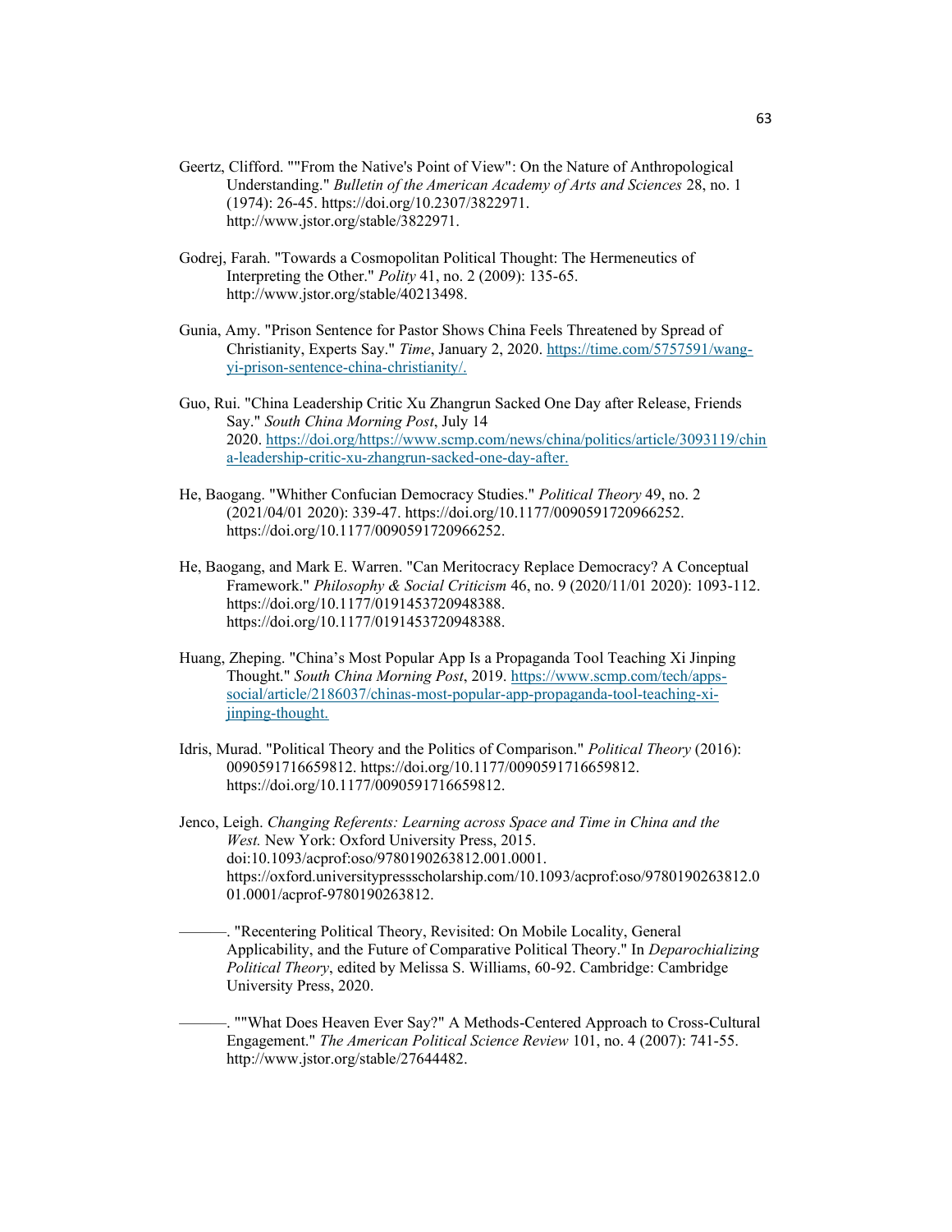Geertz, Clifford. ""From the Native's Point of View": On the Nature of Anthropological Understanding." *Bulletin of the American Academy of Arts and Sciences* 28, no. 1 (1974): 26-45. https://doi.org/10.2307/3822971. http://www.jstor.org/stable/3822971.

Godrej, Farah. "Towards a Cosmopolitan Political Thought: The Hermeneutics of Interpreting the Other." *Polity* 41, no. 2 (2009): 135-65. http://www.jstor.org/stable/40213498.

Gunia, Amy. "Prison Sentence for Pastor Shows China Feels Threatened by Spread of Christianity, Experts Say." *Time*, January 2, 2020. https://time.com/5757591/wang-yi-prison-sentence-china-christianity/.

Guo, Rui. "China Leadership Critic Xu Zhangrun Sacked One Day after Release, Friends Say." *South China Morning Post*, July 14 2020. https://doi.org/https://www.scmp.com/news/china/politics/article/3093119/china-leadership-critic-xu-zhangrun-sacked-one-day-after.

He, Baogang. "Whither Confucian Democracy Studies." *Political Theory* 49, no. 2 (2021/04/01 2020): 339-47. https://doi.org/10.1177/0090591720966252. https://doi.org/10.1177/0090591720966252.

He, Baogang, and Mark E. Warren. "Can Meritocracy Replace Democracy? A Conceptual Framework." *Philosophy & Social Criticism* 46, no. 9 (2020/11/01 2020): 1093-112. https://doi.org/10.1177/0191453720948388. https://doi.org/10.1177/0191453720948388.

Huang, Zheping. "China's Most Popular App Is a Propaganda Tool Teaching Xi Jinping Thought." *South China Morning Post*, 2019. https://www.scmp.com/tech/apps-social/article/2186037/chinas-most-popular-app-propaganda-tool-teaching-xi-jinping-thought.

Idris, Murad. "Political Theory and the Politics of Comparison." *Political Theory* (2016): 0090591716659812. https://doi.org/10.1177/0090591716659812. https://doi.org/10.1177/0090591716659812.

Jenco, Leigh. *Changing Referents: Learning across Space and Time in China and the West.* New York: Oxford University Press, 2015. doi:10.1093/acprof:oso/9780190263812.001.0001. https://oxford.universitypressscholarship.com/10.1093/acprof:oso/9780190263812.001.0001/acprof-9780190263812.

———. "Recentering Political Theory, Revisited: On Mobile Locality, General Applicability, and the Future of Comparative Political Theory." In *Deparochializing Political Theory*, edited by Melissa S. Williams, 60-92. Cambridge: Cambridge University Press, 2020.

———. ""What Does Heaven Ever Say?" A Methods-Centered Approach to Cross-Cultural Engagement." *The American Political Science Review* 101, no. 4 (2007): 741-55. http://www.jstor.org/stable/27644482.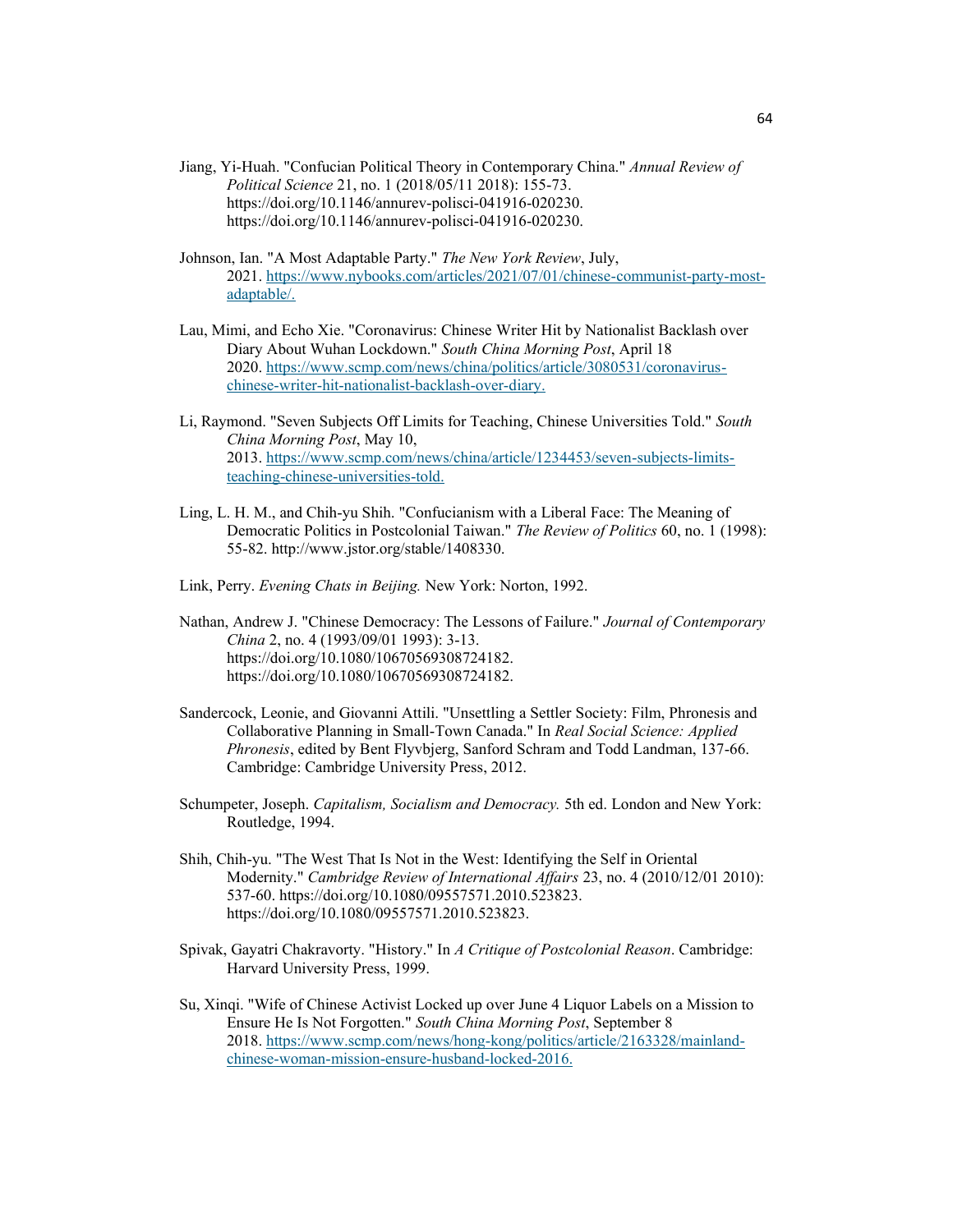Jiang, Yi-Huah. "Confucian Political Theory in Contemporary China." *Annual Review of Political Science* 21, no. 1 (2018/05/11 2018): 155-73. https://doi.org/10.1146/annurev-polisci-041916-020230. https://doi.org/10.1146/annurev-polisci-041916-020230.

Johnson, Ian. "A Most Adaptable Party." *The New York Review*, July, 2021. https://www.nybooks.com/articles/2021/07/01/chinese-communist-party-most-adaptable/.

Lau, Mimi, and Echo Xie. "Coronavirus: Chinese Writer Hit by Nationalist Backlash over Diary About Wuhan Lockdown." *South China Morning Post*, April 18 2020. https://www.scmp.com/news/china/politics/article/3080531/coronavirus-chinese-writer-hit-nationalist-backlash-over-diary.

Li, Raymond. "Seven Subjects Off Limits for Teaching, Chinese Universities Told." *South China Morning Post*, May 10, 2013. https://www.scmp.com/news/china/article/1234453/seven-subjects-limits-teaching-chinese-universities-told.

Ling, L. H. M., and Chih-yu Shih. "Confucianism with a Liberal Face: The Meaning of Democratic Politics in Postcolonial Taiwan." *The Review of Politics* 60, no. 1 (1998): 55-82. http://www.jstor.org/stable/1408330.

Link, Perry. *Evening Chats in Beijing.* New York: Norton, 1992.

Nathan, Andrew J. "Chinese Democracy: The Lessons of Failure." *Journal of Contemporary China* 2, no. 4 (1993/09/01 1993): 3-13. https://doi.org/10.1080/10670569308724182. https://doi.org/10.1080/10670569308724182.

Sandercock, Leonie, and Giovanni Attili. "Unsettling a Settler Society: Film, Phronesis and Collaborative Planning in Small-Town Canada." In *Real Social Science: Applied Phronesis*, edited by Bent Flyvbjerg, Sanford Schram and Todd Landman, 137-66. Cambridge: Cambridge University Press, 2012.

Schumpeter, Joseph. *Capitalism, Socialism and Democracy.* 5th ed. London and New York: Routledge, 1994.

Shih, Chih-yu. "The West That Is Not in the West: Identifying the Self in Oriental Modernity." *Cambridge Review of International Affairs* 23, no. 4 (2010/12/01 2010): 537-60. https://doi.org/10.1080/09557571.2010.523823. https://doi.org/10.1080/09557571.2010.523823.

Spivak, Gayatri Chakravorty. "History." In *A Critique of Postcolonial Reason*. Cambridge: Harvard University Press, 1999.

Su, Xinqi. "Wife of Chinese Activist Locked up over June 4 Liquor Labels on a Mission to Ensure He Is Not Forgotten." *South China Morning Post*, September 8 2018. https://www.scmp.com/news/hong-kong/politics/article/2163328/mainland-chinese-woman-mission-ensure-husband-locked-2016.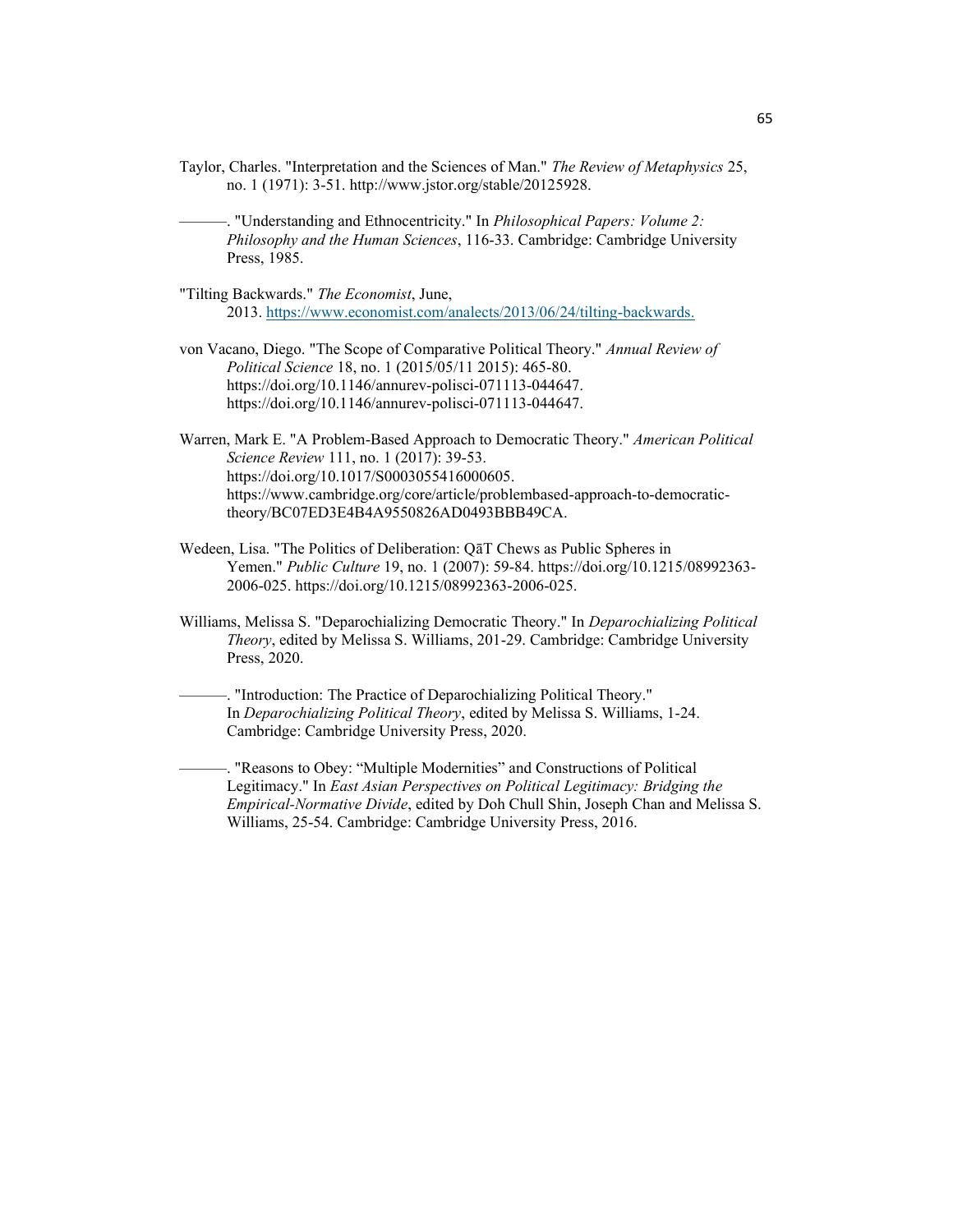Taylor, Charles. "Interpretation and the Sciences of Man." *The Review of Metaphysics* 25, no. 1 (1971): 3-51. http://www.jstor.org/stable/20125928.

———. "Understanding and Ethnocentricity." In *Philosophical Papers: Volume 2: Philosophy and the Human Sciences*, 116-33. Cambridge: Cambridge University Press, 1985.

"Tilting Backwards." *The Economist*, June, 2013. https://www.economist.com/analects/2013/06/24/tilting-backwards.

von Vacano, Diego. "The Scope of Comparative Political Theory." *Annual Review of Political Science* 18, no. 1 (2015/05/11 2015): 465-80. https://doi.org/10.1146/annurev-polisci-071113-044647. https://doi.org/10.1146/annurev-polisci-071113-044647.

Warren, Mark E. "A Problem-Based Approach to Democratic Theory." *American Political Science Review* 111, no. 1 (2017): 39-53. https://doi.org/10.1017/S0003055416000605. https://www.cambridge.org/core/article/problembased-approach-to-democratic-theory/BC07ED3E4B4A9550826AD0493BBB49CA.

Wedeen, Lisa. "The Politics of Deliberation: QāT Chews as Public Spheres in Yemen." *Public Culture* 19, no. 1 (2007): 59-84. https://doi.org/10.1215/08992363-2006-025. https://doi.org/10.1215/08992363-2006-025.

Williams, Melissa S. "Deparochializing Democratic Theory." In *Deparochializing Political Theory*, edited by Melissa S. Williams, 201-29. Cambridge: Cambridge University Press, 2020.

———. "Introduction: The Practice of Deparochializing Political Theory." In *Deparochializing Political Theory*, edited by Melissa S. Williams, 1-24. Cambridge: Cambridge University Press, 2020.

———. "Reasons to Obey: "Multiple Modernities" and Constructions of Political Legitimacy." In *East Asian Perspectives on Political Legitimacy: Bridging the Empirical-Normative Divide*, edited by Doh Chull Shin, Joseph Chan and Melissa S. Williams, 25-54. Cambridge: Cambridge University Press, 2016.